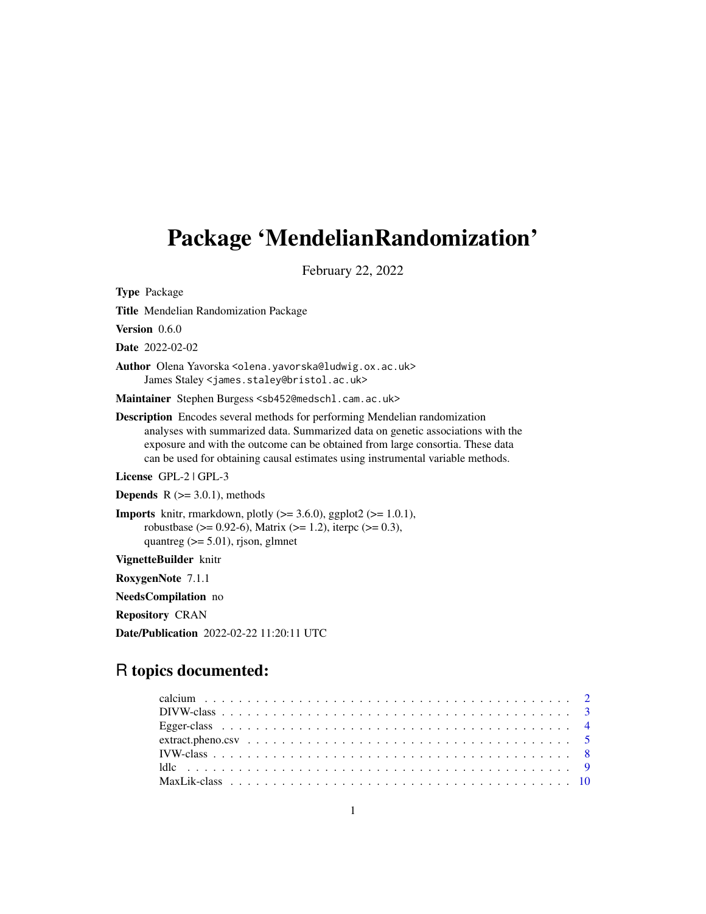# Package 'MendelianRandomization'

February 22, 2022

**Type** Package

**Title** Mendelian Randomization Package

**Version** 0.6.0

**Date** 2022-02-02

**Author** Olena Yavorska <olena.yavorska@ludwig.ox.ac.uk>
James Staley <james.staley@bristol.ac.uk>

**Maintainer** Stephen Burgess <sb452@medschl.cam.ac.uk>

**Description** Encodes several methods for performing Mendelian randomization analyses with summarized data. Summarized data on genetic associations with the exposure and with the outcome can be obtained from large consortia. These data can be used for obtaining causal estimates using instrumental variable methods.

**License** GPL-2 | GPL-3

**Depends** R (>= 3.0.1), methods

**Imports** knitr, rmarkdown, plotly (>= 3.6.0), ggplot2 (>= 1.0.1), robustbase (>= 0.92-6), Matrix (>= 1.2), iterpc (>= 0.3), quantreg (>= 5.01), rjson, glmnet

**VignetteBuilder** knitr

**RoxygenNote** 7.1.1

**NeedsCompilation** no

**Repository** CRAN

**Date/Publication** 2022-02-22 11:20:11 UTC

## R topics documented:

| | |
|---|---|
| calcium | 2 |
| DIVW-class | 3 |
| Egger-class | 4 |
| extract.pheno.csv | 5 |
| IVW-class | 8 |
| ldlc | 9 |
| MaxLik-class | 10 |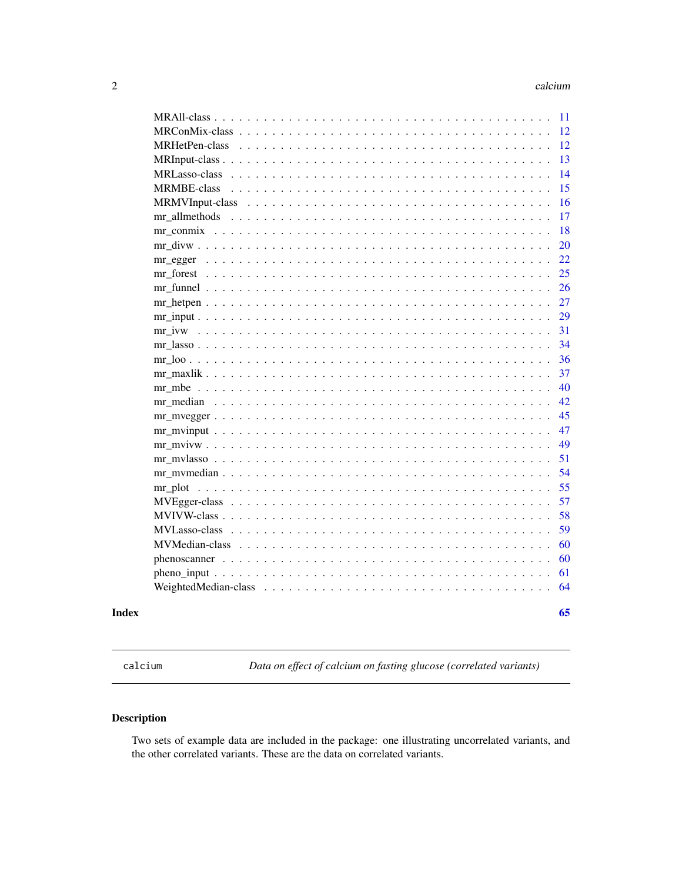MRAll-class . . . . . . . . . . . . . . . . . . . . . . . . . . . . . . . . . . . . . . 11
MRConMix-class . . . . . . . . . . . . . . . . . . . . . . . . . . . . . . . . . . . . 12
MRHetPen-class . . . . . . . . . . . . . . . . . . . . . . . . . . . . . . . . . . . . 12
MRInput-class . . . . . . . . . . . . . . . . . . . . . . . . . . . . . . . . . . . . . 13
MRLasso-class . . . . . . . . . . . . . . . . . . . . . . . . . . . . . . . . . . . . . 14
MRMBE-class . . . . . . . . . . . . . . . . . . . . . . . . . . . . . . . . . . . . . . 15
MRMVInput-class . . . . . . . . . . . . . . . . . . . . . . . . . . . . . . . . . . . . 16
mr_allmethods . . . . . . . . . . . . . . . . . . . . . . . . . . . . . . . . . . . . . 17
mr_conmix . . . . . . . . . . . . . . . . . . . . . . . . . . . . . . . . . . . . . . . 18
mr_divw . . . . . . . . . . . . . . . . . . . . . . . . . . . . . . . . . . . . . . . . 20
mr_egger . . . . . . . . . . . . . . . . . . . . . . . . . . . . . . . . . . . . . . . . 22
mr_forest . . . . . . . . . . . . . . . . . . . . . . . . . . . . . . . . . . . . . . . 25
mr_funnel . . . . . . . . . . . . . . . . . . . . . . . . . . . . . . . . . . . . . . . 26
mr_hetpen . . . . . . . . . . . . . . . . . . . . . . . . . . . . . . . . . . . . . . . 27
mr_input . . . . . . . . . . . . . . . . . . . . . . . . . . . . . . . . . . . . . . . . 29
mr_ivw . . . . . . . . . . . . . . . . . . . . . . . . . . . . . . . . . . . . . . . . . 31
mr_lasso . . . . . . . . . . . . . . . . . . . . . . . . . . . . . . . . . . . . . . . . 34
mr_loo . . . . . . . . . . . . . . . . . . . . . . . . . . . . . . . . . . . . . . . . . 36
mr_maxlik . . . . . . . . . . . . . . . . . . . . . . . . . . . . . . . . . . . . . . . 37
mr_mbe . . . . . . . . . . . . . . . . . . . . . . . . . . . . . . . . . . . . . . . . . 40
mr_median . . . . . . . . . . . . . . . . . . . . . . . . . . . . . . . . . . . . . . . 42
mr_mvegger . . . . . . . . . . . . . . . . . . . . . . . . . . . . . . . . . . . . . . . 45
mr_mvinput . . . . . . . . . . . . . . . . . . . . . . . . . . . . . . . . . . . . . . . 47
mr_mvivw . . . . . . . . . . . . . . . . . . . . . . . . . . . . . . . . . . . . . . . . 49
mr_mvlasso . . . . . . . . . . . . . . . . . . . . . . . . . . . . . . . . . . . . . . . 51
mr_mvmedian . . . . . . . . . . . . . . . . . . . . . . . . . . . . . . . . . . . . . . 54
mr_plot . . . . . . . . . . . . . . . . . . . . . . . . . . . . . . . . . . . . . . . . . 55
MVEgger-class . . . . . . . . . . . . . . . . . . . . . . . . . . . . . . . . . . . . . 57
MVIVW-class . . . . . . . . . . . . . . . . . . . . . . . . . . . . . . . . . . . . . . 58
MVLasso-class . . . . . . . . . . . . . . . . . . . . . . . . . . . . . . . . . . . . . 59
MVMedian-class . . . . . . . . . . . . . . . . . . . . . . . . . . . . . . . . . . . . . 60
phenoscanner . . . . . . . . . . . . . . . . . . . . . . . . . . . . . . . . . . . . . . 60
pheno_input . . . . . . . . . . . . . . . . . . . . . . . . . . . . . . . . . . . . . . 61
WeightedMedian-class . . . . . . . . . . . . . . . . . . . . . . . . . . . . . . . . . 64

**Index** **65**

---

`calcium` *Data on effect of calcium on fasting glucose (correlated variants)*

---

## Description

Two sets of example data are included in the package: one illustrating uncorrelated variants, and the other correlated variants. These are the data on correlated variants.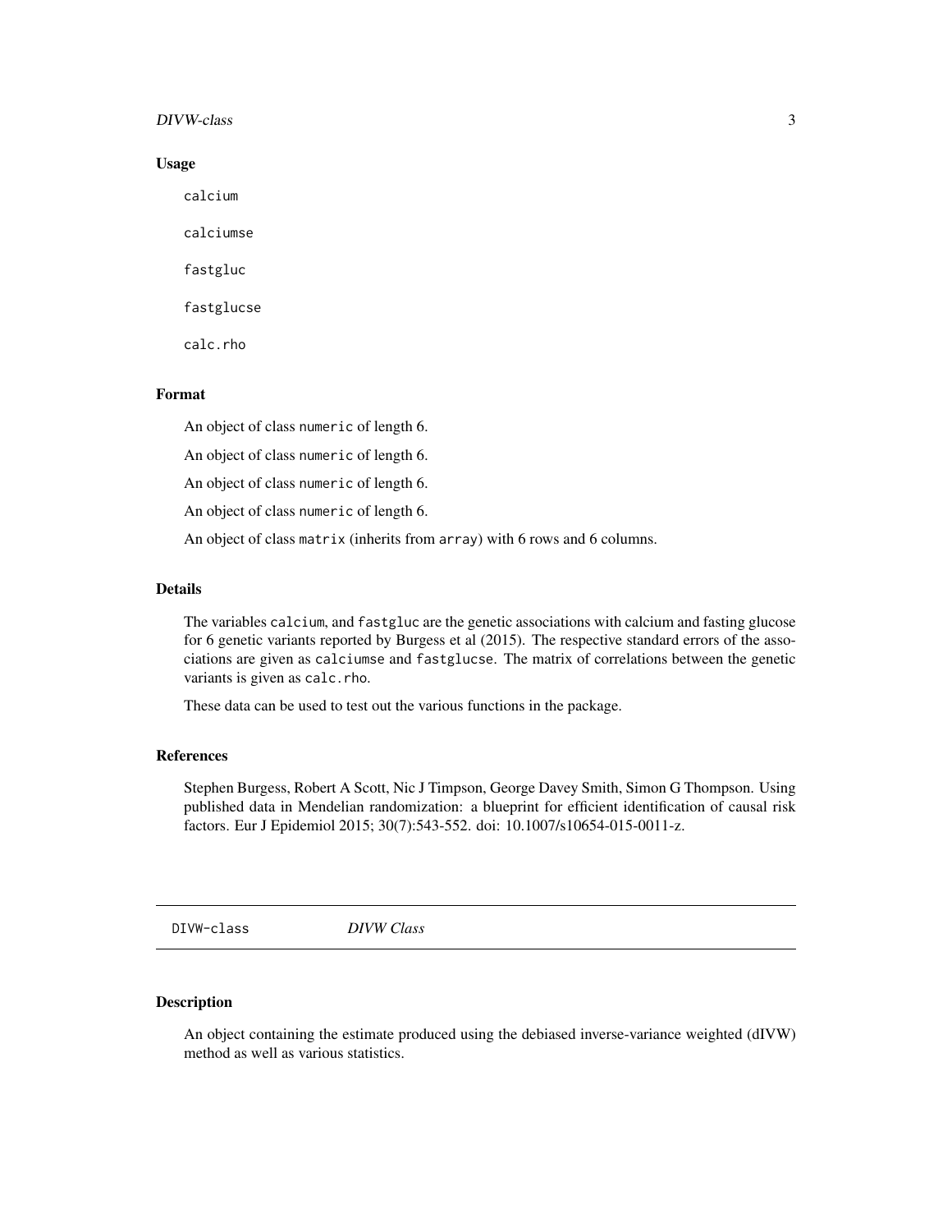## Usage

```
calcium

calciumse

fastgluc

fastglucse

calc.rho
```

## Format

An object of class numeric of length 6.

An object of class numeric of length 6.

An object of class numeric of length 6.

An object of class numeric of length 6.

An object of class matrix (inherits from array) with 6 rows and 6 columns.

## Details

The variables calcium, and fastgluc are the genetic associations with calcium and fasting glucose for 6 genetic variants reported by Burgess et al (2015). The respective standard errors of the associations are given as calciumse and fastglucse. The matrix of correlations between the genetic variants is given as calc.rho.

These data can be used to test out the various functions in the package.

## References

Stephen Burgess, Robert A Scott, Nic J Timpson, George Davey Smith, Simon G Thompson. Using published data in Mendelian randomization: a blueprint for efficient identification of causal risk factors. Eur J Epidemiol 2015; 30(7):543-552. doi: 10.1007/s10654-015-0011-z.

---

# DIVW-class — *DIVW Class*

## Description

An object containing the estimate produced using the debiased inverse-variance weighted (dIVW) method as well as various statistics.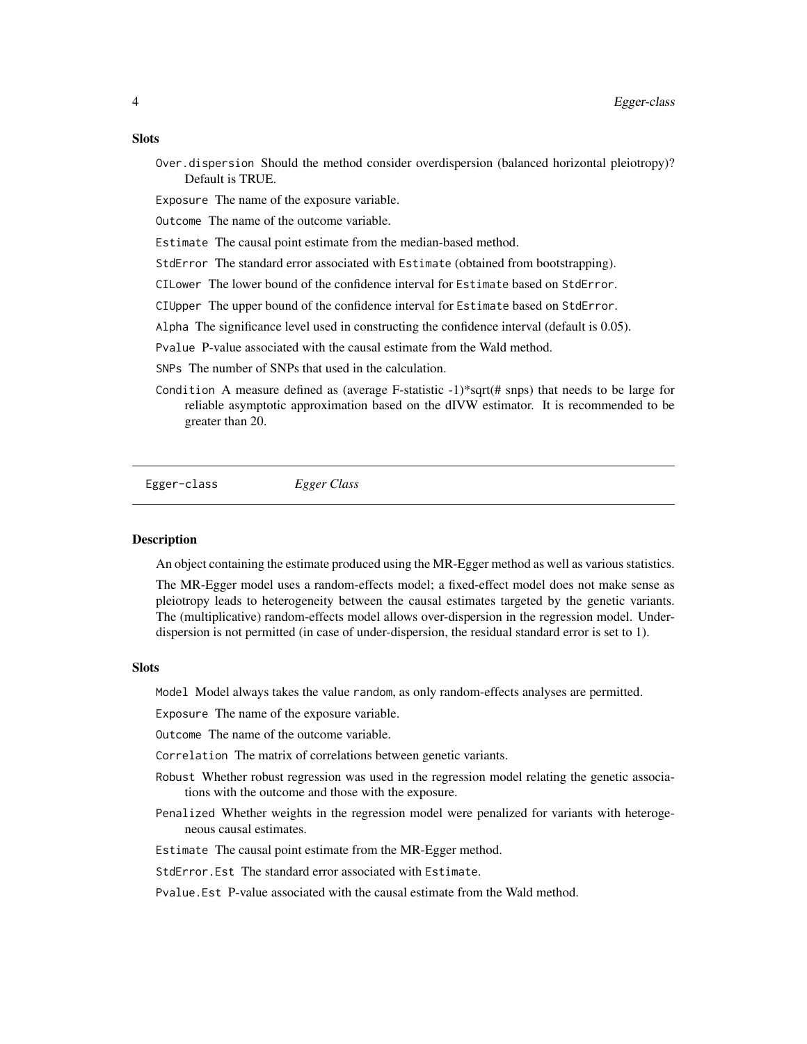### Slots

- `Over.dispersion` Should the method consider overdispersion (balanced horizontal pleiotropy)? Default is TRUE.
- `Exposure` The name of the exposure variable.
- `Outcome` The name of the outcome variable.
- `Estimate` The causal point estimate from the median-based method.
- `StdError` The standard error associated with `Estimate` (obtained from bootstrapping).
- `CILower` The lower bound of the confidence interval for `Estimate` based on `StdError`.
- `CIUpper` The upper bound of the confidence interval for `Estimate` based on `StdError`.
- `Alpha` The significance level used in constructing the confidence interval (default is 0.05).
- `Pvalue` P-value associated with the causal estimate from the Wald method.
- `SNPs` The number of SNPs that used in the calculation.
- `Condition` A measure defined as (average F-statistic -1)*sqrt(# snps) that needs to be large for reliable asymptotic approximation based on the dIVW estimator. It is recommended to be greater than 20.

---

## Egger-class *Egger Class*

---

### Description

An object containing the estimate produced using the MR-Egger method as well as various statistics.

The MR-Egger model uses a random-effects model; a fixed-effect model does not make sense as pleiotropy leads to heterogeneity between the causal estimates targeted by the genetic variants. The (multiplicative) random-effects model allows over-dispersion in the regression model. Under-dispersion is not permitted (in case of under-dispersion, the residual standard error is set to 1).

### Slots

- `Model` Model always takes the value `random`, as only random-effects analyses are permitted.
- `Exposure` The name of the exposure variable.
- `Outcome` The name of the outcome variable.
- `Correlation` The matrix of correlations between genetic variants.
- `Robust` Whether robust regression was used in the regression model relating the genetic associations with the outcome and those with the exposure.
- `Penalized` Whether weights in the regression model were penalized for variants with heterogeneous causal estimates.
- `Estimate` The causal point estimate from the MR-Egger method.
- `StdError.Est` The standard error associated with `Estimate`.
- `Pvalue.Est` P-value associated with the causal estimate from the Wald method.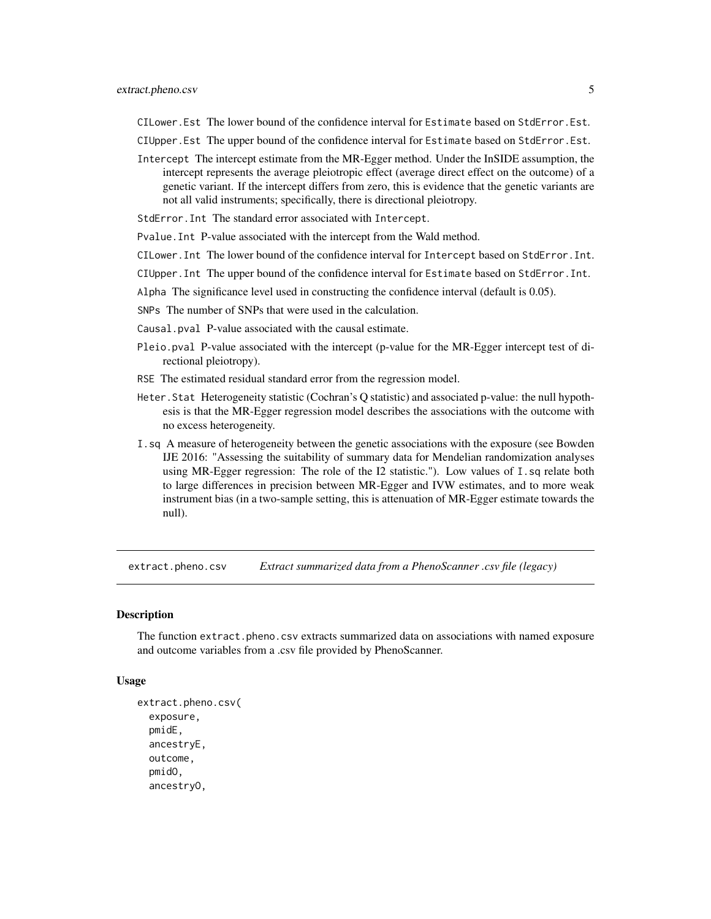CILower.Est The lower bound of the confidence interval for Estimate based on StdError.Est.

CIUpper.Est The upper bound of the confidence interval for Estimate based on StdError.Est.

Intercept The intercept estimate from the MR-Egger method. Under the InSIDE assumption, the intercept represents the average pleiotropic effect (average direct effect on the outcome) of a genetic variant. If the intercept differs from zero, this is evidence that the genetic variants are not all valid instruments; specifically, there is directional pleiotropy.

StdError.Int The standard error associated with Intercept.

Pvalue.Int P-value associated with the intercept from the Wald method.

CILower.Int The lower bound of the confidence interval for Intercept based on StdError.Int.

CIUpper.Int The upper bound of the confidence interval for Estimate based on StdError.Int.

Alpha The significance level used in constructing the confidence interval (default is 0.05).

SNPs The number of SNPs that were used in the calculation.

Causal.pval P-value associated with the causal estimate.

Pleio.pval P-value associated with the intercept (p-value for the MR-Egger intercept test of directional pleiotropy).

RSE The estimated residual standard error from the regression model.

Heter.Stat Heterogeneity statistic (Cochran's Q statistic) and associated p-value: the null hypothesis is that the MR-Egger regression model describes the associations with the outcome with no excess heterogeneity.

I.sq A measure of heterogeneity between the genetic associations with the exposure (see Bowden IJE 2016: "Assessing the suitability of summary data for Mendelian randomization analyses using MR-Egger regression: The role of the I2 statistic."). Low values of I.sq relate both to large differences in precision between MR-Egger and IVW estimates, and to more weak instrument bias (in a two-sample setting, this is attenuation of MR-Egger estimate towards the null).

---

## extract.pheno.csv *Extract summarized data from a PhenoScanner .csv file (legacy)*

### Description

The function extract.pheno.csv extracts summarized data on associations with named exposure and outcome variables from a .csv file provided by PhenoScanner.

### Usage

```
extract.pheno.csv(
  exposure,
  pmidE,
  ancestryE,
  outcome,
  pmidO,
  ancestryO,
```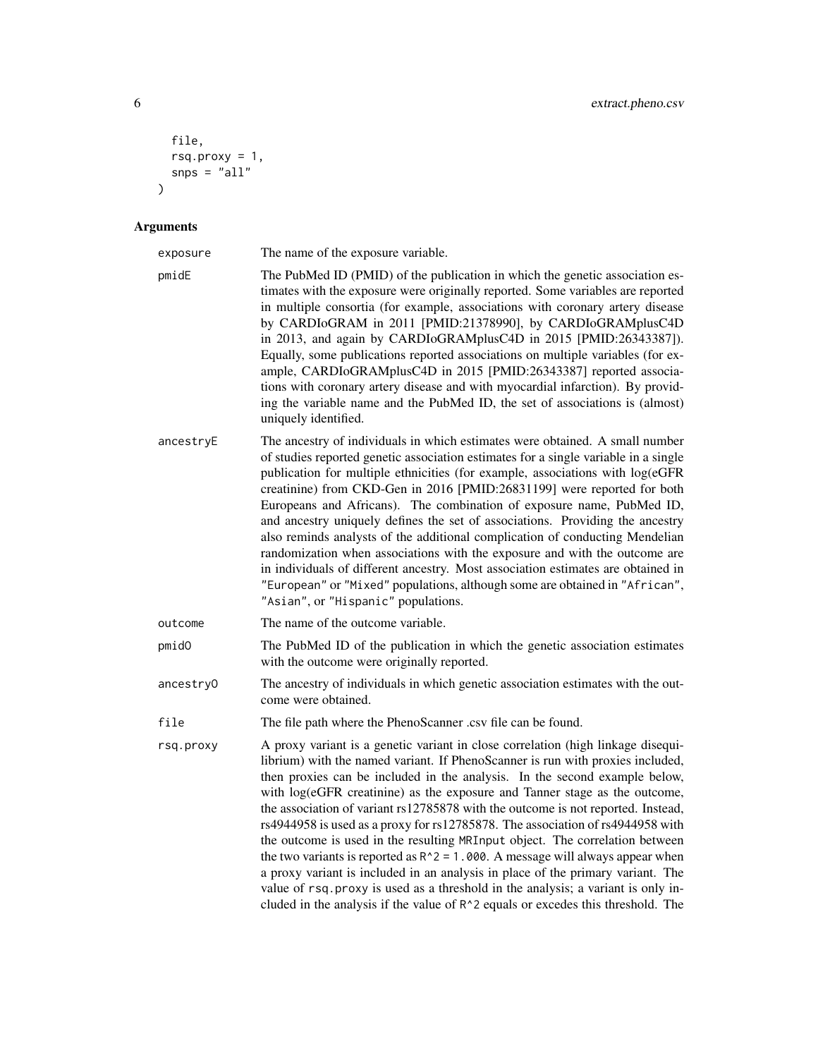```
  file,
  rsq.proxy = 1,
  snps = "all"
)
```

## Arguments

exposure
: The name of the exposure variable.

pmidE
: The PubMed ID (PMID) of the publication in which the genetic association estimates with the exposure were originally reported. Some variables are reported in multiple consortia (for example, associations with coronary artery disease by CARDIoGRAM in 2011 [PMID:21378990], by CARDIoGRAMplusC4D in 2013, and again by CARDIoGRAMplusC4D in 2015 [PMID:26343387]). Equally, some publications reported associations on multiple variables (for example, CARDIoGRAMplusC4D in 2015 [PMID:26343387] reported associations with coronary artery disease and with myocardial infarction). By providing the variable name and the PubMed ID, the set of associations is (almost) uniquely identified.

ancestryE
: The ancestry of individuals in which estimates were obtained. A small number of studies reported genetic association estimates for a single variable in a single publication for multiple ethnicities (for example, associations with log(eGFR creatinine) from CKD-Gen in 2016 [PMID:26831199] were reported for both Europeans and Africans). The combination of exposure name, PubMed ID, and ancestry uniquely defines the set of associations. Providing the ancestry also reminds analysts of the additional complication of conducting Mendelian randomization when associations with the exposure and with the outcome are in individuals of different ancestry. Most association estimates are obtained in "European" or "Mixed" populations, although some are obtained in "African", "Asian", or "Hispanic" populations.

outcome
: The name of the outcome variable.

pmidO
: The PubMed ID of the publication in which the genetic association estimates with the outcome were originally reported.

ancestryO
: The ancestry of individuals in which genetic association estimates with the outcome were obtained.

file
: The file path where the PhenoScanner .csv file can be found.

rsq.proxy
: A proxy variant is a genetic variant in close correlation (high linkage disequilibrium) with the named variant. If PhenoScanner is run with proxies included, then proxies can be included in the analysis. In the second example below, with log(eGFR creatinine) as the exposure and Tanner stage as the outcome, the association of variant rs12785878 with the outcome is not reported. Instead, rs4944958 is used as a proxy for rs12785878. The association of rs4944958 with the outcome is used in the resulting `MRInput` object. The correlation between the two variants is reported as `R^2 = 1.000`. A message will always appear when a proxy variant is included in an analysis in place of the primary variant. The value of `rsq.proxy` is used as a threshold in the analysis; a variant is only included in the analysis if the value of `R^2` equals or excedes this threshold. The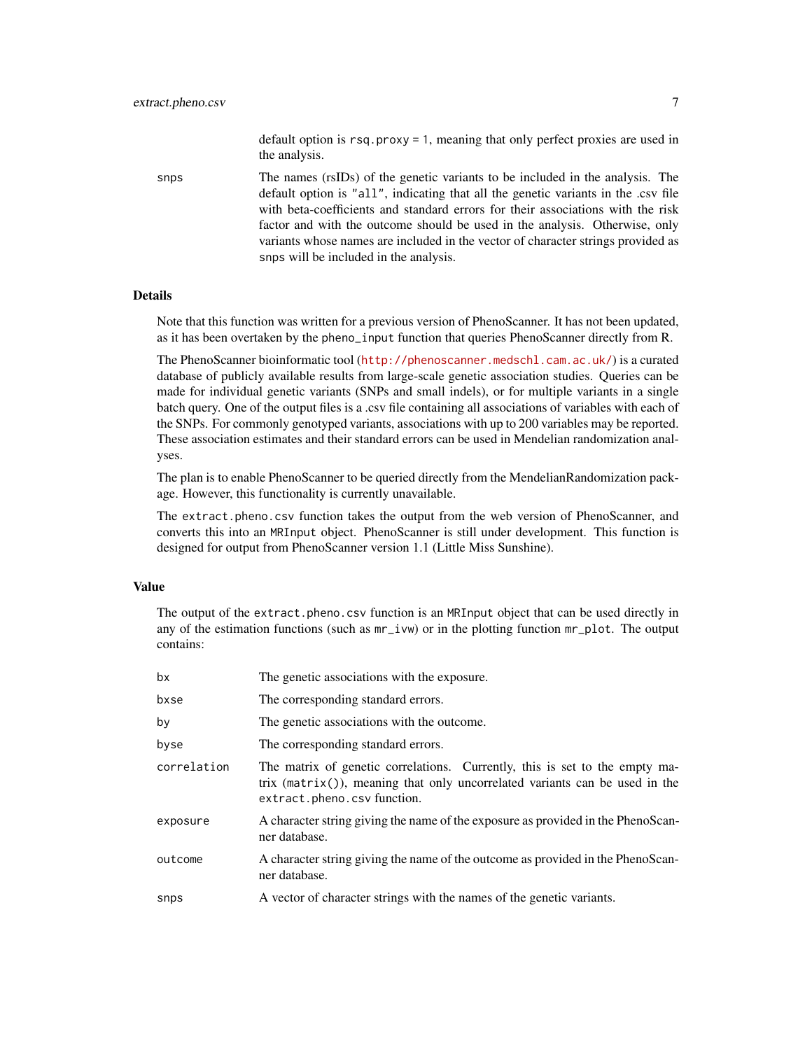default option is `rsq.proxy = 1`, meaning that only perfect proxies are used in the analysis.

snps
: The names (rsIDs) of the genetic variants to be included in the analysis. The default option is `"all"`, indicating that all the genetic variants in the .csv file with beta-coefficients and standard errors for their associations with the risk factor and with the outcome should be used in the analysis. Otherwise, only variants whose names are included in the vector of character strings provided as `snps` will be included in the analysis.

## Details

Note that this function was written for a previous version of PhenoScanner. It has not been updated, as it has been overtaken by the `pheno_input` function that queries PhenoScanner directly from R.

The PhenoScanner bioinformatic tool (http://phenoscanner.medschl.cam.ac.uk/) is a curated database of publicly available results from large-scale genetic association studies. Queries can be made for individual genetic variants (SNPs and small indels), or for multiple variants in a single batch query. One of the output files is a .csv file containing all associations of variables with each of the SNPs. For commonly genotyped variants, associations with up to 200 variables may be reported. These association estimates and their standard errors can be used in Mendelian randomization analyses.

The plan is to enable PhenoScanner to be queried directly from the MendelianRandomization package. However, this functionality is currently unavailable.

The `extract.pheno.csv` function takes the output from the web version of PhenoScanner, and converts this into an `MRInput` object. PhenoScanner is still under development. This function is designed for output from PhenoScanner version 1.1 (Little Miss Sunshine).

## Value

The output of the `extract.pheno.csv` function is an `MRInput` object that can be used directly in any of the estimation functions (such as `mr_ivw`) or in the plotting function `mr_plot`. The output contains:

bx
: The genetic associations with the exposure.

bxse
: The corresponding standard errors.

by
: The genetic associations with the outcome.

byse
: The corresponding standard errors.

correlation
: The matrix of genetic correlations. Currently, this is set to the empty matrix (`matrix()`), meaning that only uncorrelated variants can be used in the `extract.pheno.csv` function.

exposure
: A character string giving the name of the exposure as provided in the PhenoScanner database.

outcome
: A character string giving the name of the outcome as provided in the PhenoScanner database.

snps
: A vector of character strings with the names of the genetic variants.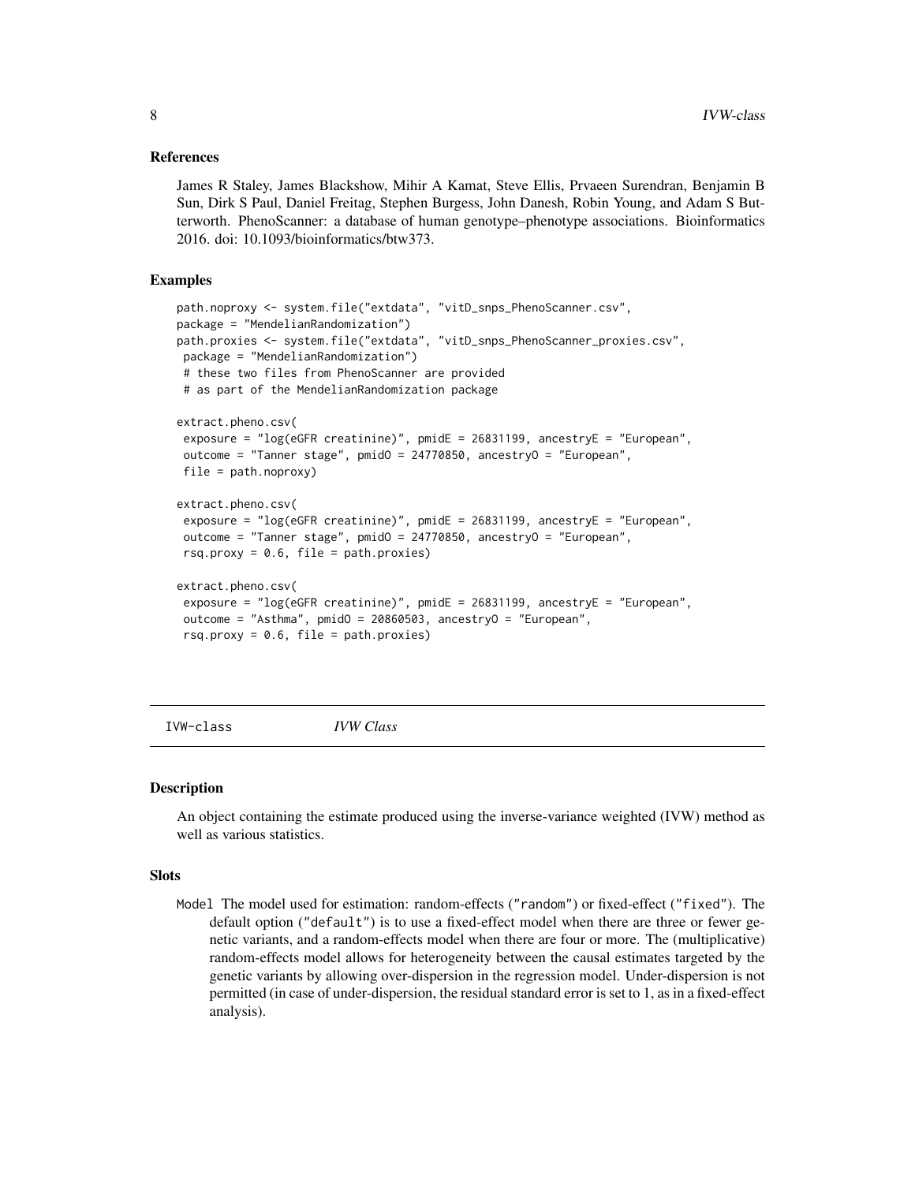### References

James R Staley, James Blackshow, Mihir A Kamat, Steve Ellis, Prvaeen Surendran, Benjamin B Sun, Dirk S Paul, Daniel Freitag, Stephen Burgess, John Danesh, Robin Young, and Adam S Butterworth. PhenoScanner: a database of human genotype–phenotype associations. Bioinformatics 2016. doi: 10.1093/bioinformatics/btw373.

### Examples

```
path.noproxy <- system.file("extdata", "vitD_snps_PhenoScanner.csv",
package = "MendelianRandomization")
path.proxies <- system.file("extdata", "vitD_snps_PhenoScanner_proxies.csv",
 package = "MendelianRandomization")
 # these two files from PhenoScanner are provided
 # as part of the MendelianRandomization package

extract.pheno.csv(
 exposure = "log(eGFR creatinine)", pmidE = 26831199, ancestryE = "European",
 outcome = "Tanner stage", pmidO = 24770850, ancestryO = "European",
 file = path.noproxy)

extract.pheno.csv(
 exposure = "log(eGFR creatinine)", pmidE = 26831199, ancestryE = "European",
 outcome = "Tanner stage", pmidO = 24770850, ancestryO = "European",
 rsq.proxy = 0.6, file = path.proxies)

extract.pheno.csv(
 exposure = "log(eGFR creatinine)", pmidE = 26831199, ancestryE = "European",
 outcome = "Asthma", pmidO = 20860503, ancestryO = "European",
 rsq.proxy = 0.6, file = path.proxies)
```

---

## IVW-class *IVW Class*

### Description

An object containing the estimate produced using the inverse-variance weighted (IVW) method as well as various statistics.

### Slots

`Model` The model used for estimation: random-effects ("random") or fixed-effect ("fixed"). The default option ("default") is to use a fixed-effect model when there are three or fewer genetic variants, and a random-effects model when there are four or more. The (multiplicative) random-effects model allows for heterogeneity between the causal estimates targeted by the genetic variants by allowing over-dispersion in the regression model. Under-dispersion is not permitted (in case of under-dispersion, the residual standard error is set to 1, as in a fixed-effect analysis).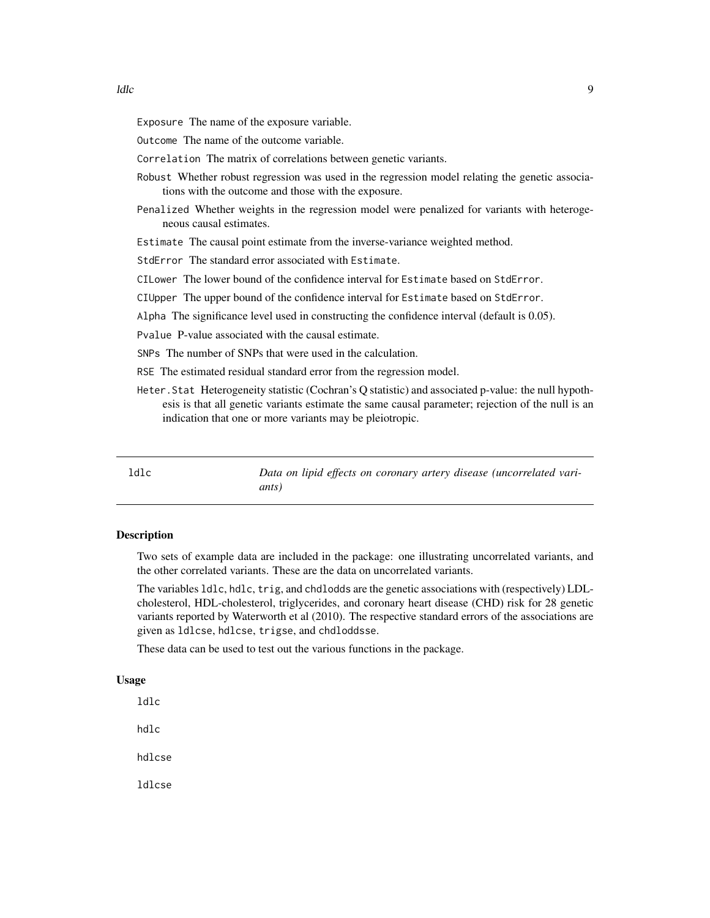Exposure The name of the exposure variable.

Outcome The name of the outcome variable.

Correlation The matrix of correlations between genetic variants.

Robust Whether robust regression was used in the regression model relating the genetic associations with the outcome and those with the exposure.

Penalized Whether weights in the regression model were penalized for variants with heterogeneous causal estimates.

Estimate The causal point estimate from the inverse-variance weighted method.

StdError The standard error associated with Estimate.

CILower The lower bound of the confidence interval for Estimate based on StdError.

CIUpper The upper bound of the confidence interval for Estimate based on StdError.

Alpha The significance level used in constructing the confidence interval (default is 0.05).

Pvalue P-value associated with the causal estimate.

SNPs The number of SNPs that were used in the calculation.

RSE The estimated residual standard error from the regression model.

Heter.Stat Heterogeneity statistic (Cochran's Q statistic) and associated p-value: the null hypothesis is that all genetic variants estimate the same causal parameter; rejection of the null is an indication that one or more variants may be pleiotropic.

---

## ldlc — *Data on lipid effects on coronary artery disease (uncorrelated variants)*

### Description

Two sets of example data are included in the package: one illustrating uncorrelated variants, and the other correlated variants. These are the data on uncorrelated variants.

The variables ldlc, hdlc, trig, and chdlodds are the genetic associations with (respectively) LDL-cholesterol, HDL-cholesterol, triglycerides, and coronary heart disease (CHD) risk for 28 genetic variants reported by Waterworth et al (2010). The respective standard errors of the associations are given as ldlcse, hdlcse, trigse, and chdloddsse.

These data can be used to test out the various functions in the package.

### Usage

```
ldlc

hdlc

hdlcse

ldlcse
```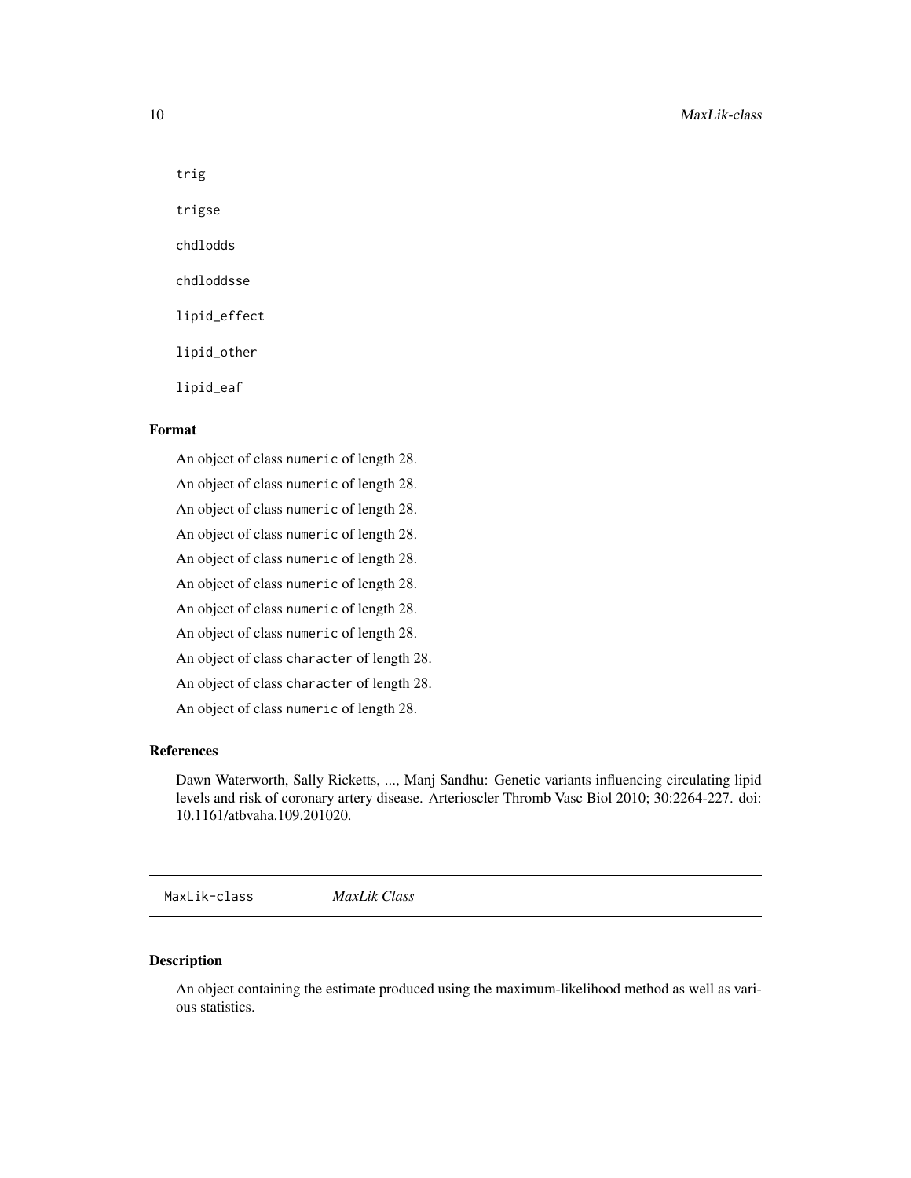trig

trigse

chdlodds

chdloddsse

lipid_effect

lipid_other

lipid_eaf

### Format

An object of class numeric of length 28.

An object of class numeric of length 28.

An object of class numeric of length 28.

An object of class numeric of length 28.

An object of class numeric of length 28.

An object of class numeric of length 28.

An object of class numeric of length 28.

An object of class numeric of length 28.

An object of class character of length 28.

An object of class character of length 28.

An object of class numeric of length 28.

### References

Dawn Waterworth, Sally Ricketts, ..., Manj Sandhu: Genetic variants influencing circulating lipid levels and risk of coronary artery disease. Arterioscler Thromb Vasc Biol 2010; 30:2264-227. doi: 10.1161/atbvaha.109.201020.

---

## MaxLik-class *MaxLik Class*

### Description

An object containing the estimate produced using the maximum-likelihood method as well as various statistics.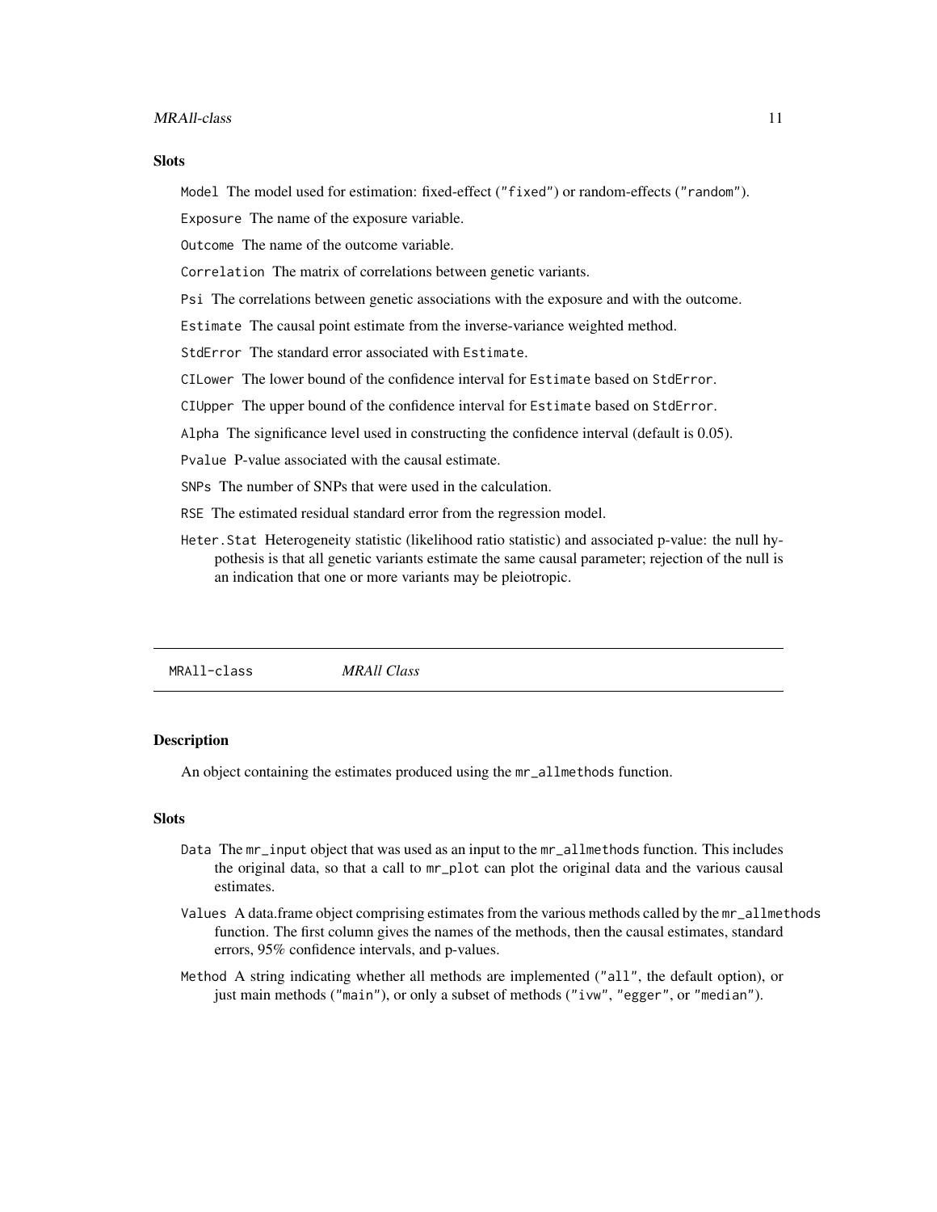### Slots

- `Model` The model used for estimation: fixed-effect (`"fixed"`) or random-effects (`"random"`).
- `Exposure` The name of the exposure variable.
- `Outcome` The name of the outcome variable.
- `Correlation` The matrix of correlations between genetic variants.
- `Psi` The correlations between genetic associations with the exposure and with the outcome.
- `Estimate` The causal point estimate from the inverse-variance weighted method.
- `StdError` The standard error associated with `Estimate`.
- `CILower` The lower bound of the confidence interval for `Estimate` based on `StdError`.
- `CIUpper` The upper bound of the confidence interval for `Estimate` based on `StdError`.
- `Alpha` The significance level used in constructing the confidence interval (default is 0.05).
- `Pvalue` P-value associated with the causal estimate.
- `SNPs` The number of SNPs that were used in the calculation.
- `RSE` The estimated residual standard error from the regression model.
- `Heter.Stat` Heterogeneity statistic (likelihood ratio statistic) and associated p-value: the null hypothesis is that all genetic variants estimate the same causal parameter; rejection of the null is an indication that one or more variants may be pleiotropic.

---

## MRAll-class *MRAll Class*

### Description

An object containing the estimates produced using the `mr_allmethods` function.

### Slots

- `Data` The `mr_input` object that was used as an input to the `mr_allmethods` function. This includes the original data, so that a call to `mr_plot` can plot the original data and the various causal estimates.
- `Values` A data.frame object comprising estimates from the various methods called by the `mr_allmethods` function. The first column gives the names of the methods, then the causal estimates, standard errors, 95% confidence intervals, and p-values.
- `Method` A string indicating whether all methods are implemented (`"all"`, the default option), or just main methods (`"main"`), or only a subset of methods (`"ivw"`, `"egger"`, or `"median"`).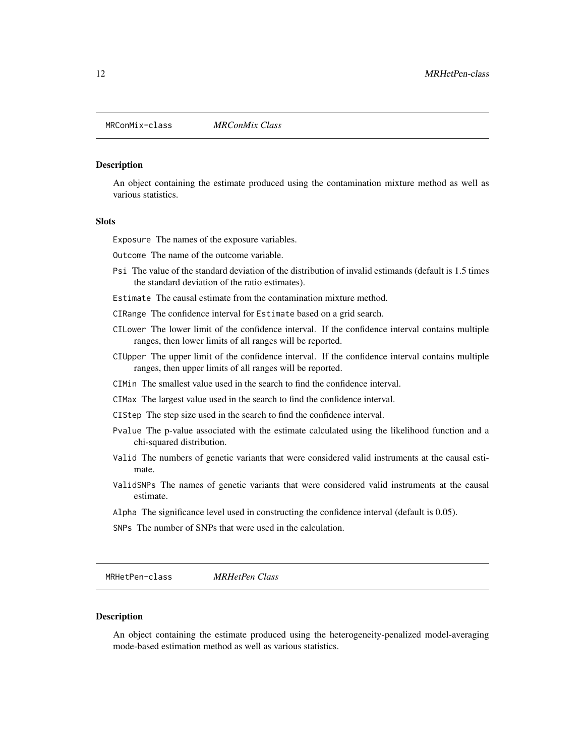## MRConMix-class *MRConMix Class*

### Description

An object containing the estimate produced using the contamination mixture method as well as various statistics.

### Slots

`Exposure` The names of the exposure variables.

`Outcome` The name of the outcome variable.

`Psi` The value of the standard deviation of the distribution of invalid estimands (default is 1.5 times the standard deviation of the ratio estimates).

`Estimate` The causal estimate from the contamination mixture method.

`CIRange` The confidence interval for `Estimate` based on a grid search.

`CILower` The lower limit of the confidence interval. If the confidence interval contains multiple ranges, then lower limits of all ranges will be reported.

`CIUpper` The upper limit of the confidence interval. If the confidence interval contains multiple ranges, then upper limits of all ranges will be reported.

`CIMin` The smallest value used in the search to find the confidence interval.

`CIMax` The largest value used in the search to find the confidence interval.

`CIStep` The step size used in the search to find the confidence interval.

`Pvalue` The p-value associated with the estimate calculated using the likelihood function and a chi-squared distribution.

`Valid` The numbers of genetic variants that were considered valid instruments at the causal estimate.

`ValidSNPs` The names of genetic variants that were considered valid instruments at the causal estimate.

`Alpha` The significance level used in constructing the confidence interval (default is 0.05).

`SNPs` The number of SNPs that were used in the calculation.

## MRHetPen-class *MRHetPen Class*

### Description

An object containing the estimate produced using the heterogeneity-penalized model-averaging mode-based estimation method as well as various statistics.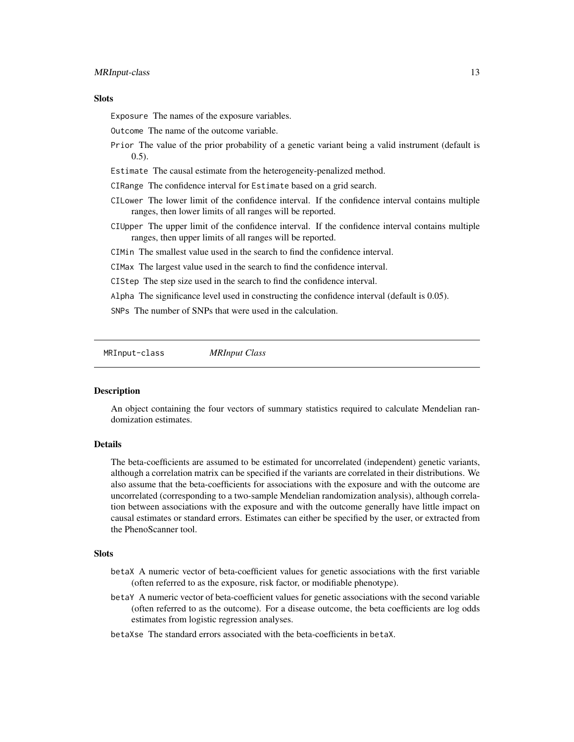### Slots

- `Exposure` The names of the exposure variables.
- `Outcome` The name of the outcome variable.
- `Prior` The value of the prior probability of a genetic variant being a valid instrument (default is 0.5).
- `Estimate` The causal estimate from the heterogeneity-penalized method.
- `CIRange` The confidence interval for `Estimate` based on a grid search.
- `CILower` The lower limit of the confidence interval. If the confidence interval contains multiple ranges, then lower limits of all ranges will be reported.
- `CIUpper` The upper limit of the confidence interval. If the confidence interval contains multiple ranges, then upper limits of all ranges will be reported.
- `CIMin` The smallest value used in the search to find the confidence interval.
- `CIMax` The largest value used in the search to find the confidence interval.
- `CIStep` The step size used in the search to find the confidence interval.
- `Alpha` The significance level used in constructing the confidence interval (default is 0.05).
- `SNPs` The number of SNPs that were used in the calculation.

---

## MRInput-class *MRInput Class*

---

### Description

An object containing the four vectors of summary statistics required to calculate Mendelian randomization estimates.

### Details

The beta-coefficients are assumed to be estimated for uncorrelated (independent) genetic variants, although a correlation matrix can be specified if the variants are correlated in their distributions. We also assume that the beta-coefficients for associations with the exposure and with the outcome are uncorrelated (corresponding to a two-sample Mendelian randomization analysis), although correlation between associations with the exposure and with the outcome generally have little impact on causal estimates or standard errors. Estimates can either be specified by the user, or extracted from the PhenoScanner tool.

### Slots

- `betaX` A numeric vector of beta-coefficient values for genetic associations with the first variable (often referred to as the exposure, risk factor, or modifiable phenotype).
- `betaY` A numeric vector of beta-coefficient values for genetic associations with the second variable (often referred to as the outcome). For a disease outcome, the beta coefficients are log odds estimates from logistic regression analyses.
- `betaXse` The standard errors associated with the beta-coefficients in `betaX`.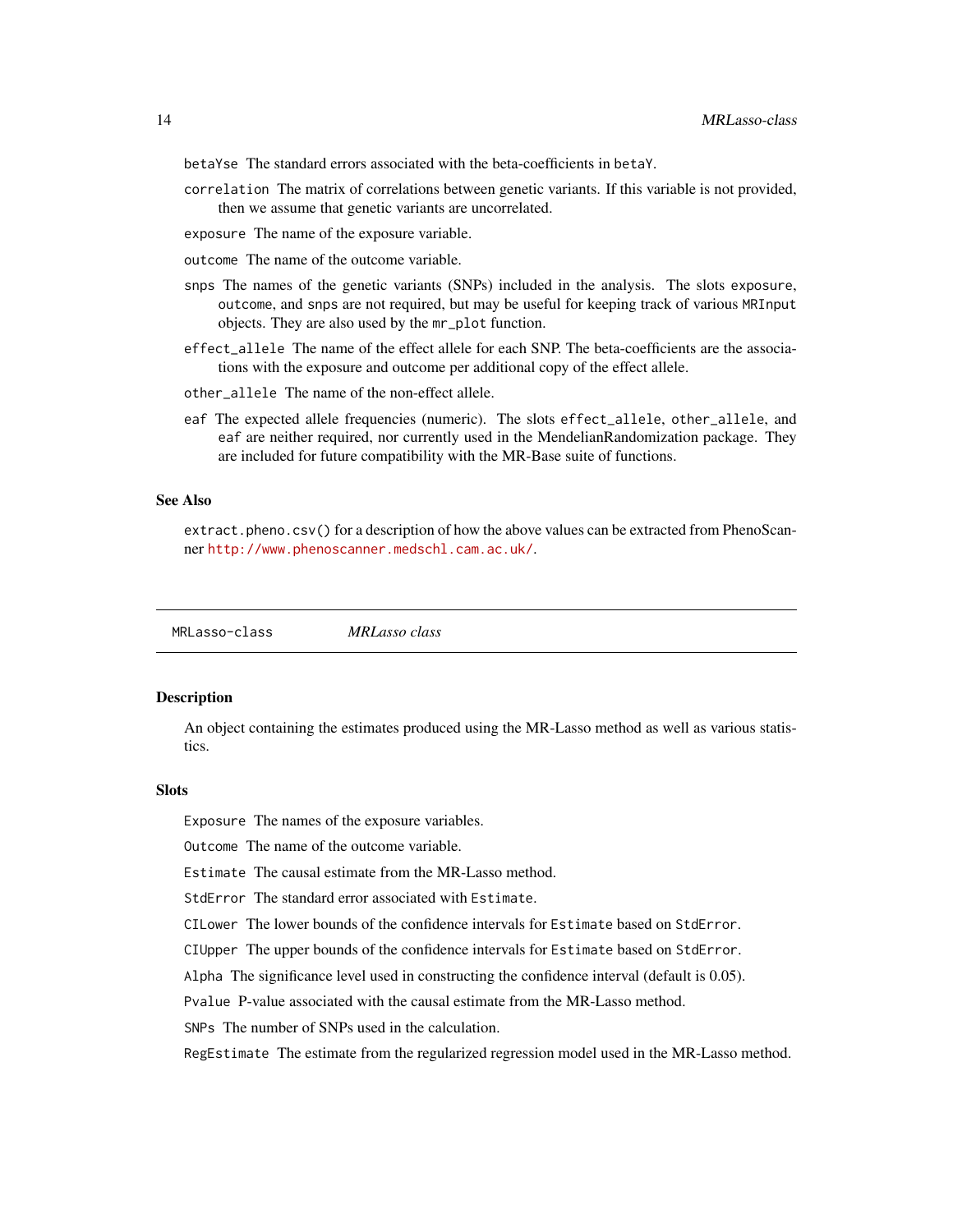betaYse The standard errors associated with the beta-coefficients in betaY.

correlation The matrix of correlations between genetic variants. If this variable is not provided, then we assume that genetic variants are uncorrelated.

exposure The name of the exposure variable.

outcome The name of the outcome variable.

snps The names of the genetic variants (SNPs) included in the analysis. The slots exposure, outcome, and snps are not required, but may be useful for keeping track of various MRInput objects. They are also used by the mr_plot function.

effect_allele The name of the effect allele for each SNP. The beta-coefficients are the associations with the exposure and outcome per additional copy of the effect allele.

other_allele The name of the non-effect allele.

eaf The expected allele frequencies (numeric). The slots effect_allele, other_allele, and eaf are neither required, nor currently used in the MendelianRandomization package. They are included for future compatibility with the MR-Base suite of functions.

### See Also

extract.pheno.csv() for a description of how the above values can be extracted from PhenoScanner http://www.phenoscanner.medschl.cam.ac.uk/.

---

## MRLasso-class *MRLasso class*

### Description

An object containing the estimates produced using the MR-Lasso method as well as various statistics.

### Slots

Exposure The names of the exposure variables.

Outcome The name of the outcome variable.

Estimate The causal estimate from the MR-Lasso method.

StdError The standard error associated with Estimate.

CILower The lower bounds of the confidence intervals for Estimate based on StdError.

CIUpper The upper bounds of the confidence intervals for Estimate based on StdError.

Alpha The significance level used in constructing the confidence interval (default is 0.05).

Pvalue P-value associated with the causal estimate from the MR-Lasso method.

SNPs The number of SNPs used in the calculation.

RegEstimate The estimate from the regularized regression model used in the MR-Lasso method.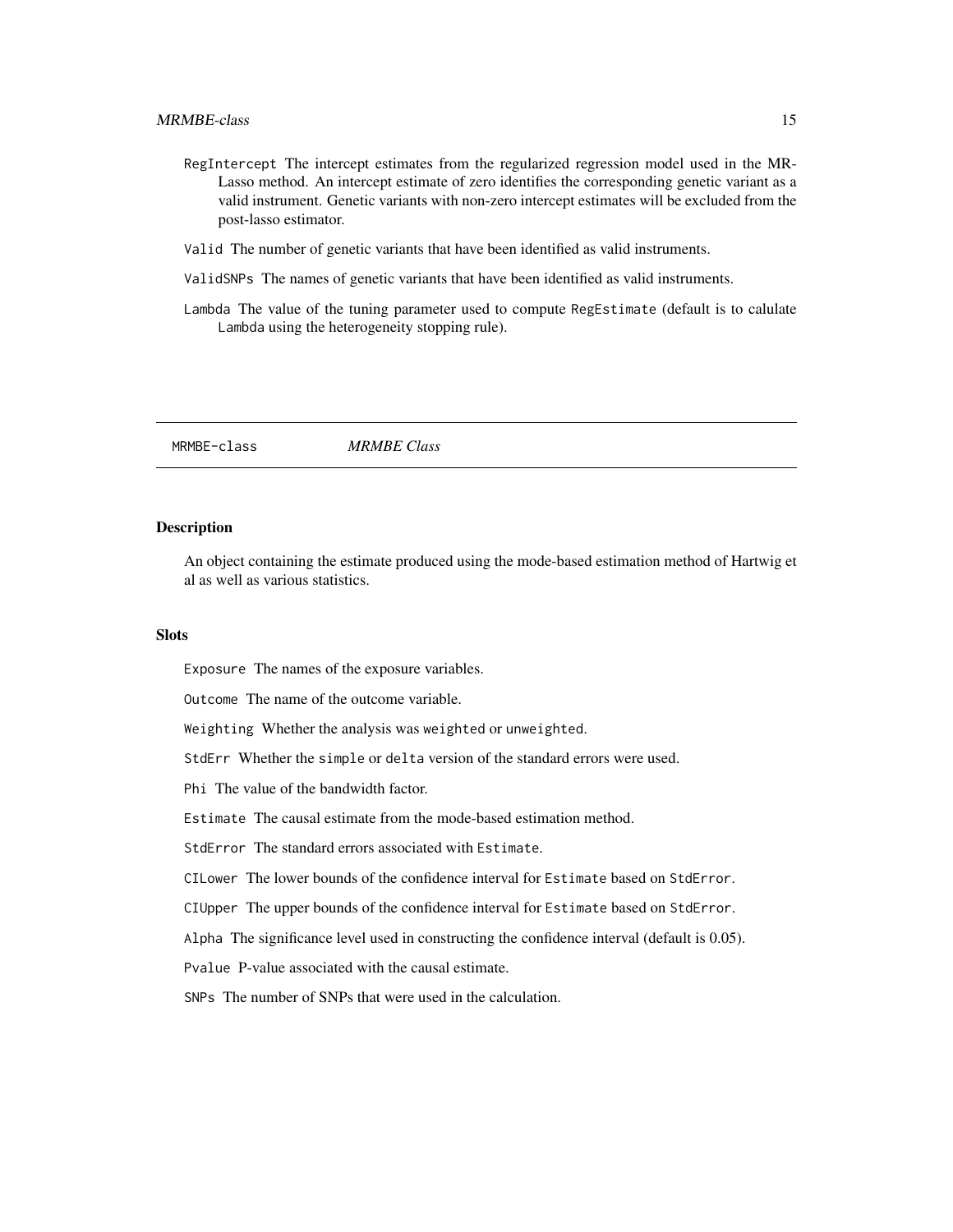RegIntercept The intercept estimates from the regularized regression model used in the MR-Lasso method. An intercept estimate of zero identifies the corresponding genetic variant as a valid instrument. Genetic variants with non-zero intercept estimates will be excluded from the post-lasso estimator.

Valid The number of genetic variants that have been identified as valid instruments.

ValidSNPs The names of genetic variants that have been identified as valid instruments.

Lambda The value of the tuning parameter used to compute RegEstimate (default is to calulate Lambda using the heterogeneity stopping rule).

## MRMBE-class *MRMBE Class*

### Description

An object containing the estimate produced using the mode-based estimation method of Hartwig et al as well as various statistics.

### Slots

Exposure The names of the exposure variables.

Outcome The name of the outcome variable.

Weighting Whether the analysis was weighted or unweighted.

StdErr Whether the simple or delta version of the standard errors were used.

Phi The value of the bandwidth factor.

Estimate The causal estimate from the mode-based estimation method.

StdError The standard errors associated with Estimate.

CILower The lower bounds of the confidence interval for Estimate based on StdError.

CIUpper The upper bounds of the confidence interval for Estimate based on StdError.

Alpha The significance level used in constructing the confidence interval (default is 0.05).

Pvalue P-value associated with the causal estimate.

SNPs The number of SNPs that were used in the calculation.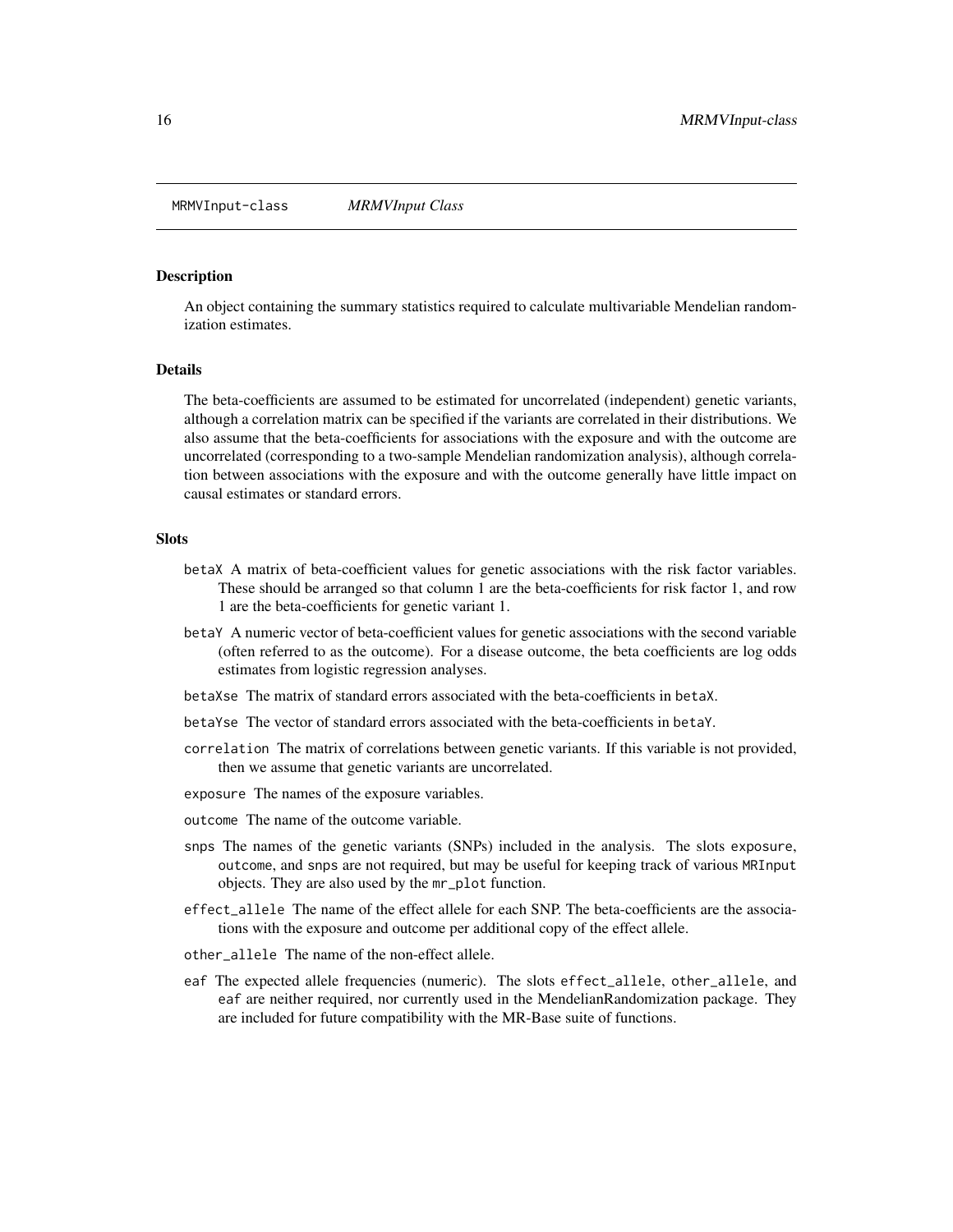MRMVInput-class *MRMVInput Class*

## Description

An object containing the summary statistics required to calculate multivariable Mendelian randomization estimates.

## Details

The beta-coefficients are assumed to be estimated for uncorrelated (independent) genetic variants, although a correlation matrix can be specified if the variants are correlated in their distributions. We also assume that the beta-coefficients for associations with the exposure and with the outcome are uncorrelated (corresponding to a two-sample Mendelian randomization analysis), although correlation between associations with the exposure and with the outcome generally have little impact on causal estimates or standard errors.

## Slots

- `betaX` A matrix of beta-coefficient values for genetic associations with the risk factor variables. These should be arranged so that column 1 are the beta-coefficients for risk factor 1, and row 1 are the beta-coefficients for genetic variant 1.
- `betaY` A numeric vector of beta-coefficient values for genetic associations with the second variable (often referred to as the outcome). For a disease outcome, the beta coefficients are log odds estimates from logistic regression analyses.
- `betaXse` The matrix of standard errors associated with the beta-coefficients in `betaX`.
- `betaYse` The vector of standard errors associated with the beta-coefficients in `betaY`.
- `correlation` The matrix of correlations between genetic variants. If this variable is not provided, then we assume that genetic variants are uncorrelated.
- `exposure` The names of the exposure variables.
- `outcome` The name of the outcome variable.
- `snps` The names of the genetic variants (SNPs) included in the analysis. The slots `exposure`, `outcome`, and `snps` are not required, but may be useful for keeping track of various `MRInput` objects. They are also used by the `mr_plot` function.
- `effect_allele` The name of the effect allele for each SNP. The beta-coefficients are the associations with the exposure and outcome per additional copy of the effect allele.
- `other_allele` The name of the non-effect allele.
- `eaf` The expected allele frequencies (numeric). The slots `effect_allele`, `other_allele`, and `eaf` are neither required, nor currently used in the MendelianRandomization package. They are included for future compatibility with the MR-Base suite of functions.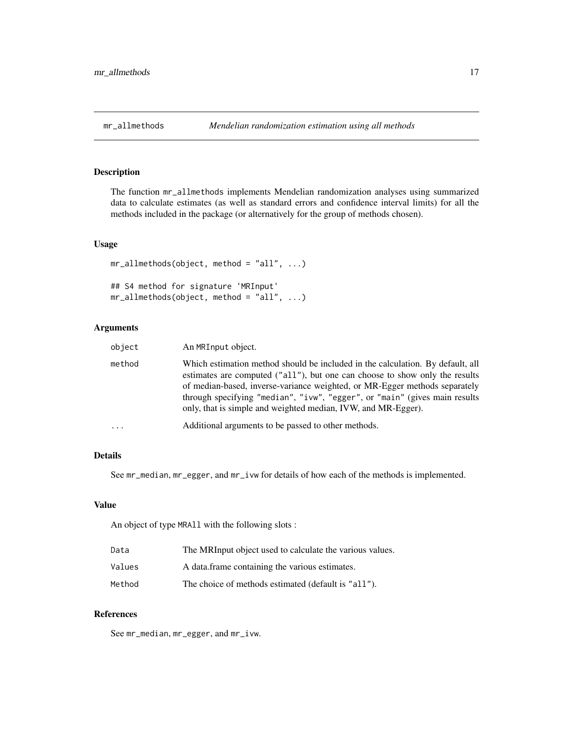# mr_allmethods — *Mendelian randomization estimation using all methods*

## Description

The function mr_allmethods implements Mendelian randomization analyses using summarized data to calculate estimates (as well as standard errors and confidence interval limits) for all the methods included in the package (or alternatively for the group of methods chosen).

## Usage

```
mr_allmethods(object, method = "all", ...)

## S4 method for signature 'MRInput'
mr_allmethods(object, method = "all", ...)
```

## Arguments

| | |
|---|---|
| object | An MRInput object. |
| method | Which estimation method should be included in the calculation. By default, all estimates are computed ("all"), but one can choose to show only the results of median-based, inverse-variance weighted, or MR-Egger methods separately through specifying "median", "ivw", "egger", or "main" (gives main results only, that is simple and weighted median, IVW, and MR-Egger). |
| ... | Additional arguments to be passed to other methods. |

## Details

See mr_median, mr_egger, and mr_ivw for details of how each of the methods is implemented.

## Value

An object of type MRAll with the following slots :

| | |
|---|---|
| Data | The MRInput object used to calculate the various values. |
| Values | A data.frame containing the various estimates. |
| Method | The choice of methods estimated (default is "all"). |

## References

See mr_median, mr_egger, and mr_ivw.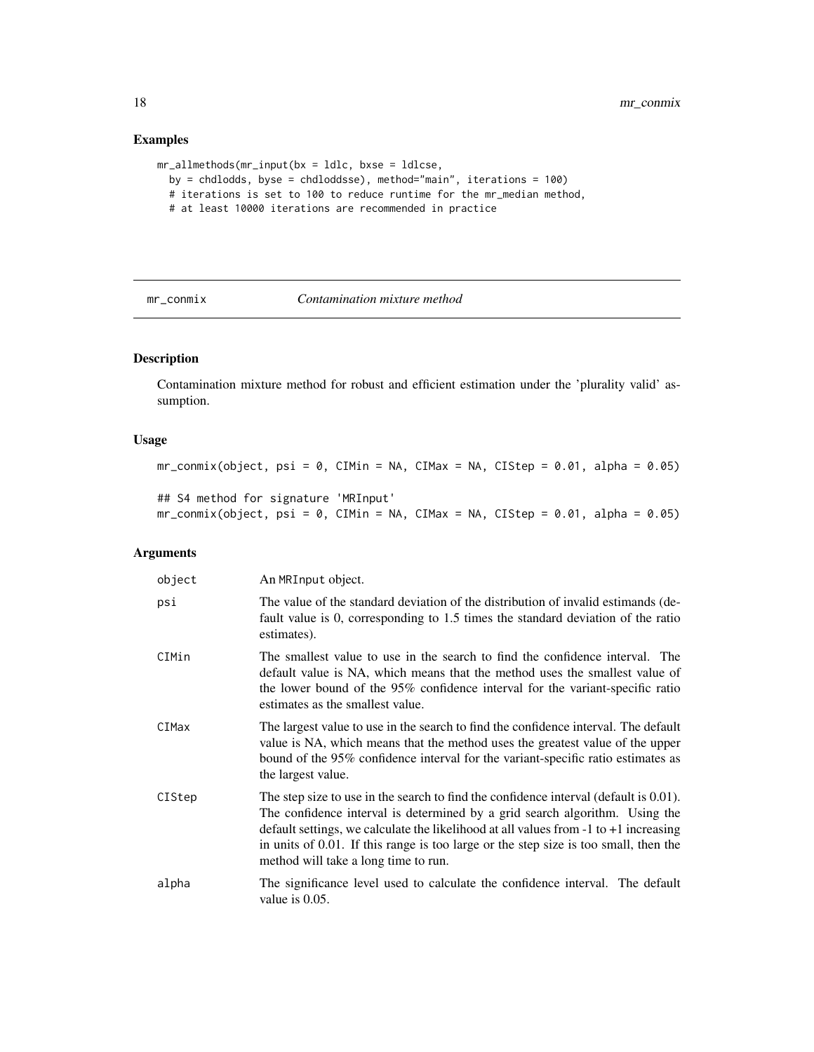## Examples

```
mr_allmethods(mr_input(bx = ldlc, bxse = ldlcse,
  by = chdlodds, byse = chdloddsse), method="main", iterations = 100)
  # iterations is set to 100 to reduce runtime for the mr_median method,
  # at least 10000 iterations are recommended in practice
```

---

# mr_conmix — *Contamination mixture method*

---

## Description

Contamination mixture method for robust and efficient estimation under the 'plurality valid' assumption.

## Usage

```
mr_conmix(object, psi = 0, CIMin = NA, CIMax = NA, CIStep = 0.01, alpha = 0.05)

## S4 method for signature 'MRInput'
mr_conmix(object, psi = 0, CIMin = NA, CIMax = NA, CIStep = 0.01, alpha = 0.05)
```

## Arguments

| | |
|---|---|
| object | An MRInput object. |
| psi | The value of the standard deviation of the distribution of invalid estimands (default value is 0, corresponding to 1.5 times the standard deviation of the ratio estimates). |
| CIMin | The smallest value to use in the search to find the confidence interval. The default value is NA, which means that the method uses the smallest value of the lower bound of the 95% confidence interval for the variant-specific ratio estimates as the smallest value. |
| CIMax | The largest value to use in the search to find the confidence interval. The default value is NA, which means that the method uses the greatest value of the upper bound of the 95% confidence interval for the variant-specific ratio estimates as the largest value. |
| CIStep | The step size to use in the search to find the confidence interval (default is 0.01). The confidence interval is determined by a grid search algorithm. Using the default settings, we calculate the likelihood at all values from -1 to +1 increasing in units of 0.01. If this range is too large or the step size is too small, then the method will take a long time to run. |
| alpha | The significance level used to calculate the confidence interval. The default value is 0.05. |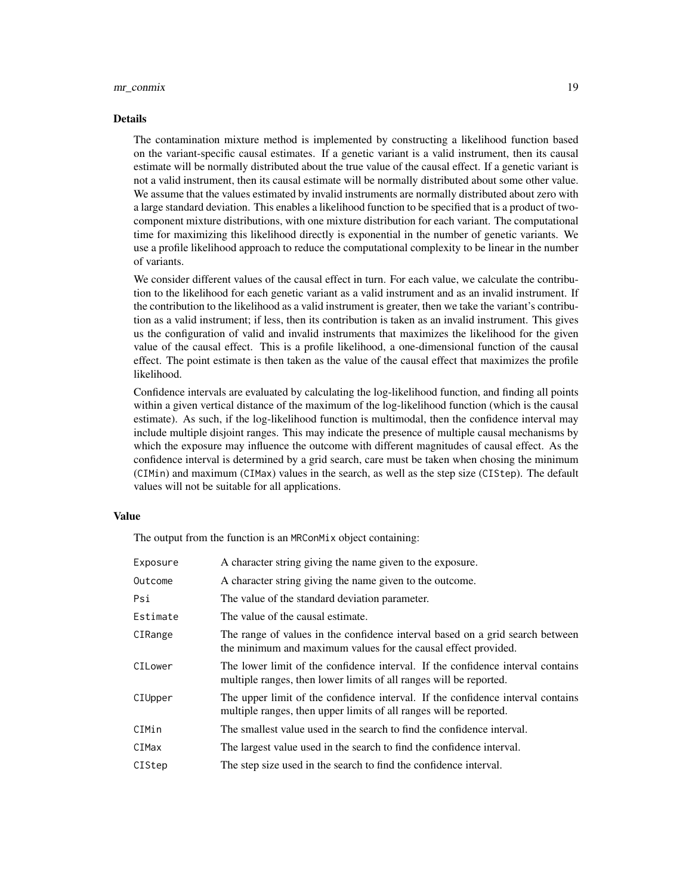## Details

The contamination mixture method is implemented by constructing a likelihood function based on the variant-specific causal estimates. If a genetic variant is a valid instrument, then its causal estimate will be normally distributed about the true value of the causal effect. If a genetic variant is not a valid instrument, then its causal estimate will be normally distributed about some other value. We assume that the values estimated by invalid instruments are normally distributed about zero with a large standard deviation. This enables a likelihood function to be specified that is a product of two-component mixture distributions, with one mixture distribution for each variant. The computational time for maximizing this likelihood directly is exponential in the number of genetic variants. We use a profile likelihood approach to reduce the computational complexity to be linear in the number of variants.

We consider different values of the causal effect in turn. For each value, we calculate the contribution to the likelihood for each genetic variant as a valid instrument and as an invalid instrument. If the contribution to the likelihood as a valid instrument is greater, then we take the variant's contribution as a valid instrument; if less, then its contribution is taken as an invalid instrument. This gives us the configuration of valid and invalid instruments that maximizes the likelihood for the given value of the causal effect. This is a profile likelihood, a one-dimensional function of the causal effect. The point estimate is then taken as the value of the causal effect that maximizes the profile likelihood.

Confidence intervals are evaluated by calculating the log-likelihood function, and finding all points within a given vertical distance of the maximum of the log-likelihood function (which is the causal estimate). As such, if the log-likelihood function is multimodal, then the confidence interval may include multiple disjoint ranges. This may indicate the presence of multiple causal mechanisms by which the exposure may influence the outcome with different magnitudes of causal effect. As the confidence interval is determined by a grid search, care must be taken when chosing the minimum (`CIMin`) and maximum (`CIMax`) values in the search, as well as the step size (`CIStep`). The default values will not be suitable for all applications.

## Value

The output from the function is an `MRConMix` object containing:

| | |
|---|---|
| `Exposure` | A character string giving the name given to the exposure. |
| `Outcome` | A character string giving the name given to the outcome. |
| `Psi` | The value of the standard deviation parameter. |
| `Estimate` | The value of the causal estimate. |
| `CIRange` | The range of values in the confidence interval based on a grid search between the minimum and maximum values for the causal effect provided. |
| `CILower` | The lower limit of the confidence interval. If the confidence interval contains multiple ranges, then lower limits of all ranges will be reported. |
| `CIUpper` | The upper limit of the confidence interval. If the confidence interval contains multiple ranges, then upper limits of all ranges will be reported. |
| `CIMin` | The smallest value used in the search to find the confidence interval. |
| `CIMax` | The largest value used in the search to find the confidence interval. |
| `CIStep` | The step size used in the search to find the confidence interval. |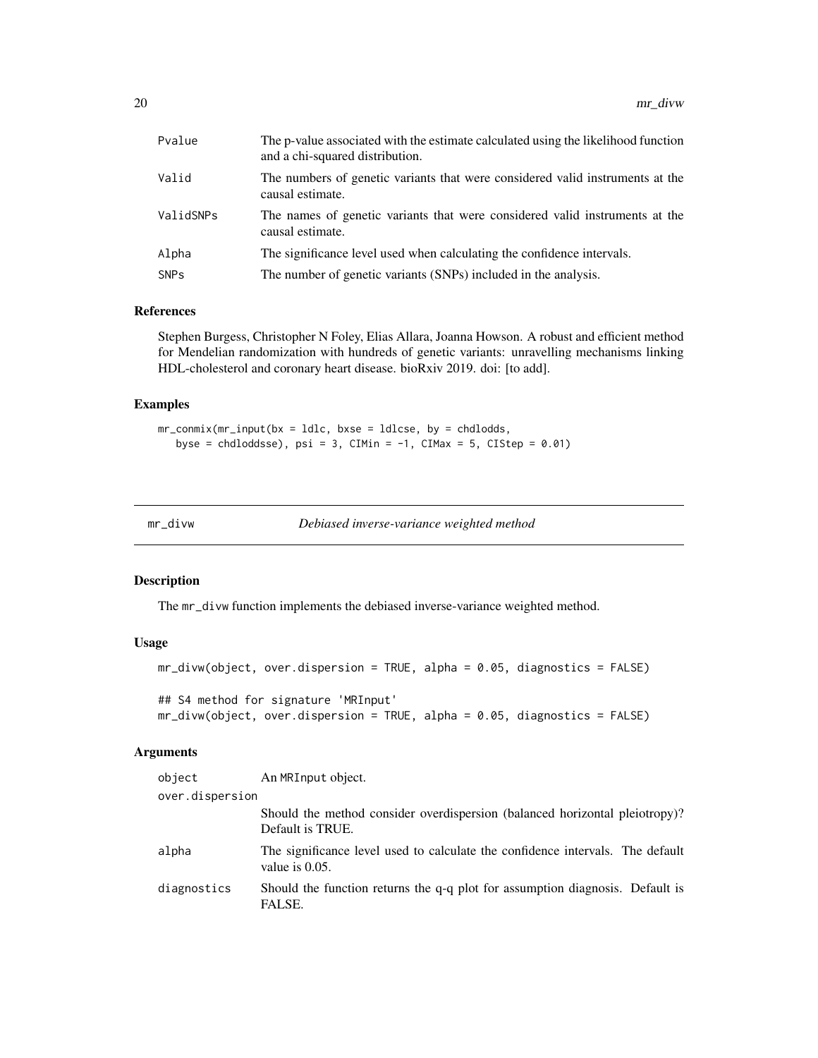| | |
|---|---|
| Pvalue | The p-value associated with the estimate calculated using the likelihood function and a chi-squared distribution. |
| Valid | The numbers of genetic variants that were considered valid instruments at the causal estimate. |
| ValidSNPs | The names of genetic variants that were considered valid instruments at the causal estimate. |
| Alpha | The significance level used when calculating the confidence intervals. |
| SNPs | The number of genetic variants (SNPs) included in the analysis. |

## References

Stephen Burgess, Christopher N Foley, Elias Allara, Joanna Howson. A robust and efficient method for Mendelian randomization with hundreds of genetic variants: unravelling mechanisms linking HDL-cholesterol and coronary heart disease. bioRxiv 2019. doi: [to add].

## Examples

```
mr_conmix(mr_input(bx = ldlc, bxse = ldlcse, by = chdlodds,
   byse = chdloddsse), psi = 3, CIMin = -1, CIMax = 5, CIStep = 0.01)
```

---

# mr_divw — *Debiased inverse-variance weighted method*

## Description

The mr_divw function implements the debiased inverse-variance weighted method.

## Usage

```
mr_divw(object, over.dispersion = TRUE, alpha = 0.05, diagnostics = FALSE)

## S4 method for signature 'MRInput'
mr_divw(object, over.dispersion = TRUE, alpha = 0.05, diagnostics = FALSE)
```

## Arguments

| | |
|---|---|
| object | An MRInput object. |
| over.dispersion | Should the method consider overdispersion (balanced horizontal pleiotropy)? Default is TRUE. |
| alpha | The significance level used to calculate the confidence intervals. The default value is 0.05. |
| diagnostics | Should the function returns the q-q plot for assumption diagnosis. Default is FALSE. |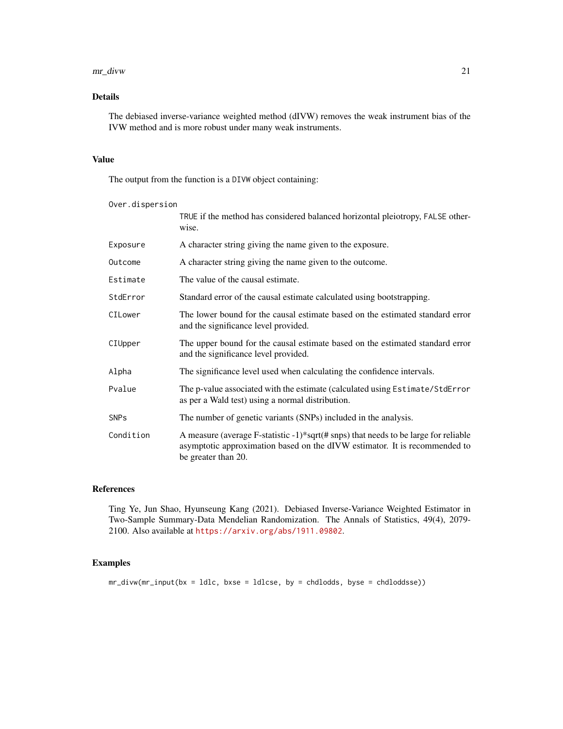## Details

The debiased inverse-variance weighted method (dIVW) removes the weak instrument bias of the IVW method and is more robust under many weak instruments.

## Value

The output from the function is a `DIVW` object containing:

| | |
|---|---|
| `Over.dispersion` | `TRUE` if the method has considered balanced horizontal pleiotropy, `FALSE` otherwise. |
| `Exposure` | A character string giving the name given to the exposure. |
| `Outcome` | A character string giving the name given to the outcome. |
| `Estimate` | The value of the causal estimate. |
| `StdError` | Standard error of the causal estimate calculated using bootstrapping. |
| `CILower` | The lower bound for the causal estimate based on the estimated standard error and the significance level provided. |
| `CIUpper` | The upper bound for the causal estimate based on the estimated standard error and the significance level provided. |
| `Alpha` | The significance level used when calculating the confidence intervals. |
| `Pvalue` | The p-value associated with the estimate (calculated using `Estimate/StdError` as per a Wald test) using a normal distribution. |
| `SNPs` | The number of genetic variants (SNPs) included in the analysis. |
| `Condition` | A measure (average F-statistic -1)*sqrt(# snps) that needs to be large for reliable asymptotic approximation based on the dIVW estimator. It is recommended to be greater than 20. |

## References

Ting Ye, Jun Shao, Hyunseung Kang (2021). Debiased Inverse-Variance Weighted Estimator in Two-Sample Summary-Data Mendelian Randomization. The Annals of Statistics, 49(4), 2079-2100. Also available at https://arxiv.org/abs/1911.09802.

## Examples

```
mr_divw(mr_input(bx = ldlc, bxse = ldlcse, by = chdlodds, byse = chdloddsse))
```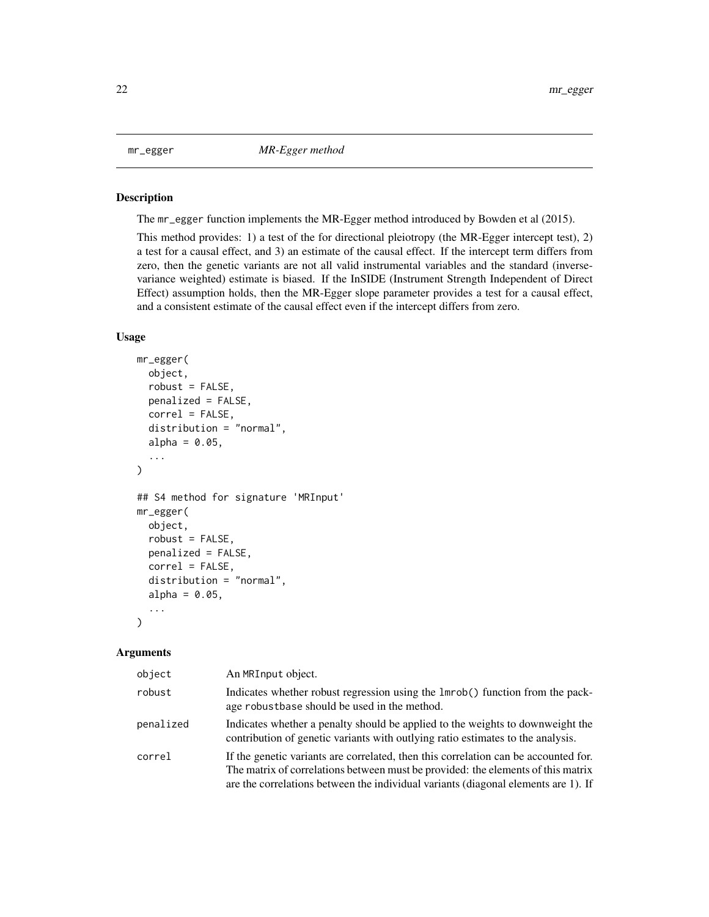# mr_egger *MR-Egger method*

## Description

The mr_egger function implements the MR-Egger method introduced by Bowden et al (2015).

This method provides: 1) a test of the for directional pleiotropy (the MR-Egger intercept test), 2) a test for a causal effect, and 3) an estimate of the causal effect. If the intercept term differs from zero, then the genetic variants are not all valid instrumental variables and the standard (inverse-variance weighted) estimate is biased. If the InSIDE (Instrument Strength Independent of Direct Effect) assumption holds, then the MR-Egger slope parameter provides a test for a causal effect, and a consistent estimate of the causal effect even if the intercept differs from zero.

## Usage

```
mr_egger(
  object,
  robust = FALSE,
  penalized = FALSE,
  correl = FALSE,
  distribution = "normal",
  alpha = 0.05,
  ...
)

## S4 method for signature 'MRInput'
mr_egger(
  object,
  robust = FALSE,
  penalized = FALSE,
  correl = FALSE,
  distribution = "normal",
  alpha = 0.05,
  ...
)
```

## Arguments

| | |
|---|---|
| object | An MRInput object. |
| robust | Indicates whether robust regression using the lmrob() function from the package robustbase should be used in the method. |
| penalized | Indicates whether a penalty should be applied to the weights to downweight the contribution of genetic variants with outlying ratio estimates to the analysis. |
| correl | If the genetic variants are correlated, then this correlation can be accounted for. The matrix of correlations between must be provided: the elements of this matrix are the correlations between the individual variants (diagonal elements are 1). If |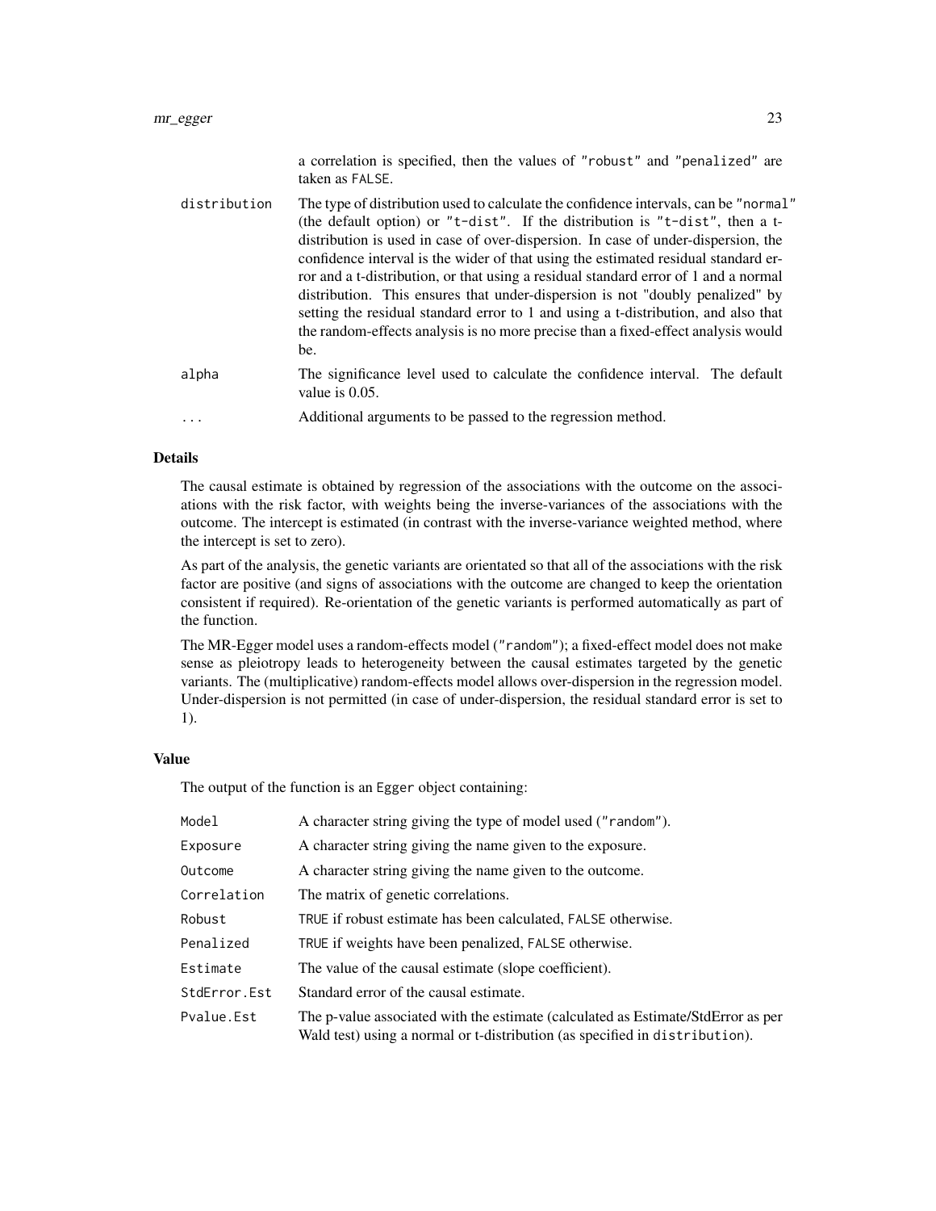a correlation is specified, then the values of "robust" and "penalized" are taken as FALSE.

| | |
|---|---|
| distribution | The type of distribution used to calculate the confidence intervals, can be "normal" (the default option) or "t-dist". If the distribution is "t-dist", then a t-distribution is used in case of over-dispersion. In case of under-dispersion, the confidence interval is the wider of that using the estimated residual standard error and a t-distribution, or that using a residual standard error of 1 and a normal distribution. This ensures that under-dispersion is not "doubly penalized" by setting the residual standard error to 1 and using a t-distribution, and also that the random-effects analysis is no more precise than a fixed-effect analysis would be. |
| alpha | The significance level used to calculate the confidence interval. The default value is 0.05. |
| ... | Additional arguments to be passed to the regression method. |

### Details

The causal estimate is obtained by regression of the associations with the outcome on the associations with the risk factor, with weights being the inverse-variances of the associations with the outcome. The intercept is estimated (in contrast with the inverse-variance weighted method, where the intercept is set to zero).

As part of the analysis, the genetic variants are orientated so that all of the associations with the risk factor are positive (and signs of associations with the outcome are changed to keep the orientation consistent if required). Re-orientation of the genetic variants is performed automatically as part of the function.

The MR-Egger model uses a random-effects model ("random"); a fixed-effect model does not make sense as pleiotropy leads to heterogeneity between the causal estimates targeted by the genetic variants. The (multiplicative) random-effects model allows over-dispersion in the regression model. Under-dispersion is not permitted (in case of under-dispersion, the residual standard error is set to 1).

### Value

The output of the function is an Egger object containing:

| | |
|---|---|
| Model | A character string giving the type of model used ("random"). |
| Exposure | A character string giving the name given to the exposure. |
| Outcome | A character string giving the name given to the outcome. |
| Correlation | The matrix of genetic correlations. |
| Robust | TRUE if robust estimate has been calculated, FALSE otherwise. |
| Penalized | TRUE if weights have been penalized, FALSE otherwise. |
| Estimate | The value of the causal estimate (slope coefficient). |
| StdError.Est | Standard error of the causal estimate. |
| Pvalue.Est | The p-value associated with the estimate (calculated as Estimate/StdError as per Wald test) using a normal or t-distribution (as specified in distribution). |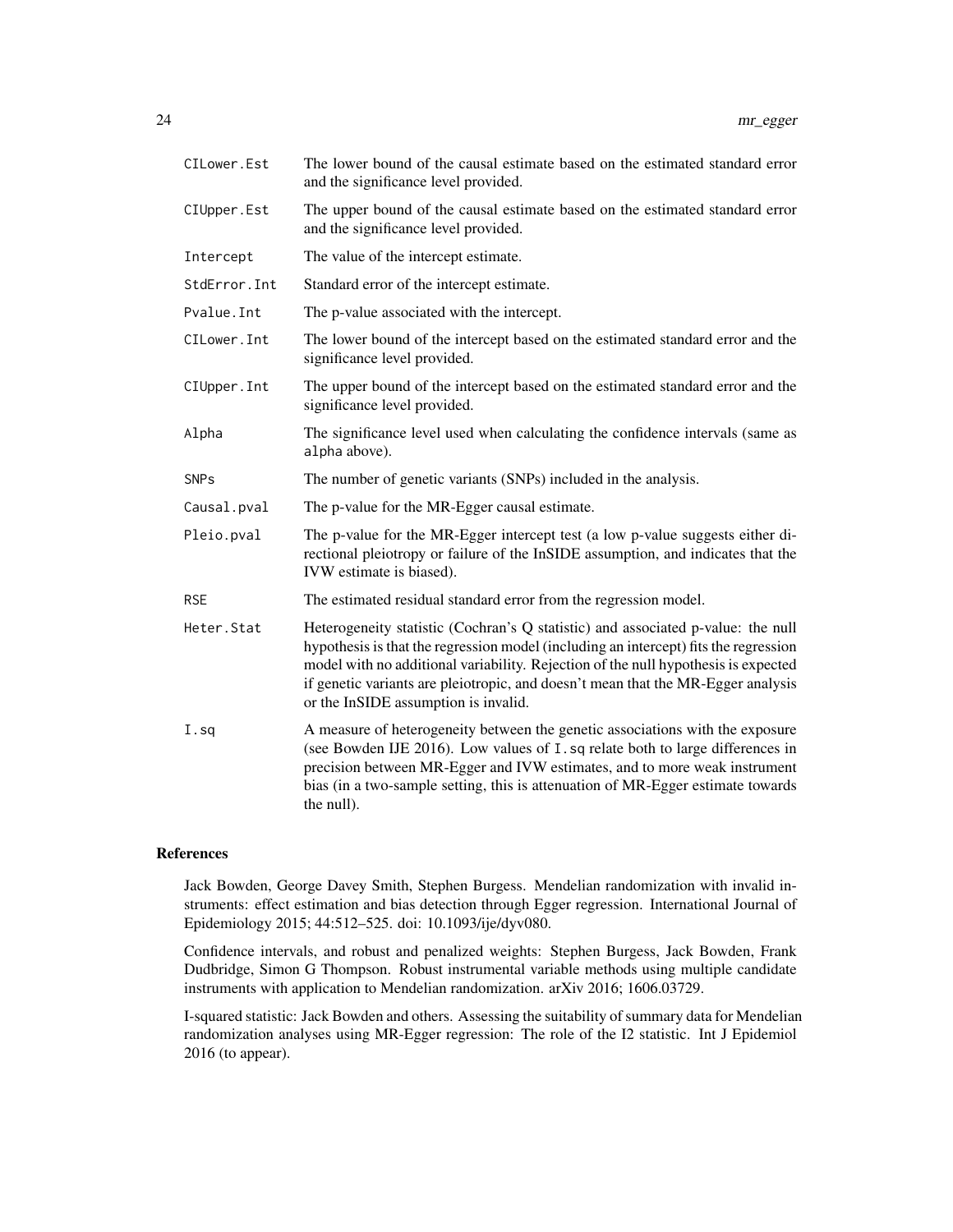| | |
|---|---|
| `CILower.Est` | The lower bound of the causal estimate based on the estimated standard error and the significance level provided. |
| `CIUpper.Est` | The upper bound of the causal estimate based on the estimated standard error and the significance level provided. |
| `Intercept` | The value of the intercept estimate. |
| `StdError.Int` | Standard error of the intercept estimate. |
| `Pvalue.Int` | The p-value associated with the intercept. |
| `CILower.Int` | The lower bound of the intercept based on the estimated standard error and the significance level provided. |
| `CIUpper.Int` | The upper bound of the intercept based on the estimated standard error and the significance level provided. |
| `Alpha` | The significance level used when calculating the confidence intervals (same as `alpha` above). |
| `SNPs` | The number of genetic variants (SNPs) included in the analysis. |
| `Causal.pval` | The p-value for the MR-Egger causal estimate. |
| `Pleio.pval` | The p-value for the MR-Egger intercept test (a low p-value suggests either directional pleiotropy or failure of the InSIDE assumption, and indicates that the IVW estimate is biased). |
| `RSE` | The estimated residual standard error from the regression model. |
| `Heter.Stat` | Heterogeneity statistic (Cochran's Q statistic) and associated p-value: the null hypothesis is that the regression model (including an intercept) fits the regression model with no additional variability. Rejection of the null hypothesis is expected if genetic variants are pleiotropic, and doesn't mean that the MR-Egger analysis or the InSIDE assumption is invalid. |
| `I.sq` | A measure of heterogeneity between the genetic associations with the exposure (see Bowden IJE 2016). Low values of `I.sq` relate both to large differences in precision between MR-Egger and IVW estimates, and to more weak instrument bias (in a two-sample setting, this is attenuation of MR-Egger estimate towards the null). |

## References

Jack Bowden, George Davey Smith, Stephen Burgess. Mendelian randomization with invalid instruments: effect estimation and bias detection through Egger regression. International Journal of Epidemiology 2015; 44:512–525. doi: 10.1093/ije/dyv080.

Confidence intervals, and robust and penalized weights: Stephen Burgess, Jack Bowden, Frank Dudbridge, Simon G Thompson. Robust instrumental variable methods using multiple candidate instruments with application to Mendelian randomization. arXiv 2016; 1606.03729.

I-squared statistic: Jack Bowden and others. Assessing the suitability of summary data for Mendelian randomization analyses using MR-Egger regression: The role of the I2 statistic. Int J Epidemiol 2016 (to appear).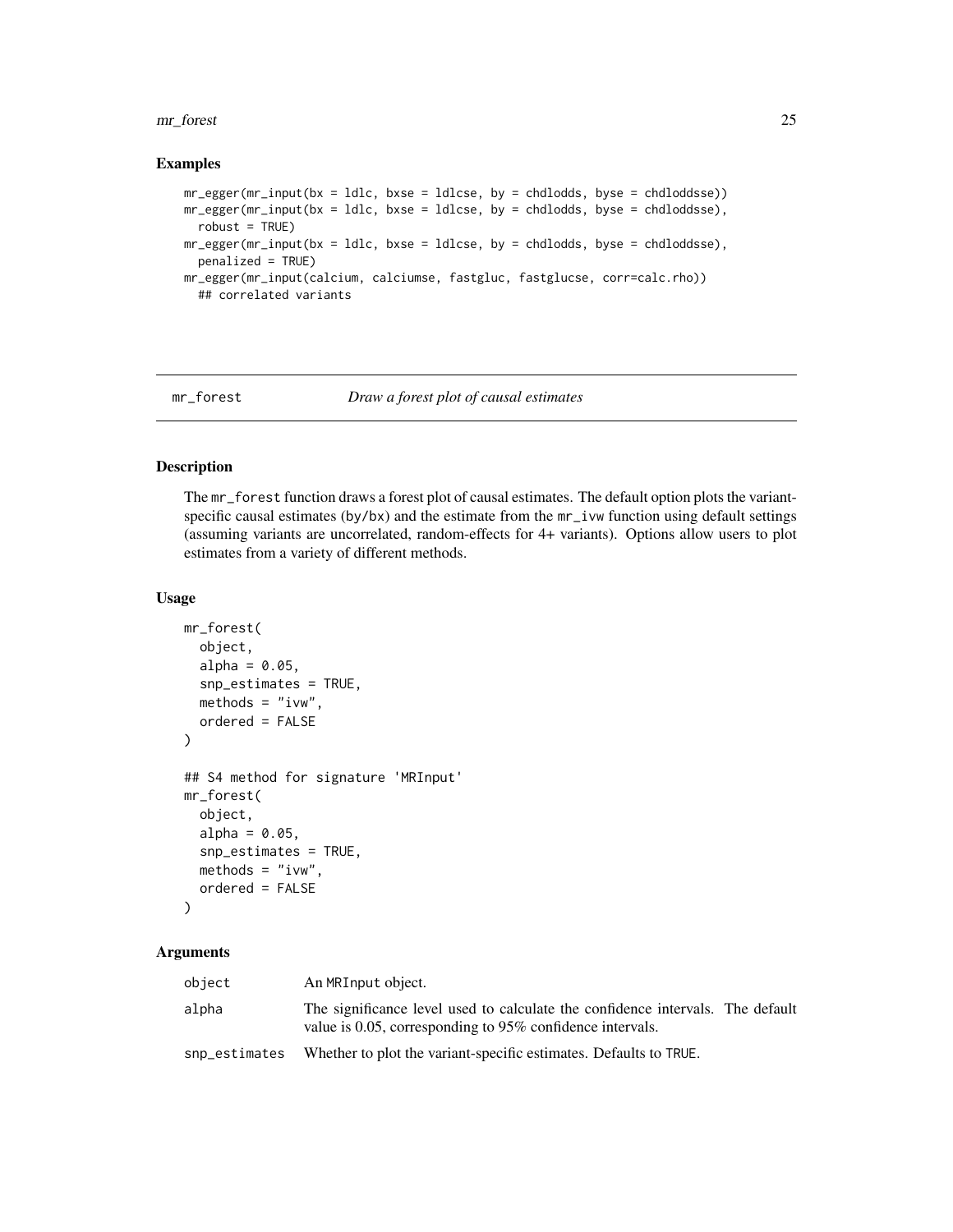## Examples

```
mr_egger(mr_input(bx = ldlc, bxse = ldlcse, by = chdlodds, byse = chdloddsse))
mr_egger(mr_input(bx = ldlc, bxse = ldlcse, by = chdlodds, byse = chdloddsse),
  robust = TRUE)
mr_egger(mr_input(bx = ldlc, bxse = ldlcse, by = chdlodds, byse = chdloddsse),
  penalized = TRUE)
mr_egger(mr_input(calcium, calciumse, fastgluc, fastglucse, corr=calc.rho))
  ## correlated variants
```

---

# mr_forest — *Draw a forest plot of causal estimates*

## Description

The `mr_forest` function draws a forest plot of causal estimates. The default option plots the variant-specific causal estimates (`by/bx`) and the estimate from the `mr_ivw` function using default settings (assuming variants are uncorrelated, random-effects for 4+ variants). Options allow users to plot estimates from a variety of different methods.

## Usage

```
mr_forest(
  object,
  alpha = 0.05,
  snp_estimates = TRUE,
  methods = "ivw",
  ordered = FALSE
)

## S4 method for signature 'MRInput'
mr_forest(
  object,
  alpha = 0.05,
  snp_estimates = TRUE,
  methods = "ivw",
  ordered = FALSE
)
```

## Arguments

| | |
|---|---|
| `object` | An `MRInput` object. |
| `alpha` | The significance level used to calculate the confidence intervals. The default value is 0.05, corresponding to 95% confidence intervals. |
| `snp_estimates` | Whether to plot the variant-specific estimates. Defaults to `TRUE`. |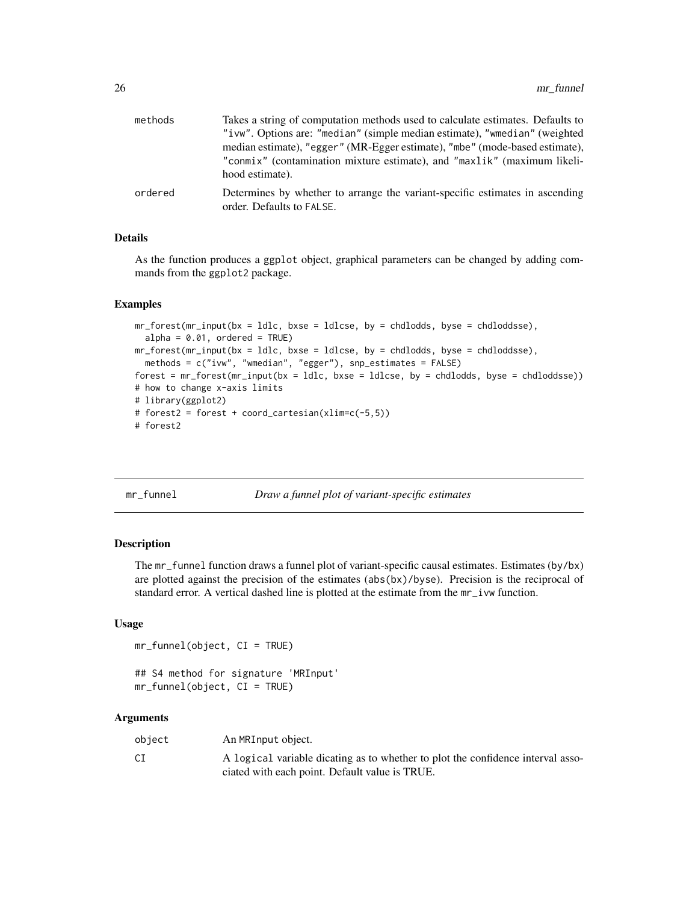| | |
|---|---|
| methods | Takes a string of computation methods used to calculate estimates. Defaults to "ivw". Options are: "median" (simple median estimate), "wmedian" (weighted median estimate), "egger" (MR-Egger estimate), "mbe" (mode-based estimate), "conmix" (contamination mixture estimate), and "maxlik" (maximum likelihood estimate). |
| ordered | Determines by whether to arrange the variant-specific estimates in ascending order. Defaults to FALSE. |

### Details

As the function produces a ggplot object, graphical parameters can be changed by adding commands from the ggplot2 package.

### Examples

```
mr_forest(mr_input(bx = ldlc, bxse = ldlcse, by = chdlodds, byse = chdloddsse),
  alpha = 0.01, ordered = TRUE)
mr_forest(mr_input(bx = ldlc, bxse = ldlcse, by = chdlodds, byse = chdloddsse),
  methods = c("ivw", "wmedian", "egger"), snp_estimates = FALSE)
forest = mr_forest(mr_input(bx = ldlc, bxse = ldlcse, by = chdlodds, byse = chdloddsse))
# how to change x-axis limits
# library(ggplot2)
# forest2 = forest + coord_cartesian(xlim=c(-5,5))
# forest2
```

## mr_funnel — *Draw a funnel plot of variant-specific estimates*

### Description

The mr_funnel function draws a funnel plot of variant-specific causal estimates. Estimates (by/bx) are plotted against the precision of the estimates (abs(bx)/byse). Precision is the reciprocal of standard error. A vertical dashed line is plotted at the estimate from the mr_ivw function.

### Usage

```
mr_funnel(object, CI = TRUE)

## S4 method for signature 'MRInput'
mr_funnel(object, CI = TRUE)
```

### Arguments

| | |
|---|---|
| object | An MRInput object. |
| CI | A logical variable dicating as to whether to plot the confidence interval associated with each point. Default value is TRUE. |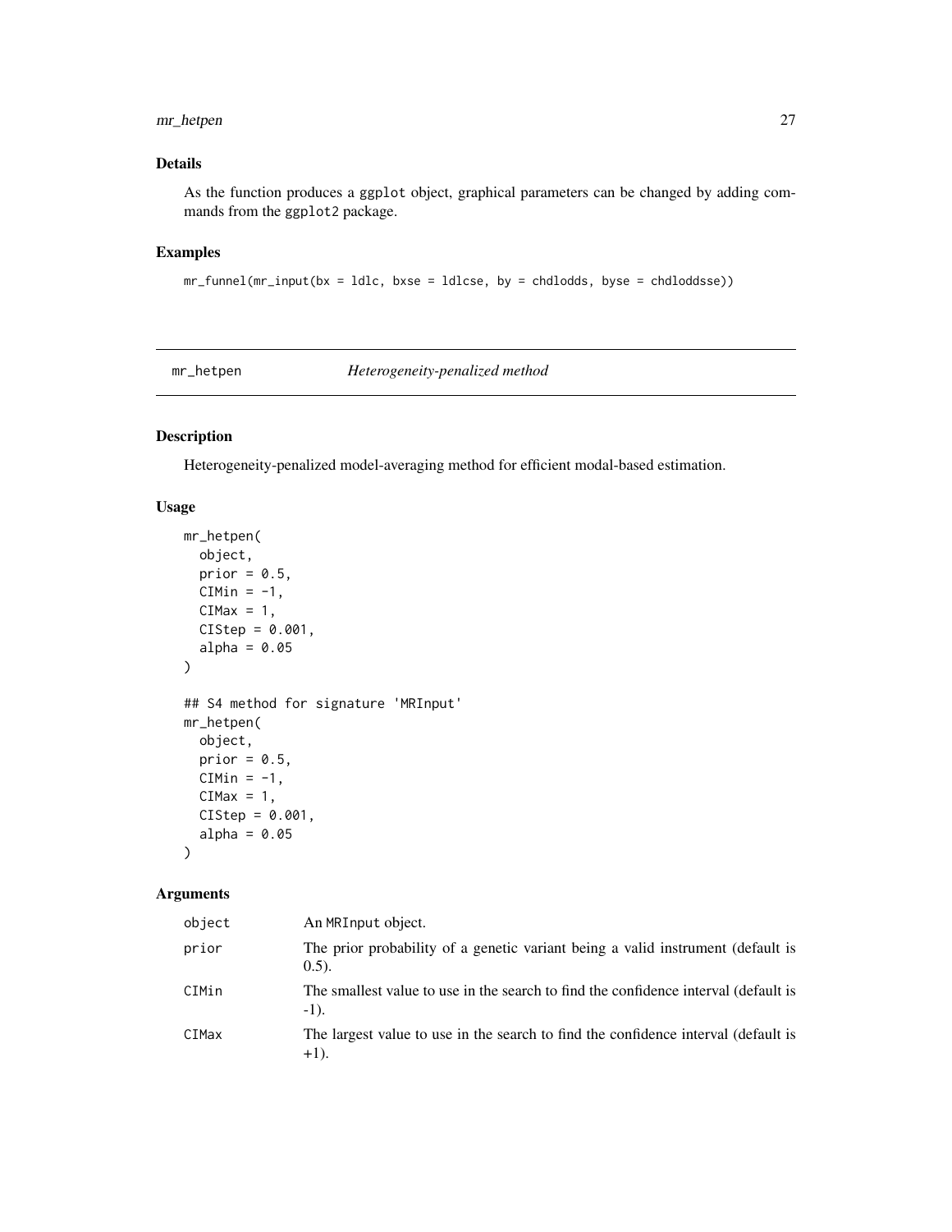## Details

As the function produces a ggplot object, graphical parameters can be changed by adding commands from the ggplot2 package.

## Examples

```
mr_funnel(mr_input(bx = ldlc, bxse = ldlcse, by = chdlodds, byse = chdloddsse))
```

---

# mr_hetpen — *Heterogeneity-penalized method*

## Description

Heterogeneity-penalized model-averaging method for efficient modal-based estimation.

## Usage

```
mr_hetpen(
  object,
  prior = 0.5,
  CIMin = -1,
  CIMax = 1,
  CIStep = 0.001,
  alpha = 0.05
)

## S4 method for signature 'MRInput'
mr_hetpen(
  object,
  prior = 0.5,
  CIMin = -1,
  CIMax = 1,
  CIStep = 0.001,
  alpha = 0.05
)
```

## Arguments

| | |
|---|---|
| object | An MRInput object. |
| prior | The prior probability of a genetic variant being a valid instrument (default is 0.5). |
| CIMin | The smallest value to use in the search to find the confidence interval (default is -1). |
| CIMax | The largest value to use in the search to find the confidence interval (default is +1). |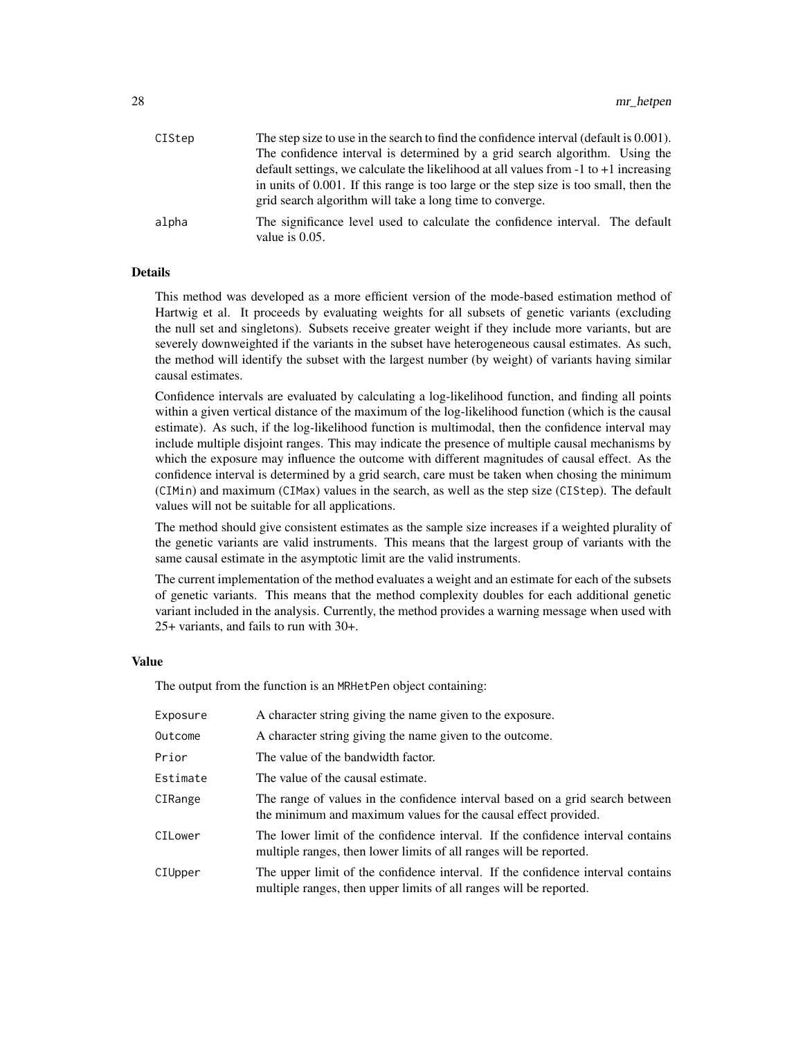| | |
|---|---|
| CIStep | The step size to use in the search to find the confidence interval (default is 0.001). The confidence interval is determined by a grid search algorithm. Using the default settings, we calculate the likelihood at all values from -1 to +1 increasing in units of 0.001. If this range is too large or the step size is too small, then the grid search algorithm will take a long time to converge. |
| alpha | The significance level used to calculate the confidence interval. The default value is 0.05. |

### Details

This method was developed as a more efficient version of the mode-based estimation method of Hartwig et al. It proceeds by evaluating weights for all subsets of genetic variants (excluding the null set and singletons). Subsets receive greater weight if they include more variants, but are severely downweighted if the variants in the subset have heterogeneous causal estimates. As such, the method will identify the subset with the largest number (by weight) of variants having similar causal estimates.

Confidence intervals are evaluated by calculating a log-likelihood function, and finding all points within a given vertical distance of the maximum of the log-likelihood function (which is the causal estimate). As such, if the log-likelihood function is multimodal, then the confidence interval may include multiple disjoint ranges. This may indicate the presence of multiple causal mechanisms by which the exposure may influence the outcome with different magnitudes of causal effect. As the confidence interval is determined by a grid search, care must be taken when chosing the minimum (CIMin) and maximum (CIMax) values in the search, as well as the step size (CIStep). The default values will not be suitable for all applications.

The method should give consistent estimates as the sample size increases if a weighted plurality of the genetic variants are valid instruments. This means that the largest group of variants with the same causal estimate in the asymptotic limit are the valid instruments.

The current implementation of the method evaluates a weight and an estimate for each of the subsets of genetic variants. This means that the method complexity doubles for each additional genetic variant included in the analysis. Currently, the method provides a warning message when used with 25+ variants, and fails to run with 30+.

### Value

The output from the function is an MRHetPen object containing:

| | |
|---|---|
| Exposure | A character string giving the name given to the exposure. |
| Outcome | A character string giving the name given to the outcome. |
| Prior | The value of the bandwidth factor. |
| Estimate | The value of the causal estimate. |
| CIRange | The range of values in the confidence interval based on a grid search between the minimum and maximum values for the causal effect provided. |
| CILower | The lower limit of the confidence interval. If the confidence interval contains multiple ranges, then lower limits of all ranges will be reported. |
| CIUpper | The upper limit of the confidence interval. If the confidence interval contains multiple ranges, then upper limits of all ranges will be reported. |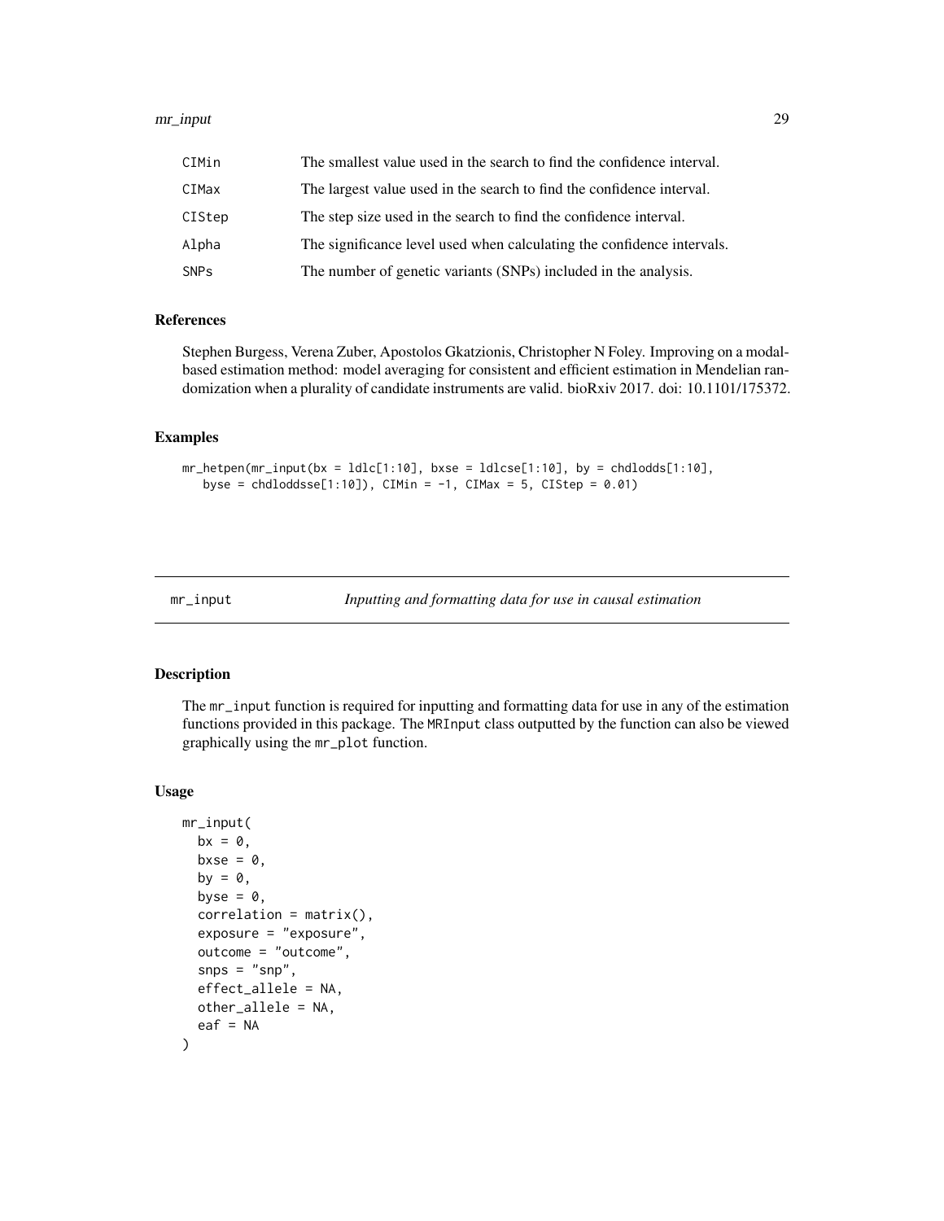| | |
|---|---|
| CIMin | The smallest value used in the search to find the confidence interval. |
| CIMax | The largest value used in the search to find the confidence interval. |
| CIStep | The step size used in the search to find the confidence interval. |
| Alpha | The significance level used when calculating the confidence intervals. |
| SNPs | The number of genetic variants (SNPs) included in the analysis. |

### References

Stephen Burgess, Verena Zuber, Apostolos Gkatzionis, Christopher N Foley. Improving on a modal-based estimation method: model averaging for consistent and efficient estimation in Mendelian randomization when a plurality of candidate instruments are valid. bioRxiv 2017. doi: 10.1101/175372.

### Examples

```
mr_hetpen(mr_input(bx = ldlc[1:10], bxse = ldlcse[1:10], by = chdlodds[1:10],
   byse = chdloddsse[1:10]), CIMin = -1, CIMax = 5, CIStep = 0.01)
```

## mr_input *Inputting and formatting data for use in causal estimation*

### Description

The mr_input function is required for inputting and formatting data for use in any of the estimation functions provided in this package. The MRInput class outputted by the function can also be viewed graphically using the mr_plot function.

### Usage

```
mr_input(
  bx = 0,
  bxse = 0,
  by = 0,
  byse = 0,
  correlation = matrix(),
  exposure = "exposure",
  outcome = "outcome",
  snps = "snp",
  effect_allele = NA,
  other_allele = NA,
  eaf = NA
)
```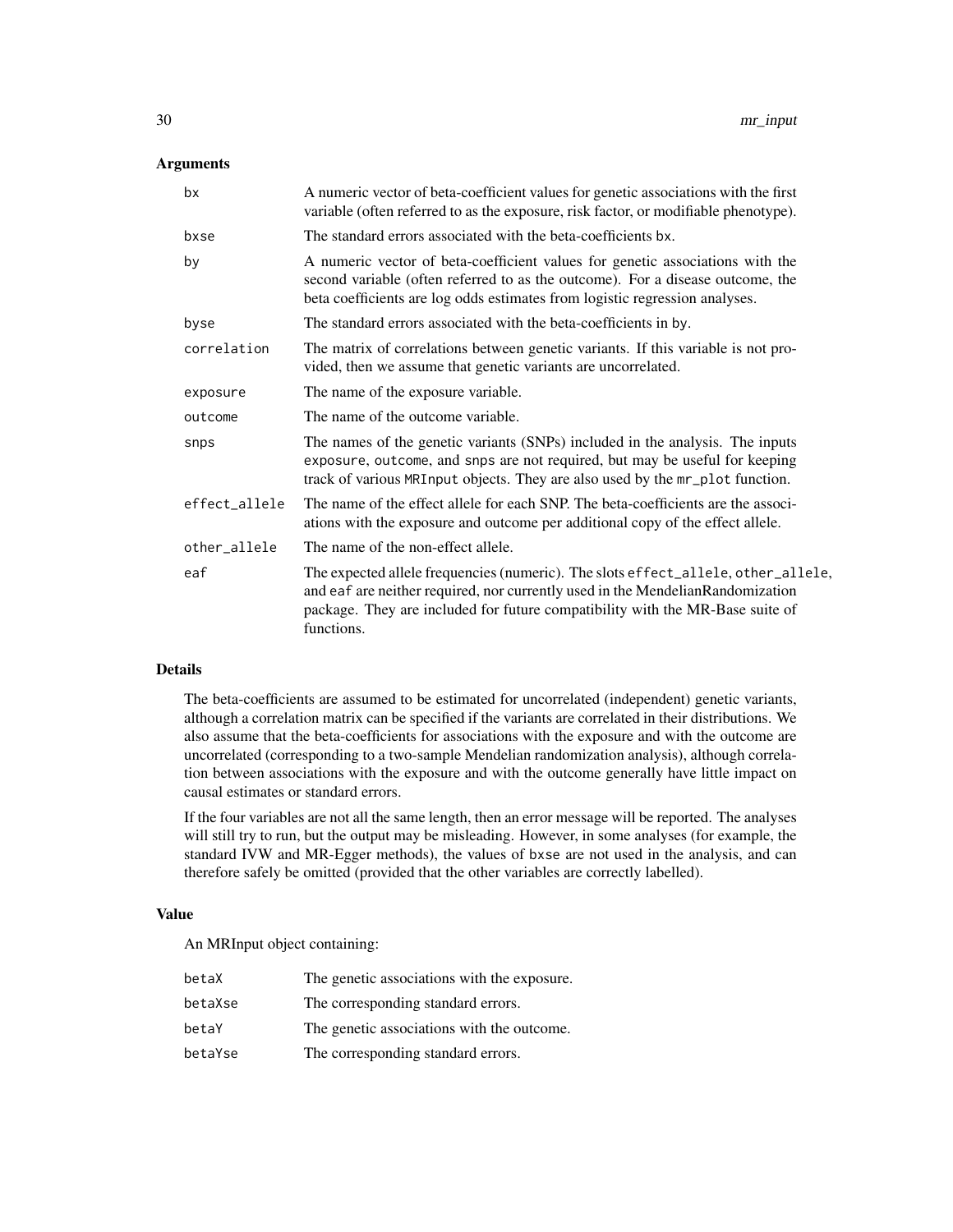## Arguments

| | |
|---|---|
| bx | A numeric vector of beta-coefficient values for genetic associations with the first variable (often referred to as the exposure, risk factor, or modifiable phenotype). |
| bxse | The standard errors associated with the beta-coefficients bx. |
| by | A numeric vector of beta-coefficient values for genetic associations with the second variable (often referred to as the outcome). For a disease outcome, the beta coefficients are log odds estimates from logistic regression analyses. |
| byse | The standard errors associated with the beta-coefficients in by. |
| correlation | The matrix of correlations between genetic variants. If this variable is not provided, then we assume that genetic variants are uncorrelated. |
| exposure | The name of the exposure variable. |
| outcome | The name of the outcome variable. |
| snps | The names of the genetic variants (SNPs) included in the analysis. The inputs exposure, outcome, and snps are not required, but may be useful for keeping track of various MRInput objects. They are also used by the mr_plot function. |
| effect_allele | The name of the effect allele for each SNP. The beta-coefficients are the associations with the exposure and outcome per additional copy of the effect allele. |
| other_allele | The name of the non-effect allele. |
| eaf | The expected allele frequencies (numeric). The slots effect_allele, other_allele, and eaf are neither required, nor currently used in the MendelianRandomization package. They are included for future compatibility with the MR-Base suite of functions. |

## Details

The beta-coefficients are assumed to be estimated for uncorrelated (independent) genetic variants, although a correlation matrix can be specified if the variants are correlated in their distributions. We also assume that the beta-coefficients for associations with the exposure and with the outcome are uncorrelated (corresponding to a two-sample Mendelian randomization analysis), although correlation between associations with the exposure and with the outcome generally have little impact on causal estimates or standard errors.

If the four variables are not all the same length, then an error message will be reported. The analyses will still try to run, but the output may be misleading. However, in some analyses (for example, the standard IVW and MR-Egger methods), the values of bxse are not used in the analysis, and can therefore safely be omitted (provided that the other variables are correctly labelled).

## Value

An MRInput object containing:

| | |
|---|---|
| betaX | The genetic associations with the exposure. |
| betaXse | The corresponding standard errors. |
| betaY | The genetic associations with the outcome. |
| betaYse | The corresponding standard errors. |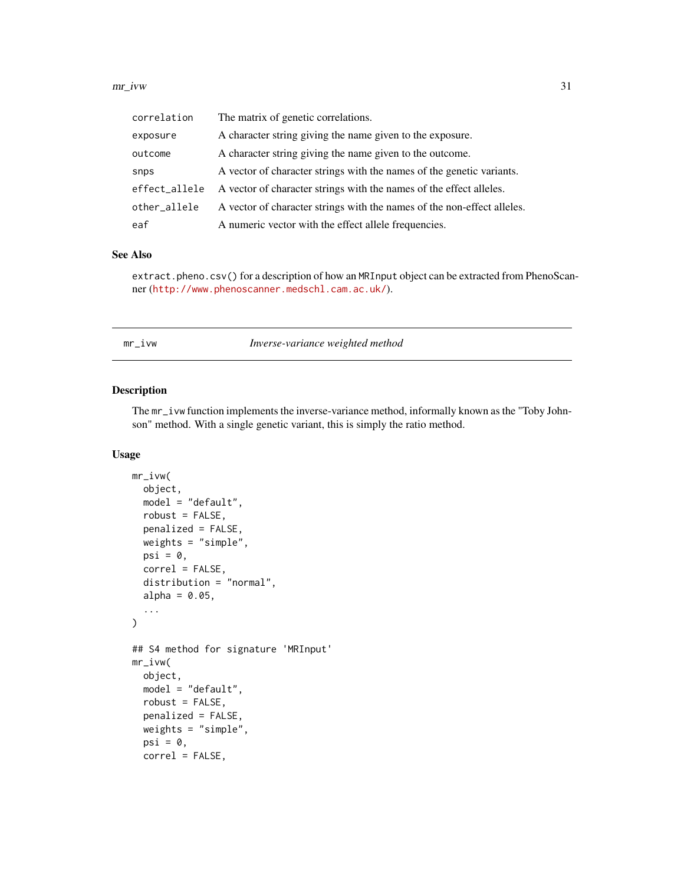| | |
|---|---|
| correlation | The matrix of genetic correlations. |
| exposure | A character string giving the name given to the exposure. |
| outcome | A character string giving the name given to the outcome. |
| snps | A vector of character strings with the names of the genetic variants. |
| effect_allele | A vector of character strings with the names of the effect alleles. |
| other_allele | A vector of character strings with the names of the non-effect alleles. |
| eaf | A numeric vector with the effect allele frequencies. |

### See Also

extract.pheno.csv() for a description of how an MRInput object can be extracted from PhenoScanner (http://www.phenoscanner.medschl.cam.ac.uk/).

---

## mr_ivw — *Inverse-variance weighted method*

### Description

The mr_ivw function implements the inverse-variance method, informally known as the "Toby Johnson" method. With a single genetic variant, this is simply the ratio method.

### Usage

```
mr_ivw(
  object,
  model = "default",
  robust = FALSE,
  penalized = FALSE,
  weights = "simple",
  psi = 0,
  correl = FALSE,
  distribution = "normal",
  alpha = 0.05,
  ...
)

## S4 method for signature 'MRInput'
mr_ivw(
  object,
  model = "default",
  robust = FALSE,
  penalized = FALSE,
  weights = "simple",
  psi = 0,
  correl = FALSE,
```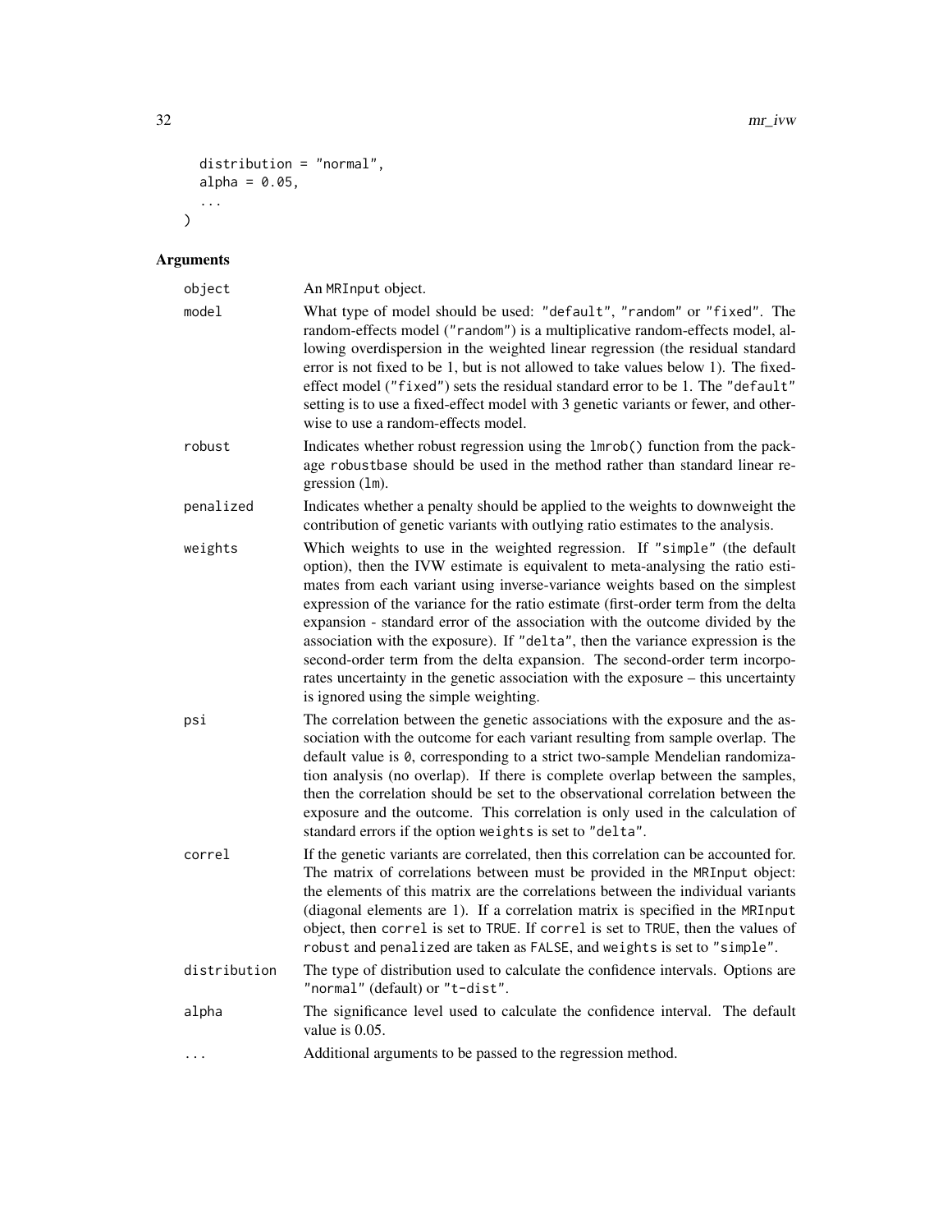```
  distribution = "normal",
  alpha = 0.05,
  ...
)
```

## Arguments

| | |
|---|---|
| object | An MRInput object. |
| model | What type of model should be used: "default", "random" or "fixed". The random-effects model ("random") is a multiplicative random-effects model, allowing overdispersion in the weighted linear regression (the residual standard error is not fixed to be 1, but is not allowed to take values below 1). The fixed-effect model ("fixed") sets the residual standard error to be 1. The "default" setting is to use a fixed-effect model with 3 genetic variants or fewer, and otherwise to use a random-effects model. |
| robust | Indicates whether robust regression using the lmrob() function from the package robustbase should be used in the method rather than standard linear regression (lm). |
| penalized | Indicates whether a penalty should be applied to the weights to downweight the contribution of genetic variants with outlying ratio estimates to the analysis. |
| weights | Which weights to use in the weighted regression. If "simple" (the default option), then the IVW estimate is equivalent to meta-analysing the ratio estimates from each variant using inverse-variance weights based on the simplest expression of the variance for the ratio estimate (first-order term from the delta expansion - standard error of the association with the outcome divided by the association with the exposure). If "delta", then the variance expression is the second-order term from the delta expansion. The second-order term incorporates uncertainty in the genetic association with the exposure – this uncertainty is ignored using the simple weighting. |
| psi | The correlation between the genetic associations with the exposure and the association with the outcome for each variant resulting from sample overlap. The default value is 0, corresponding to a strict two-sample Mendelian randomization analysis (no overlap). If there is complete overlap between the samples, then the correlation should be set to the observational correlation between the exposure and the outcome. This correlation is only used in the calculation of standard errors if the option weights is set to "delta". |
| correl | If the genetic variants are correlated, then this correlation can be accounted for. The matrix of correlations between must be provided in the MRInput object: the elements of this matrix are the correlations between the individual variants (diagonal elements are 1). If a correlation matrix is specified in the MRInput object, then correl is set to TRUE. If correl is set to TRUE, then the values of robust and penalized are taken as FALSE, and weights is set to "simple". |
| distribution | The type of distribution used to calculate the confidence intervals. Options are "normal" (default) or "t-dist". |
| alpha | The significance level used to calculate the confidence interval. The default value is 0.05. |
| ... | Additional arguments to be passed to the regression method. |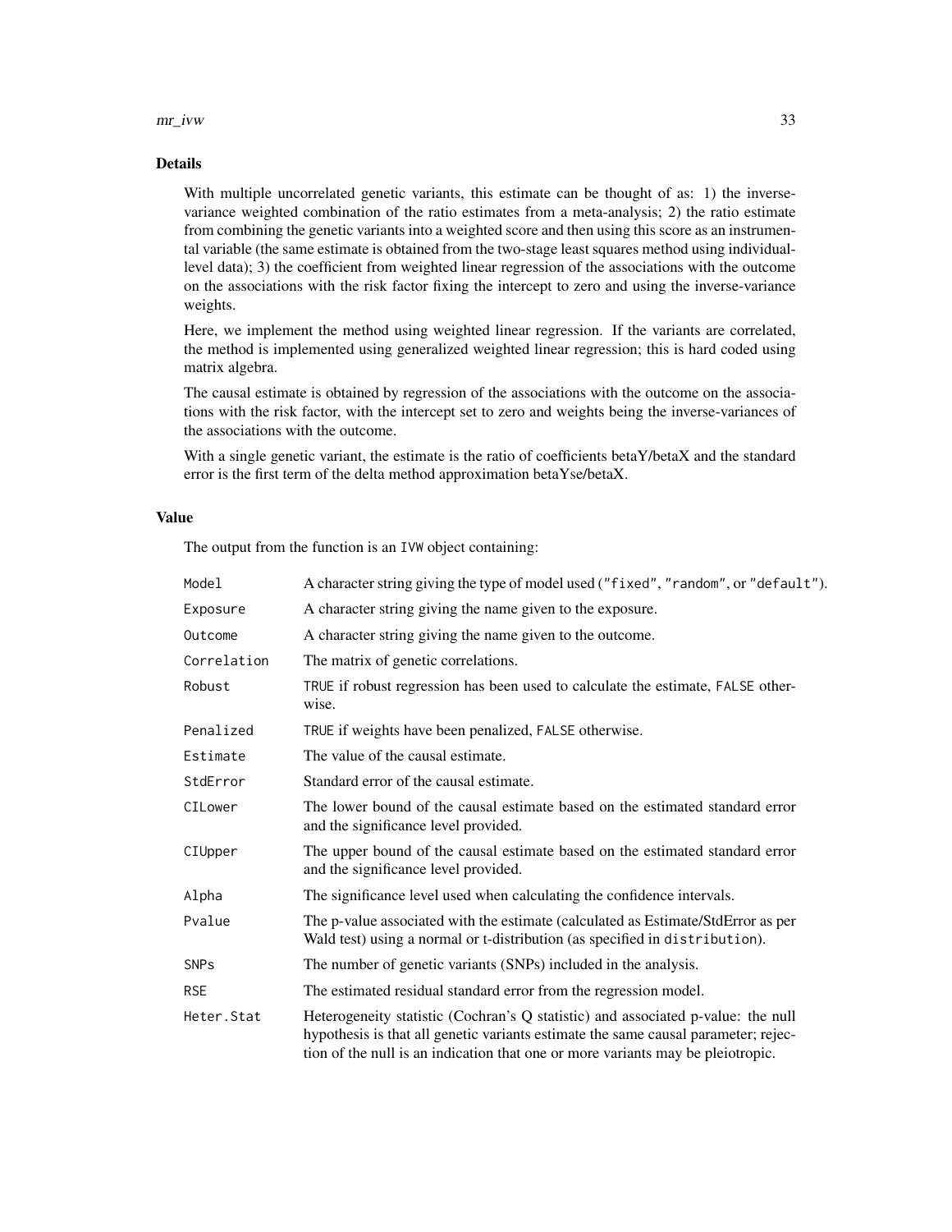## Details

With multiple uncorrelated genetic variants, this estimate can be thought of as: 1) the inverse-variance weighted combination of the ratio estimates from a meta-analysis; 2) the ratio estimate from combining the genetic variants into a weighted score and then using this score as an instrumental variable (the same estimate is obtained from the two-stage least squares method using individual-level data); 3) the coefficient from weighted linear regression of the associations with the outcome on the associations with the risk factor fixing the intercept to zero and using the inverse-variance weights.

Here, we implement the method using weighted linear regression. If the variants are correlated, the method is implemented using generalized weighted linear regression; this is hard coded using matrix algebra.

The causal estimate is obtained by regression of the associations with the outcome on the associations with the risk factor, with the intercept set to zero and weights being the inverse-variances of the associations with the outcome.

With a single genetic variant, the estimate is the ratio of coefficients betaY/betaX and the standard error is the first term of the delta method approximation betaYse/betaX.

## Value

The output from the function is an IVW object containing:

| | |
|---|---|
| `Model` | A character string giving the type of model used (`"fixed"`, `"random"`, or `"default"`). |
| `Exposure` | A character string giving the name given to the exposure. |
| `Outcome` | A character string giving the name given to the outcome. |
| `Correlation` | The matrix of genetic correlations. |
| `Robust` | `TRUE` if robust regression has been used to calculate the estimate, `FALSE` otherwise. |
| `Penalized` | `TRUE` if weights have been penalized, `FALSE` otherwise. |
| `Estimate` | The value of the causal estimate. |
| `StdError` | Standard error of the causal estimate. |
| `CILower` | The lower bound of the causal estimate based on the estimated standard error and the significance level provided. |
| `CIUpper` | The upper bound of the causal estimate based on the estimated standard error and the significance level provided. |
| `Alpha` | The significance level used when calculating the confidence intervals. |
| `Pvalue` | The p-value associated with the estimate (calculated as Estimate/StdError as per Wald test) using a normal or t-distribution (as specified in `distribution`). |
| `SNPs` | The number of genetic variants (SNPs) included in the analysis. |
| `RSE` | The estimated residual standard error from the regression model. |
| `Heter.Stat` | Heterogeneity statistic (Cochran's Q statistic) and associated p-value: the null hypothesis is that all genetic variants estimate the same causal parameter; rejection of the null is an indication that one or more variants may be pleiotropic. |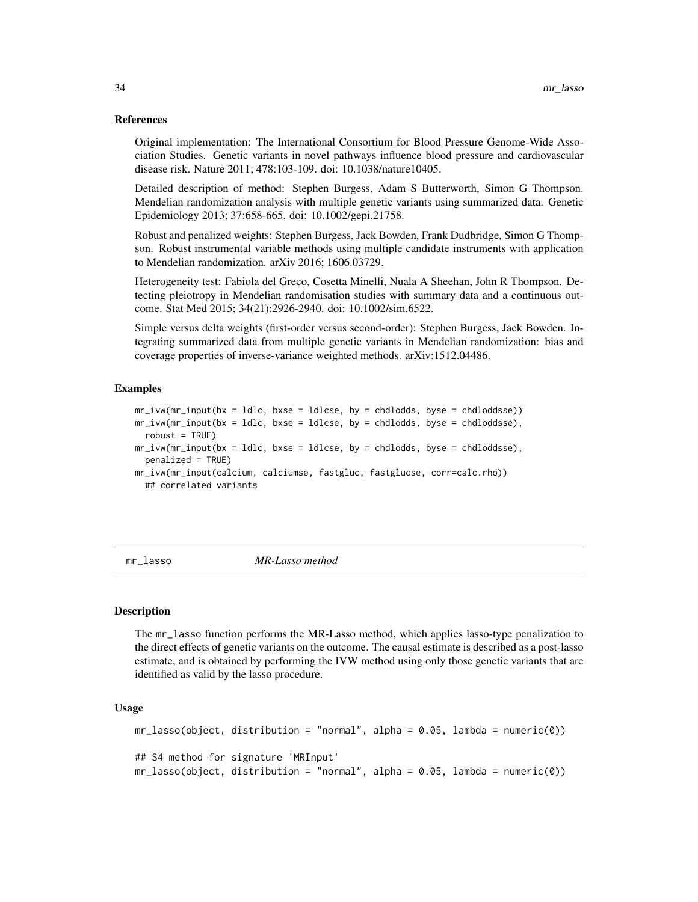### References

Original implementation: The International Consortium for Blood Pressure Genome-Wide Association Studies. Genetic variants in novel pathways influence blood pressure and cardiovascular disease risk. Nature 2011; 478:103-109. doi: 10.1038/nature10405.

Detailed description of method: Stephen Burgess, Adam S Butterworth, Simon G Thompson. Mendelian randomization analysis with multiple genetic variants using summarized data. Genetic Epidemiology 2013; 37:658-665. doi: 10.1002/gepi.21758.

Robust and penalized weights: Stephen Burgess, Jack Bowden, Frank Dudbridge, Simon G Thompson. Robust instrumental variable methods using multiple candidate instruments with application to Mendelian randomization. arXiv 2016; 1606.03729.

Heterogeneity test: Fabiola del Greco, Cosetta Minelli, Nuala A Sheehan, John R Thompson. Detecting pleiotropy in Mendelian randomisation studies with summary data and a continuous outcome. Stat Med 2015; 34(21):2926-2940. doi: 10.1002/sim.6522.

Simple versus delta weights (first-order versus second-order): Stephen Burgess, Jack Bowden. Integrating summarized data from multiple genetic variants in Mendelian randomization: bias and coverage properties of inverse-variance weighted methods. arXiv:1512.04486.

### Examples

```
mr_ivw(mr_input(bx = ldlc, bxse = ldlcse, by = chdlodds, byse = chdloddsse))
mr_ivw(mr_input(bx = ldlc, bxse = ldlcse, by = chdlodds, byse = chdloddsse),
  robust = TRUE)
mr_ivw(mr_input(bx = ldlc, bxse = ldlcse, by = chdlodds, byse = chdloddsse),
  penalized = TRUE)
mr_ivw(mr_input(calcium, calciumse, fastgluc, fastglucse, corr=calc.rho))
  ## correlated variants
```

## mr_lasso *MR-Lasso method*

### Description

The mr_lasso function performs the MR-Lasso method, which applies lasso-type penalization to the direct effects of genetic variants on the outcome. The causal estimate is described as a post-lasso estimate, and is obtained by performing the IVW method using only those genetic variants that are identified as valid by the lasso procedure.

### Usage

```
mr_lasso(object, distribution = "normal", alpha = 0.05, lambda = numeric(0))

## S4 method for signature 'MRInput'
mr_lasso(object, distribution = "normal", alpha = 0.05, lambda = numeric(0))
```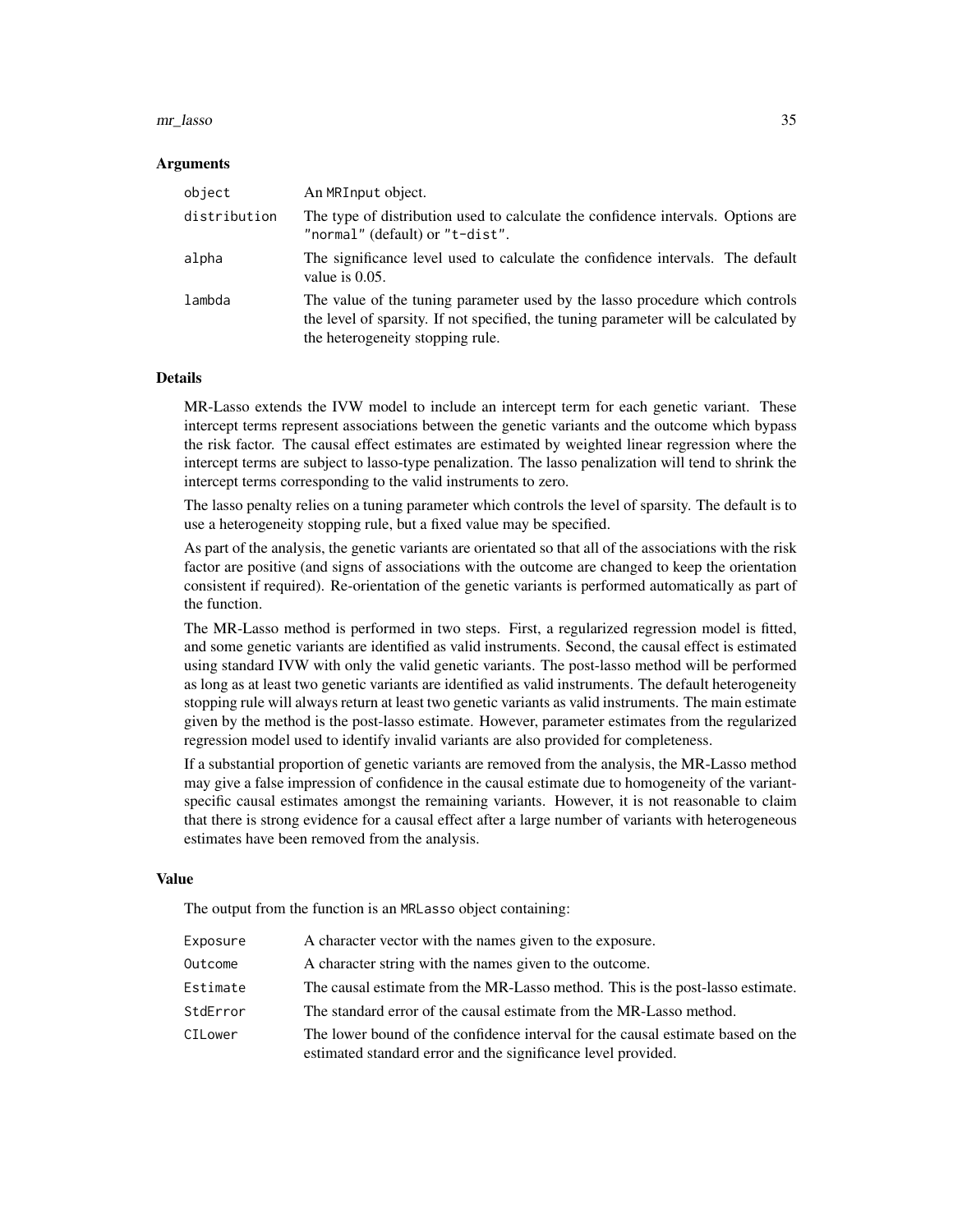### Arguments

| | |
|---|---|
| `object` | An `MRInput` object. |
| `distribution` | The type of distribution used to calculate the confidence intervals. Options are `"normal"` (default) or `"t-dist"`. |
| `alpha` | The significance level used to calculate the confidence intervals. The default value is 0.05. |
| `lambda` | The value of the tuning parameter used by the lasso procedure which controls the level of sparsity. If not specified, the tuning parameter will be calculated by the heterogeneity stopping rule. |

### Details

MR-Lasso extends the IVW model to include an intercept term for each genetic variant. These intercept terms represent associations between the genetic variants and the outcome which bypass the risk factor. The causal effect estimates are estimated by weighted linear regression where the intercept terms are subject to lasso-type penalization. The lasso penalization will tend to shrink the intercept terms corresponding to the valid instruments to zero.

The lasso penalty relies on a tuning parameter which controls the level of sparsity. The default is to use a heterogeneity stopping rule, but a fixed value may be specified.

As part of the analysis, the genetic variants are orientated so that all of the associations with the risk factor are positive (and signs of associations with the outcome are changed to keep the orientation consistent if required). Re-orientation of the genetic variants is performed automatically as part of the function.

The MR-Lasso method is performed in two steps. First, a regularized regression model is fitted, and some genetic variants are identified as valid instruments. Second, the causal effect is estimated using standard IVW with only the valid genetic variants. The post-lasso method will be performed as long as at least two genetic variants are identified as valid instruments. The default heterogeneity stopping rule will always return at least two genetic variants as valid instruments. The main estimate given by the method is the post-lasso estimate. However, parameter estimates from the regularized regression model used to identify invalid variants are also provided for completeness.

If a substantial proportion of genetic variants are removed from the analysis, the MR-Lasso method may give a false impression of confidence in the causal estimate due to homogeneity of the variant-specific causal estimates amongst the remaining variants. However, it is not reasonable to claim that there is strong evidence for a causal effect after a large number of variants with heterogeneous estimates have been removed from the analysis.

### Value

The output from the function is an `MRLasso` object containing:

| | |
|---|---|
| `Exposure` | A character vector with the names given to the exposure. |
| `Outcome` | A character string with the names given to the outcome. |
| `Estimate` | The causal estimate from the MR-Lasso method. This is the post-lasso estimate. |
| `StdError` | The standard error of the causal estimate from the MR-Lasso method. |
| `CILower` | The lower bound of the confidence interval for the causal estimate based on the estimated standard error and the significance level provided. |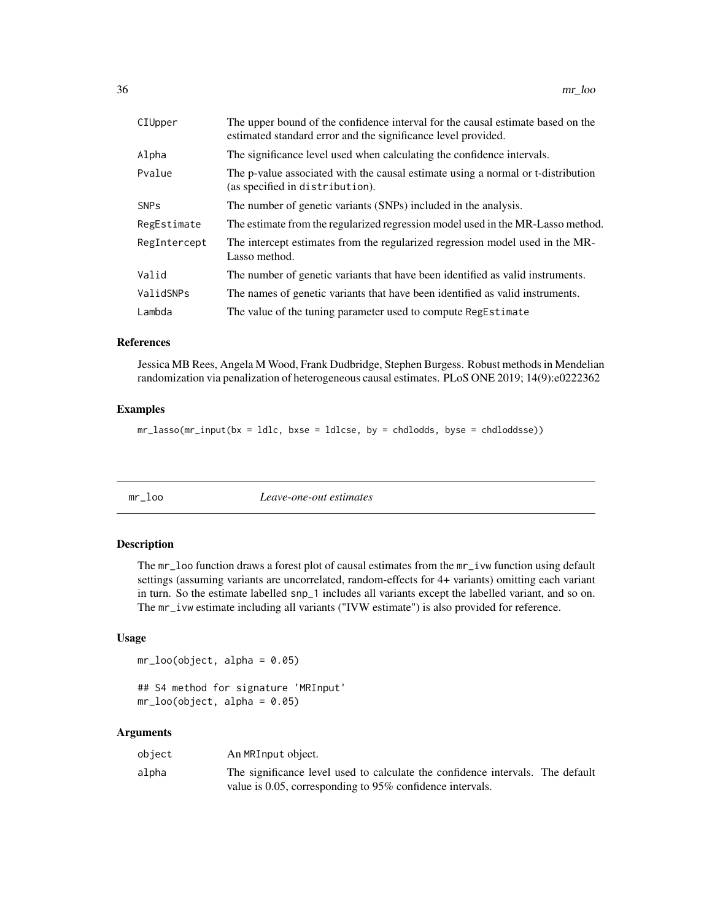| | |
|---|---|
| CIUpper | The upper bound of the confidence interval for the causal estimate based on the estimated standard error and the significance level provided. |
| Alpha | The significance level used when calculating the confidence intervals. |
| Pvalue | The p-value associated with the causal estimate using a normal or t-distribution (as specified in distribution). |
| SNPs | The number of genetic variants (SNPs) included in the analysis. |
| RegEstimate | The estimate from the regularized regression model used in the MR-Lasso method. |
| RegIntercept | The intercept estimates from the regularized regression model used in the MR-Lasso method. |
| Valid | The number of genetic variants that have been identified as valid instruments. |
| ValidSNPs | The names of genetic variants that have been identified as valid instruments. |
| Lambda | The value of the tuning parameter used to compute RegEstimate |

### References

Jessica MB Rees, Angela M Wood, Frank Dudbridge, Stephen Burgess. Robust methods in Mendelian randomization via penalization of heterogeneous causal estimates. PLoS ONE 2019; 14(9):e0222362

### Examples

```
mr_lasso(mr_input(bx = ldlc, bxse = ldlcse, by = chdlodds, byse = chdloddse))
```

## mr_loo *Leave-one-out estimates*

### Description

The mr_loo function draws a forest plot of causal estimates from the mr_ivw function using default settings (assuming variants are uncorrelated, random-effects for 4+ variants) omitting each variant in turn. So the estimate labelled snp_1 includes all variants except the labelled variant, and so on. The mr_ivw estimate including all variants ("IVW estimate") is also provided for reference.

### Usage

```
mr_loo(object, alpha = 0.05)

## S4 method for signature 'MRInput'
mr_loo(object, alpha = 0.05)
```

### Arguments

| | |
|---|---|
| object | An MRInput object. |
| alpha | The significance level used to calculate the confidence intervals. The default value is 0.05, corresponding to 95% confidence intervals. |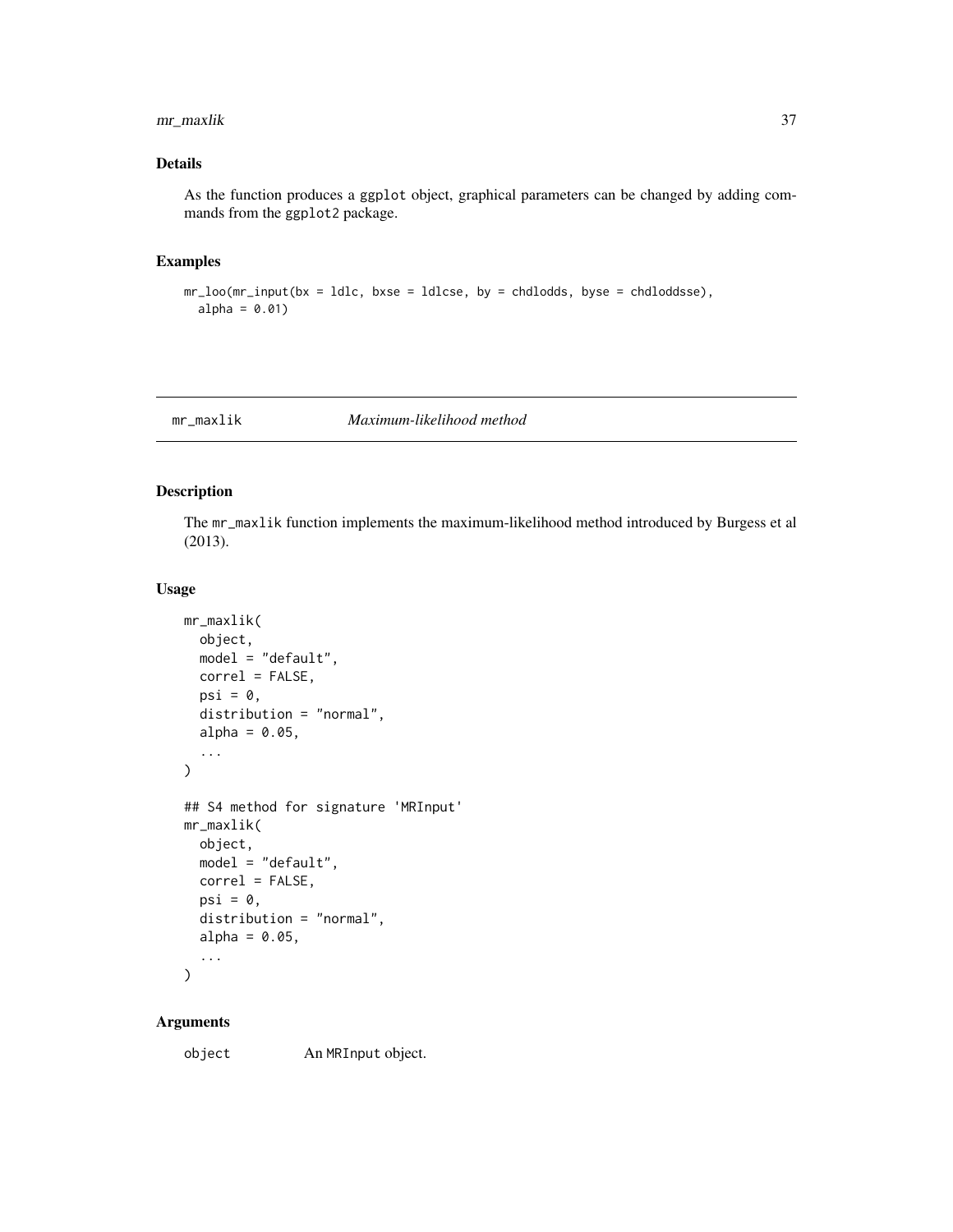## Details

As the function produces a ggplot object, graphical parameters can be changed by adding commands from the ggplot2 package.

## Examples

```
mr_loo(mr_input(bx = ldlc, bxse = ldlcse, by = chdlodds, byse = chdloddsse),
  alpha = 0.01)
```

---

mr_maxlik                *Maximum-likelihood method*

---

## Description

The mr_maxlik function implements the maximum-likelihood method introduced by Burgess et al (2013).

## Usage

```
mr_maxlik(
  object,
  model = "default",
  correl = FALSE,
  psi = 0,
  distribution = "normal",
  alpha = 0.05,
  ...
)

## S4 method for signature 'MRInput'
mr_maxlik(
  object,
  model = "default",
  correl = FALSE,
  psi = 0,
  distribution = "normal",
  alpha = 0.05,
  ...
)
```

## Arguments

| | |
|---|---|
| object | An MRInput object. |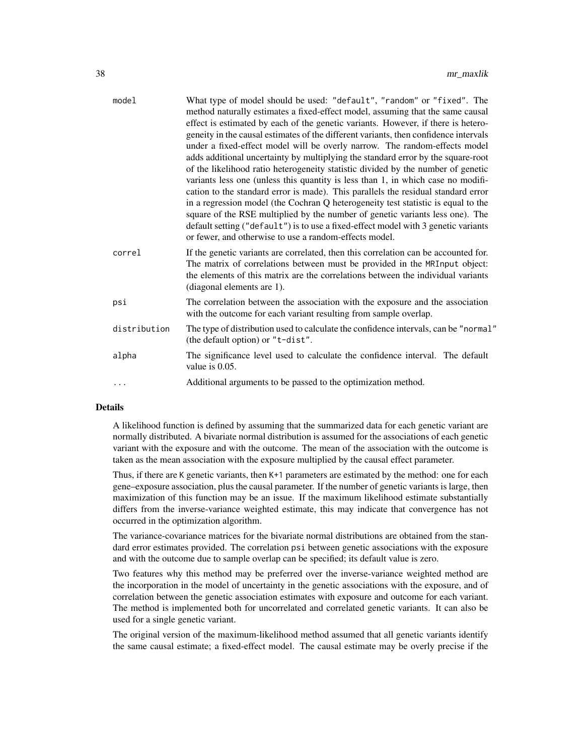| | |
|---|---|
| model | What type of model should be used: "default", "random" or "fixed". The method naturally estimates a fixed-effect model, assuming that the same causal effect is estimated by each of the genetic variants. However, if there is heterogeneity in the causal estimates of the different variants, then confidence intervals under a fixed-effect model will be overly narrow. The random-effects model adds additional uncertainty by multiplying the standard error by the square-root of the likelihood ratio heterogeneity statistic divided by the number of genetic variants less one (unless this quantity is less than 1, in which case no modification to the standard error is made). This parallels the residual standard error in a regression model (the Cochran Q heterogeneity test statistic is equal to the square of the RSE multiplied by the number of genetic variants less one). The default setting ("default") is to use a fixed-effect model with 3 genetic variants or fewer, and otherwise to use a random-effects model. |
| correl | If the genetic variants are correlated, then this correlation can be accounted for. The matrix of correlations between must be provided in the MRInput object: the elements of this matrix are the correlations between the individual variants (diagonal elements are 1). |
| psi | The correlation between the association with the exposure and the association with the outcome for each variant resulting from sample overlap. |
| distribution | The type of distribution used to calculate the confidence intervals, can be "normal" (the default option) or "t-dist". |
| alpha | The significance level used to calculate the confidence interval. The default value is 0.05. |
| ... | Additional arguments to be passed to the optimization method. |

## Details

A likelihood function is defined by assuming that the summarized data for each genetic variant are normally distributed. A bivariate normal distribution is assumed for the associations of each genetic variant with the exposure and with the outcome. The mean of the association with the outcome is taken as the mean association with the exposure multiplied by the causal effect parameter.

Thus, if there are K genetic variants, then K+1 parameters are estimated by the method: one for each gene–exposure association, plus the causal parameter. If the number of genetic variants is large, then maximization of this function may be an issue. If the maximum likelihood estimate substantially differs from the inverse-variance weighted estimate, this may indicate that convergence has not occurred in the optimization algorithm.

The variance-covariance matrices for the bivariate normal distributions are obtained from the standard error estimates provided. The correlation psi between genetic associations with the exposure and with the outcome due to sample overlap can be specified; its default value is zero.

Two features why this method may be preferred over the inverse-variance weighted method are the incorporation in the model of uncertainty in the genetic associations with the exposure, and of correlation between the genetic association estimates with exposure and outcome for each variant. The method is implemented both for uncorrelated and correlated genetic variants. It can also be used for a single genetic variant.

The original version of the maximum-likelihood method assumed that all genetic variants identify the same causal estimate; a fixed-effect model. The causal estimate may be overly precise if the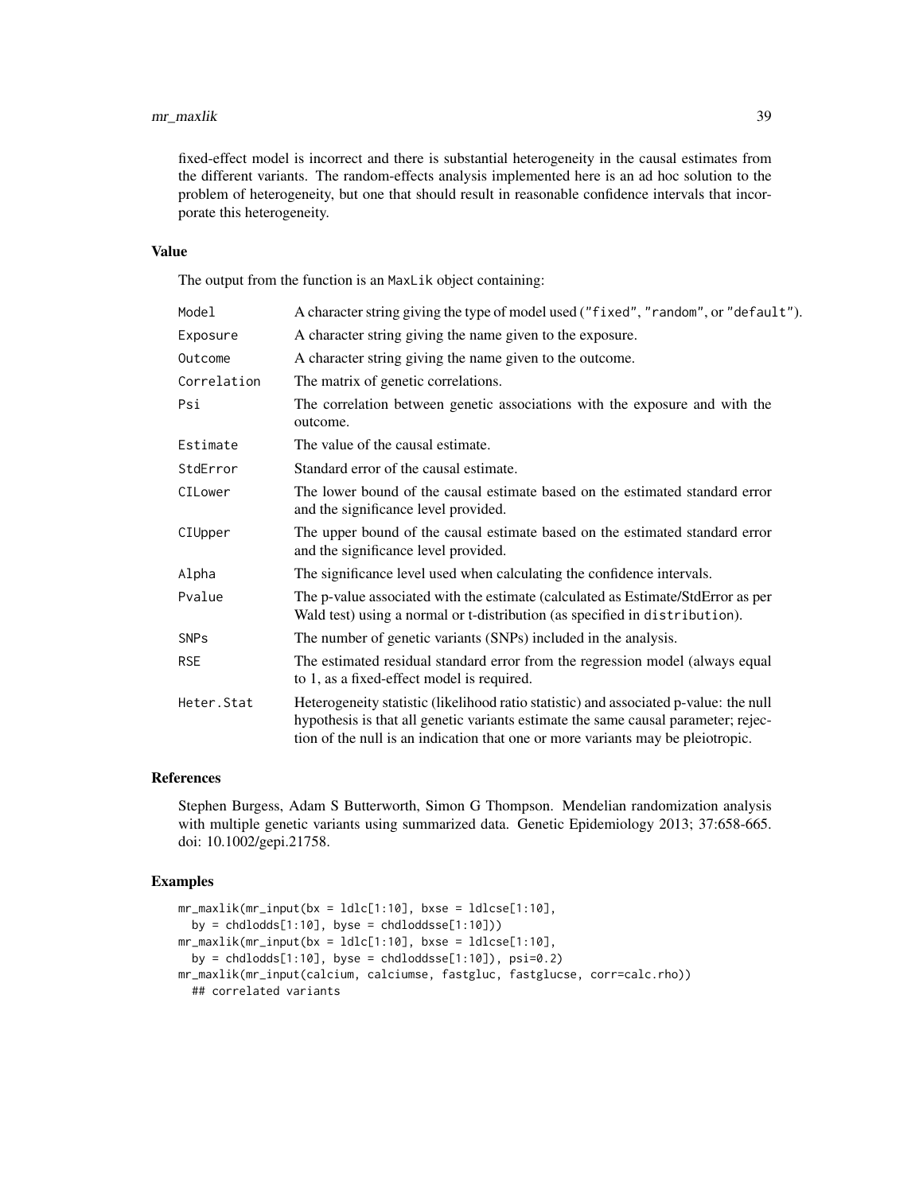fixed-effect model is incorrect and there is substantial heterogeneity in the causal estimates from the different variants. The random-effects analysis implemented here is an ad hoc solution to the problem of heterogeneity, but one that should result in reasonable confidence intervals that incorporate this heterogeneity.

### Value

The output from the function is an MaxLik object containing:

| | |
|---|---|
| Model | A character string giving the type of model used ("fixed", "random", or "default"). |
| Exposure | A character string giving the name given to the exposure. |
| Outcome | A character string giving the name given to the outcome. |
| Correlation | The matrix of genetic correlations. |
| Psi | The correlation between genetic associations with the exposure and with the outcome. |
| Estimate | The value of the causal estimate. |
| StdError | Standard error of the causal estimate. |
| CILower | The lower bound of the causal estimate based on the estimated standard error and the significance level provided. |
| CIUpper | The upper bound of the causal estimate based on the estimated standard error and the significance level provided. |
| Alpha | The significance level used when calculating the confidence intervals. |
| Pvalue | The p-value associated with the estimate (calculated as Estimate/StdError as per Wald test) using a normal or t-distribution (as specified in distribution). |
| SNPs | The number of genetic variants (SNPs) included in the analysis. |
| RSE | The estimated residual standard error from the regression model (always equal to 1, as a fixed-effect model is required. |
| Heter.Stat | Heterogeneity statistic (likelihood ratio statistic) and associated p-value: the null hypothesis is that all genetic variants estimate the same causal parameter; rejection of the null is an indication that one or more variants may be pleiotropic. |

### References

Stephen Burgess, Adam S Butterworth, Simon G Thompson. Mendelian randomization analysis with multiple genetic variants using summarized data. Genetic Epidemiology 2013; 37:658-665. doi: 10.1002/gepi.21758.

### Examples

```
mr_maxlik(mr_input(bx = ldlc[1:10], bxse = ldlcse[1:10],
  by = chdlodds[1:10], byse = chdloddsse[1:10]))
mr_maxlik(mr_input(bx = ldlc[1:10], bxse = ldlcse[1:10],
  by = chdlodds[1:10], byse = chdloddsse[1:10]), psi=0.2)
mr_maxlik(mr_input(calcium, calciumse, fastgluc, fastglucse, corr=calc.rho))
  ## correlated variants
```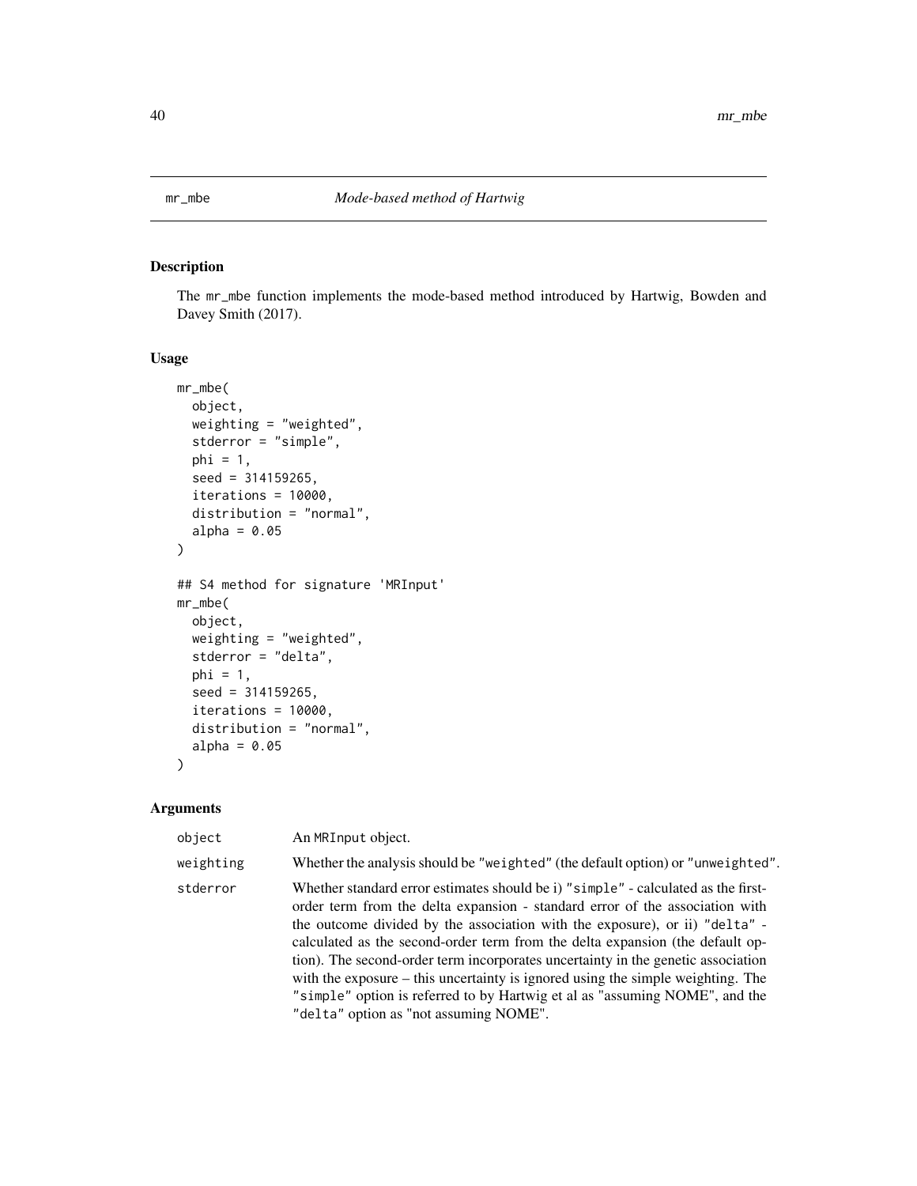# mr_mbe — *Mode-based method of Hartwig*

## Description

The mr_mbe function implements the mode-based method introduced by Hartwig, Bowden and Davey Smith (2017).

## Usage

```
mr_mbe(
  object,
  weighting = "weighted",
  stderror = "simple",
  phi = 1,
  seed = 314159265,
  iterations = 10000,
  distribution = "normal",
  alpha = 0.05
)

## S4 method for signature 'MRInput'
mr_mbe(
  object,
  weighting = "weighted",
  stderror = "delta",
  phi = 1,
  seed = 314159265,
  iterations = 10000,
  distribution = "normal",
  alpha = 0.05
)
```

## Arguments

| | |
|---|---|
| object | An MRInput object. |
| weighting | Whether the analysis should be "weighted" (the default option) or "unweighted". |
| stderror | Whether standard error estimates should be i) "simple" - calculated as the first-order term from the delta expansion - standard error of the association with the outcome divided by the association with the exposure), or ii) "delta" - calculated as the second-order term from the delta expansion (the default option). The second-order term incorporates uncertainty in the genetic association with the exposure – this uncertainty is ignored using the simple weighting. The "simple" option is referred to by Hartwig et al as "assuming NOME", and the "delta" option as "not assuming NOME". |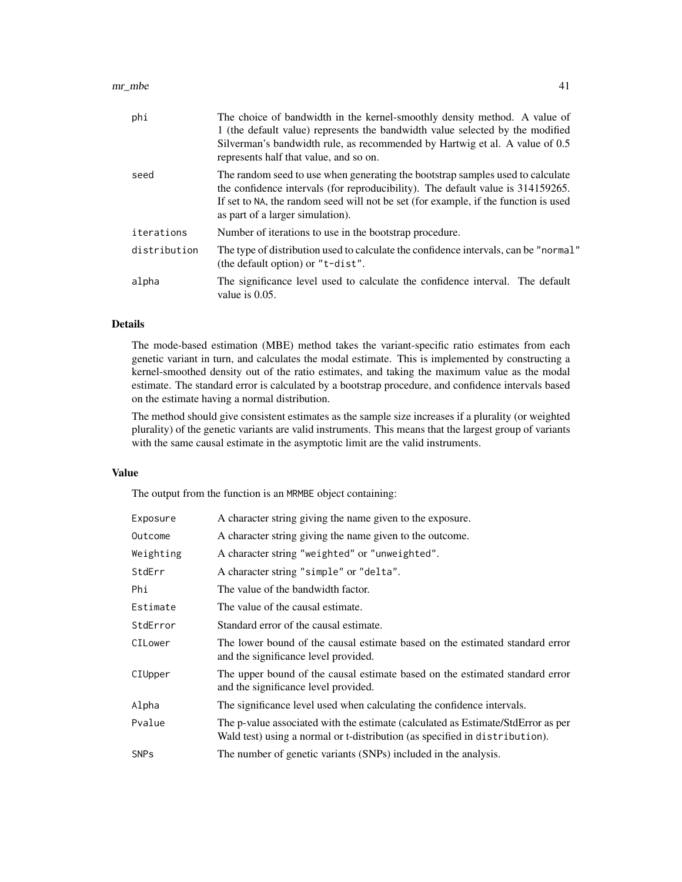| | |
|---|---|
| phi | The choice of bandwidth in the kernel-smoothly density method. A value of 1 (the default value) represents the bandwidth value selected by the modified Silverman's bandwidth rule, as recommended by Hartwig et al. A value of 0.5 represents half that value, and so on. |
| seed | The random seed to use when generating the bootstrap samples used to calculate the confidence intervals (for reproducibility). The default value is 314159265. If set to NA, the random seed will not be set (for example, if the function is used as part of a larger simulation). |
| iterations | Number of iterations to use in the bootstrap procedure. |
| distribution | The type of distribution used to calculate the confidence intervals, can be "normal" (the default option) or "t-dist". |
| alpha | The significance level used to calculate the confidence interval. The default value is 0.05. |

### Details

The mode-based estimation (MBE) method takes the variant-specific ratio estimates from each genetic variant in turn, and calculates the modal estimate. This is implemented by constructing a kernel-smoothed density out of the ratio estimates, and taking the maximum value as the modal estimate. The standard error is calculated by a bootstrap procedure, and confidence intervals based on the estimate having a normal distribution.

The method should give consistent estimates as the sample size increases if a plurality (or weighted plurality) of the genetic variants are valid instruments. This means that the largest group of variants with the same causal estimate in the asymptotic limit are the valid instruments.

### Value

The output from the function is an MRMBE object containing:

| | |
|---|---|
| Exposure | A character string giving the name given to the exposure. |
| Outcome | A character string giving the name given to the outcome. |
| Weighting | A character string "weighted" or "unweighted". |
| StdErr | A character string "simple" or "delta". |
| Phi | The value of the bandwidth factor. |
| Estimate | The value of the causal estimate. |
| StdError | Standard error of the causal estimate. |
| CILower | The lower bound of the causal estimate based on the estimated standard error and the significance level provided. |
| CIUpper | The upper bound of the causal estimate based on the estimated standard error and the significance level provided. |
| Alpha | The significance level used when calculating the confidence intervals. |
| Pvalue | The p-value associated with the estimate (calculated as Estimate/StdError as per Wald test) using a normal or t-distribution (as specified in distribution). |
| SNPs | The number of genetic variants (SNPs) included in the analysis. |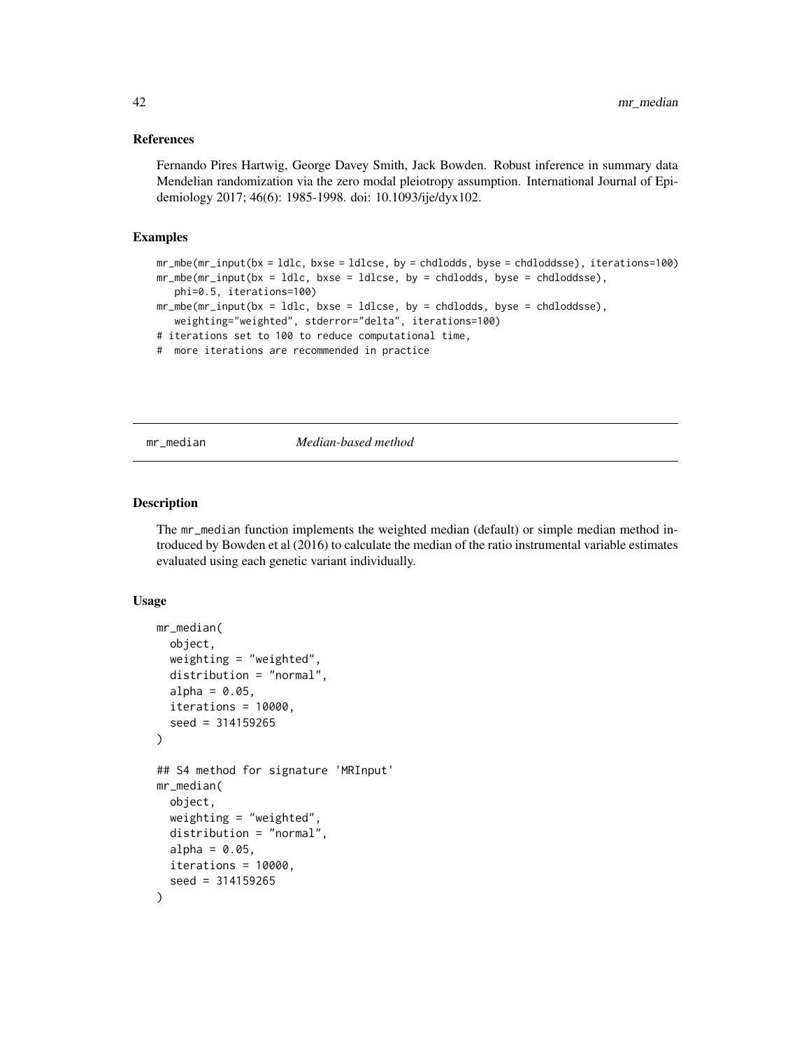### References

Fernando Pires Hartwig, George Davey Smith, Jack Bowden. Robust inference in summary data Mendelian randomization via the zero modal pleiotropy assumption. International Journal of Epidemiology 2017; 46(6): 1985-1998. doi: 10.1093/ije/dyx102.

### Examples

```
mr_mbe(mr_input(bx = ldlc, bxse = ldlcse, by = chdlodds, byse = chdloddsse), iterations=100)
mr_mbe(mr_input(bx = ldlc, bxse = ldlcse, by = chdlodds, byse = chdloddsse),
   phi=0.5, iterations=100)
mr_mbe(mr_input(bx = ldlc, bxse = ldlcse, by = chdlodds, byse = chdloddsse),
   weighting="weighted", stderror="delta", iterations=100)
# iterations set to 100 to reduce computational time,
#  more iterations are recommended in practice
```

---

## mr_median *Median-based method*

### Description

The mr_median function implements the weighted median (default) or simple median method introduced by Bowden et al (2016) to calculate the median of the ratio instrumental variable estimates evaluated using each genetic variant individually.

### Usage

```
mr_median(
  object,
  weighting = "weighted",
  distribution = "normal",
  alpha = 0.05,
  iterations = 10000,
  seed = 314159265
)

## S4 method for signature 'MRInput'
mr_median(
  object,
  weighting = "weighted",
  distribution = "normal",
  alpha = 0.05,
  iterations = 10000,
  seed = 314159265
)
```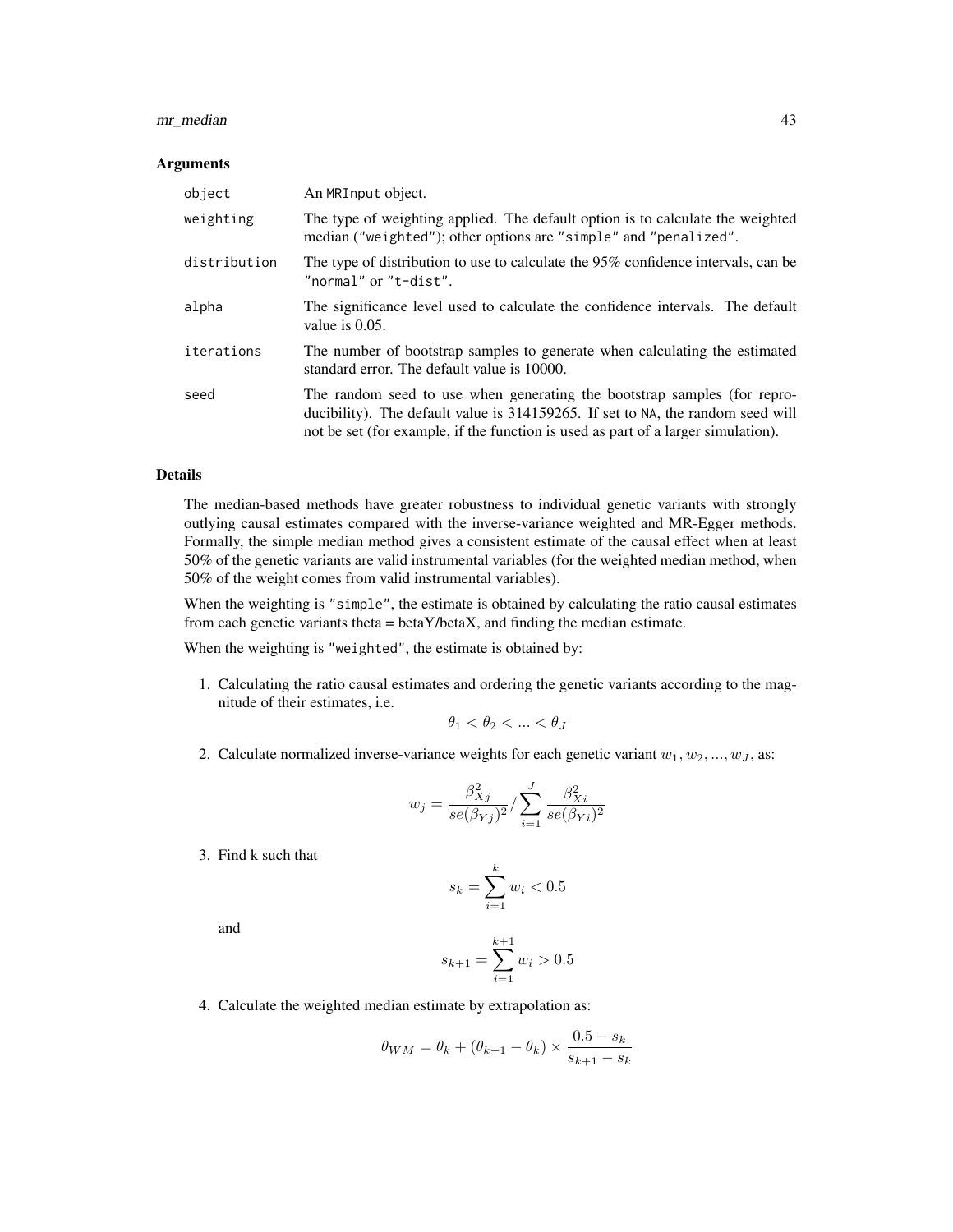### Arguments

| | |
|---|---|
| object | An MRInput object. |
| weighting | The type of weighting applied. The default option is to calculate the weighted median ("weighted"); other options are "simple" and "penalized". |
| distribution | The type of distribution to use to calculate the 95% confidence intervals, can be "normal" or "t-dist". |
| alpha | The significance level used to calculate the confidence intervals. The default value is 0.05. |
| iterations | The number of bootstrap samples to generate when calculating the estimated standard error. The default value is 10000. |
| seed | The random seed to use when generating the bootstrap samples (for reproducibility). The default value is 314159265. If set to NA, the random seed will not be set (for example, if the function is used as part of a larger simulation). |

### Details

The median-based methods have greater robustness to individual genetic variants with strongly outlying causal estimates compared with the inverse-variance weighted and MR-Egger methods. Formally, the simple median method gives a consistent estimate of the causal effect when at least 50% of the genetic variants are valid instrumental variables (for the weighted median method, when 50% of the weight comes from valid instrumental variables).

When the weighting is "simple", the estimate is obtained by calculating the ratio causal estimates from each genetic variants theta = betaY/betaX, and finding the median estimate.

When the weighting is "weighted", the estimate is obtained by:

1. Calculating the ratio causal estimates and ordering the genetic variants according to the magnitude of their estimates, i.e.

$$\theta_1 < \theta_2 < ... < \theta_J$$

2. Calculate normalized inverse-variance weights for each genetic variant $w_1, w_2, ..., w_J$, as:

$$w_j = \frac{\beta_{Xj}^2}{se(\beta_{Yj})^2} / \sum_{i=1}^{J} \frac{\beta_{Xi}^2}{se(\beta_{Yi})^2}$$

3. Find k such that

$$s_k = \sum_{i=1}^{k} w_i < 0.5$$

and

$$s_{k+1} = \sum_{i=1}^{k+1} w_i > 0.5$$

4. Calculate the weighted median estimate by extrapolation as:

$$\theta_{WM} = \theta_k + (\theta_{k+1} - \theta_k) \times \frac{0.5 - s_k}{s_{k+1} - s_k}$$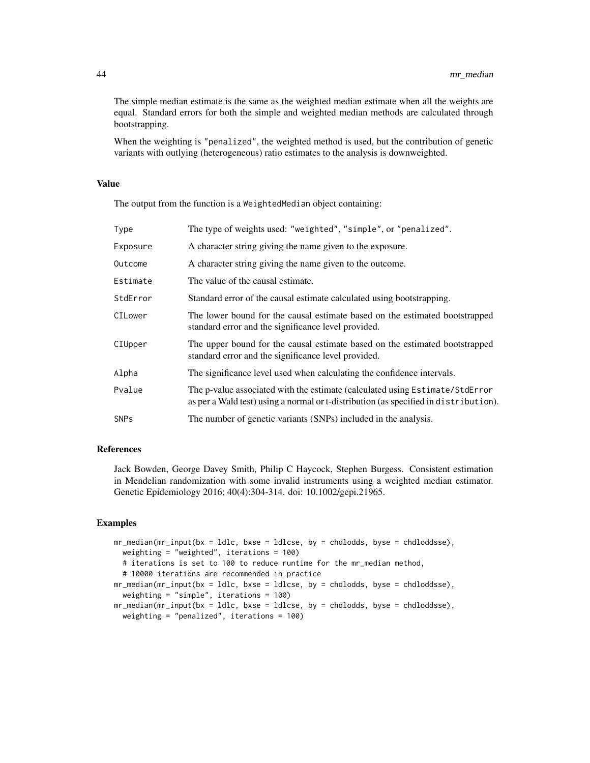The simple median estimate is the same as the weighted median estimate when all the weights are equal. Standard errors for both the simple and weighted median methods are calculated through bootstrapping.

When the weighting is "penalized", the weighted method is used, but the contribution of genetic variants with outlying (heterogeneous) ratio estimates to the analysis is downweighted.

## Value

The output from the function is a WeightedMedian object containing:

| | |
|---|---|
| Type | The type of weights used: "weighted", "simple", or "penalized". |
| Exposure | A character string giving the name given to the exposure. |
| Outcome | A character string giving the name given to the outcome. |
| Estimate | The value of the causal estimate. |
| StdError | Standard error of the causal estimate calculated using bootstrapping. |
| CILower | The lower bound for the causal estimate based on the estimated bootstrapped standard error and the significance level provided. |
| CIUpper | The upper bound for the causal estimate based on the estimated bootstrapped standard error and the significance level provided. |
| Alpha | The significance level used when calculating the confidence intervals. |
| Pvalue | The p-value associated with the estimate (calculated using Estimate/StdError as per a Wald test) using a normal or t-distribution (as specified in distribution). |
| SNPs | The number of genetic variants (SNPs) included in the analysis. |

## References

Jack Bowden, George Davey Smith, Philip C Haycock, Stephen Burgess. Consistent estimation in Mendelian randomization with some invalid instruments using a weighted median estimator. Genetic Epidemiology 2016; 40(4):304-314. doi: 10.1002/gepi.21965.

## Examples

```
mr_median(mr_input(bx = ldlc, bxse = ldlcse, by = chdlodds, byse = chdloddsse),
  weighting = "weighted", iterations = 100)
  # iterations is set to 100 to reduce runtime for the mr_median method,
  # 10000 iterations are recommended in practice
mr_median(mr_input(bx = ldlc, bxse = ldlcse, by = chdlodds, byse = chdloddsse),
  weighting = "simple", iterations = 100)
mr_median(mr_input(bx = ldlc, bxse = ldlcse, by = chdlodds, byse = chdloddsse),
  weighting = "penalized", iterations = 100)
```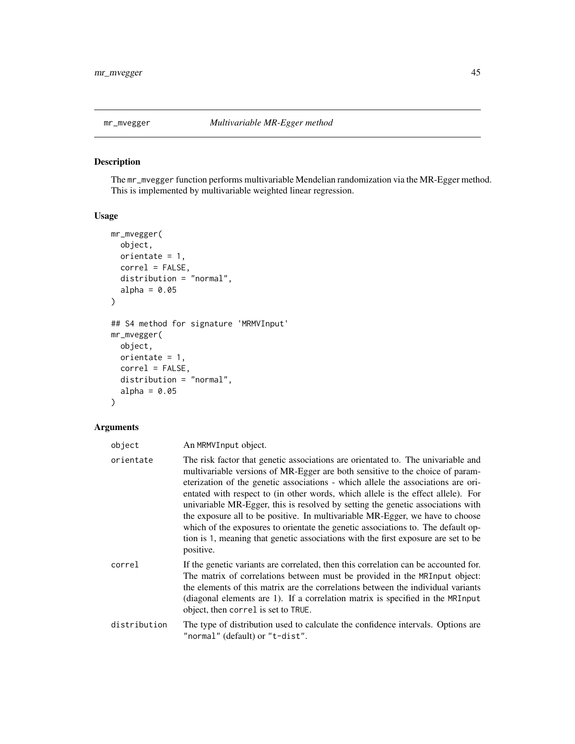## mr_mvegger *Multivariable MR-Egger method*

### Description

The `mr_mvegger` function performs multivariable Mendelian randomization via the MR-Egger method. This is implemented by multivariable weighted linear regression.

### Usage

```
mr_mvegger(
  object,
  orientate = 1,
  correl = FALSE,
  distribution = "normal",
  alpha = 0.05
)

## S4 method for signature 'MRMVInput'
mr_mvegger(
  object,
  orientate = 1,
  correl = FALSE,
  distribution = "normal",
  alpha = 0.05
)
```

### Arguments

| | |
|---|---|
| object | An `MRMVInput` object. |
| orientate | The risk factor that genetic associations are orientated to. The univariable and multivariable versions of MR-Egger are both sensitive to the choice of parameterization of the genetic associations - which allele the associations are orientated with respect to (in other words, which allele is the effect allele). For univariable MR-Egger, this is resolved by setting the genetic associations with the exposure all to be positive. In multivariable MR-Egger, we have to choose which of the exposures to orientate the genetic associations to. The default option is 1, meaning that genetic associations with the first exposure are set to be positive. |
| correl | If the genetic variants are correlated, then this correlation can be accounted for. The matrix of correlations between must be provided in the `MRInput` object: the elements of this matrix are the correlations between the individual variants (diagonal elements are 1). If a correlation matrix is specified in the `MRInput` object, then `correl` is set to `TRUE`. |
| distribution | The type of distribution used to calculate the confidence intervals. Options are `"normal"` (default) or `"t-dist"`. |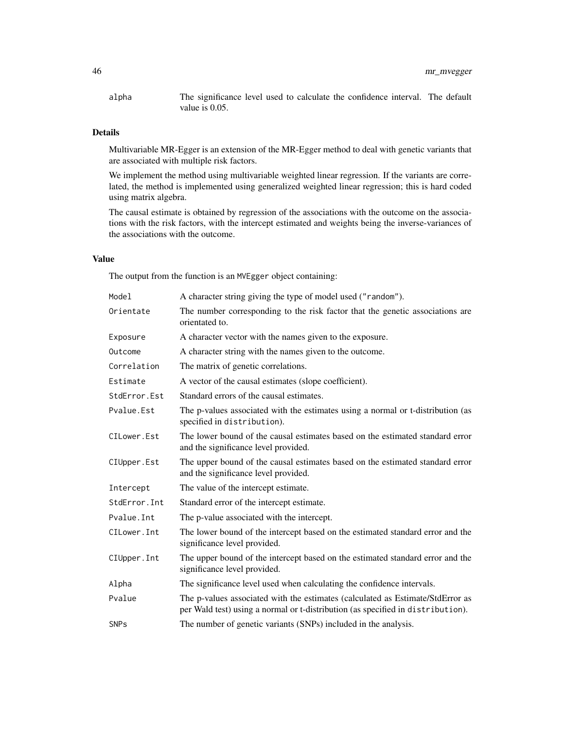| | |
|---|---|
| `alpha` | The significance level used to calculate the confidence interval. The default value is 0.05. |

### Details

Multivariable MR-Egger is an extension of the MR-Egger method to deal with genetic variants that are associated with multiple risk factors.

We implement the method using multivariable weighted linear regression. If the variants are correlated, the method is implemented using generalized weighted linear regression; this is hard coded using matrix algebra.

The causal estimate is obtained by regression of the associations with the outcome on the associations with the risk factors, with the intercept estimated and weights being the inverse-variances of the associations with the outcome.

### Value

The output from the function is an `MVEgger` object containing:

| | |
|---|---|
| `Model` | A character string giving the type of model used (`"random"`). |
| `Orientate` | The number corresponding to the risk factor that the genetic associations are orientated to. |
| `Exposure` | A character vector with the names given to the exposure. |
| `Outcome` | A character string with the names given to the outcome. |
| `Correlation` | The matrix of genetic correlations. |
| `Estimate` | A vector of the causal estimates (slope coefficient). |
| `StdError.Est` | Standard errors of the causal estimates. |
| `Pvalue.Est` | The p-values associated with the estimates using a normal or t-distribution (as specified in `distribution`). |
| `CILower.Est` | The lower bound of the causal estimates based on the estimated standard error and the significance level provided. |
| `CIUpper.Est` | The upper bound of the causal estimates based on the estimated standard error and the significance level provided. |
| `Intercept` | The value of the intercept estimate. |
| `StdError.Int` | Standard error of the intercept estimate. |
| `Pvalue.Int` | The p-value associated with the intercept. |
| `CILower.Int` | The lower bound of the intercept based on the estimated standard error and the significance level provided. |
| `CIUpper.Int` | The upper bound of the intercept based on the estimated standard error and the significance level provided. |
| `Alpha` | The significance level used when calculating the confidence intervals. |
| `Pvalue` | The p-values associated with the estimates (calculated as Estimate/StdError as per Wald test) using a normal or t-distribution (as specified in `distribution`). |
| `SNPs` | The number of genetic variants (SNPs) included in the analysis. |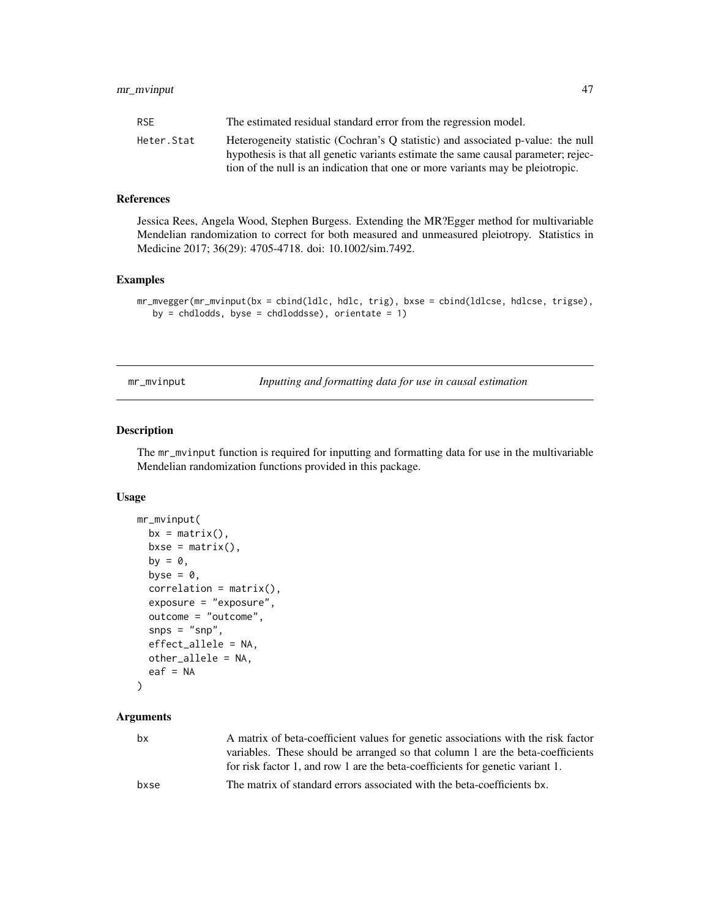| | |
|---|---|
| RSE | The estimated residual standard error from the regression model. |
| Heter.Stat | Heterogeneity statistic (Cochran's Q statistic) and associated p-value: the null hypothesis is that all genetic variants estimate the same causal parameter; rejection of the null is an indication that one or more variants may be pleiotropic. |

### References

Jessica Rees, Angela Wood, Stephen Burgess. Extending the MR?Egger method for multivariable Mendelian randomization to correct for both measured and unmeasured pleiotropy. Statistics in Medicine 2017; 36(29): 4705-4718. doi: 10.1002/sim.7492.

### Examples

```
mr_mvegger(mr_mvinput(bx = cbind(ldlc, hdlc, trig), bxse = cbind(ldlcse, hdlcse, trigse),
   by = chdlodds, byse = chdloddsse), orientate = 1)
```

## mr_mvinput — *Inputting and formatting data for use in causal estimation*

### Description

The `mr_mvinput` function is required for inputting and formatting data for use in the multivariable Mendelian randomization functions provided in this package.

### Usage

```
mr_mvinput(
  bx = matrix(),
  bxse = matrix(),
  by = 0,
  byse = 0,
  correlation = matrix(),
  exposure = "exposure",
  outcome = "outcome",
  snps = "snp",
  effect_allele = NA,
  other_allele = NA,
  eaf = NA
)
```

### Arguments

| | |
|---|---|
| bx | A matrix of beta-coefficient values for genetic associations with the risk factor variables. These should be arranged so that column 1 are the beta-coefficients for risk factor 1, and row 1 are the beta-coefficients for genetic variant 1. |
| bxse | The matrix of standard errors associated with the beta-coefficients bx. |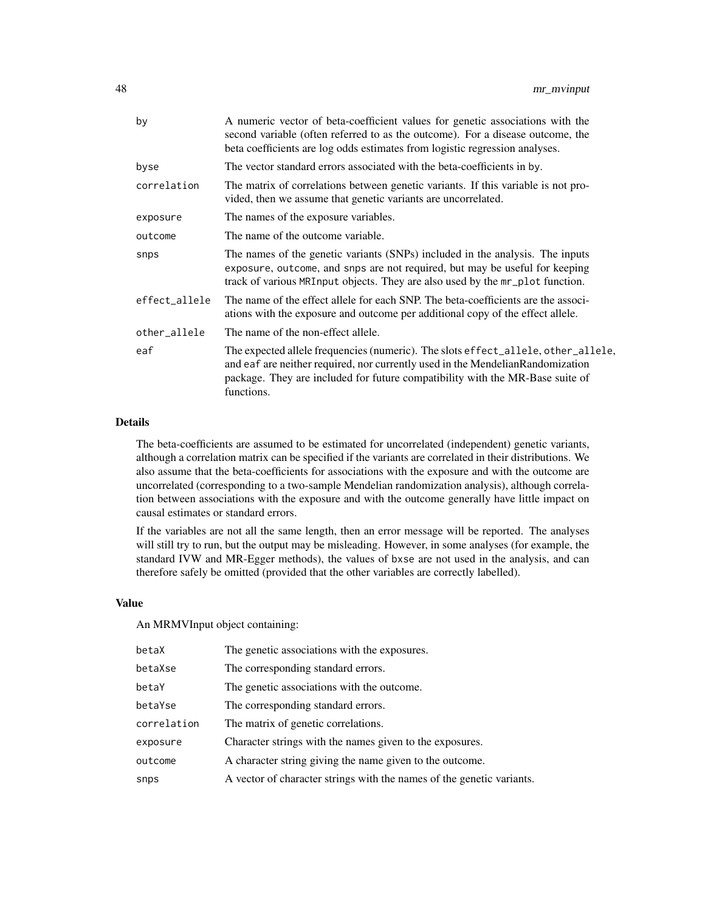| | |
|---|---|
| by | A numeric vector of beta-coefficient values for genetic associations with the second variable (often referred to as the outcome). For a disease outcome, the beta coefficients are log odds estimates from logistic regression analyses. |
| byse | The vector standard errors associated with the beta-coefficients in by. |
| correlation | The matrix of correlations between genetic variants. If this variable is not provided, then we assume that genetic variants are uncorrelated. |
| exposure | The names of the exposure variables. |
| outcome | The name of the outcome variable. |
| snps | The names of the genetic variants (SNPs) included in the analysis. The inputs exposure, outcome, and snps are not required, but may be useful for keeping track of various MRInput objects. They are also used by the mr_plot function. |
| effect_allele | The name of the effect allele for each SNP. The beta-coefficients are the associations with the exposure and outcome per additional copy of the effect allele. |
| other_allele | The name of the non-effect allele. |
| eaf | The expected allele frequencies (numeric). The slots effect_allele, other_allele, and eaf are neither required, nor currently used in the MendelianRandomization package. They are included for future compatibility with the MR-Base suite of functions. |

### Details

The beta-coefficients are assumed to be estimated for uncorrelated (independent) genetic variants, although a correlation matrix can be specified if the variants are correlated in their distributions. We also assume that the beta-coefficients for associations with the exposure and with the outcome are uncorrelated (corresponding to a two-sample Mendelian randomization analysis), although correlation between associations with the exposure and with the outcome generally have little impact on causal estimates or standard errors.

If the variables are not all the same length, then an error message will be reported. The analyses will still try to run, but the output may be misleading. However, in some analyses (for example, the standard IVW and MR-Egger methods), the values of bxse are not used in the analysis, and can therefore safely be omitted (provided that the other variables are correctly labelled).

### Value

An MRMVInput object containing:

| | |
|---|---|
| betaX | The genetic associations with the exposures. |
| betaXse | The corresponding standard errors. |
| betaY | The genetic associations with the outcome. |
| betaYse | The corresponding standard errors. |
| correlation | The matrix of genetic correlations. |
| exposure | Character strings with the names given to the exposures. |
| outcome | A character string giving the name given to the outcome. |
| snps | A vector of character strings with the names of the genetic variants. |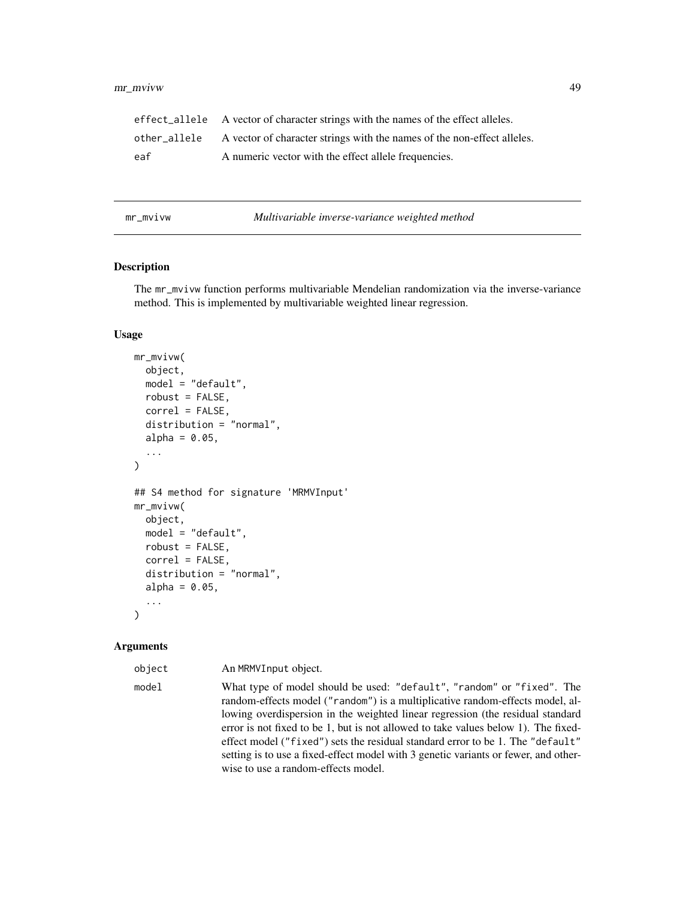| | |
|---|---|
| effect_allele | A vector of character strings with the names of the effect alleles. |
| other_allele | A vector of character strings with the names of the non-effect alleles. |
| eaf | A numeric vector with the effect allele frequencies. |

---

## mr_mvivw — *Multivariable inverse-variance weighted method*

### Description

The `mr_mvivw` function performs multivariable Mendelian randomization via the inverse-variance method. This is implemented by multivariable weighted linear regression.

### Usage

```
mr_mvivw(
  object,
  model = "default",
  robust = FALSE,
  correl = FALSE,
  distribution = "normal",
  alpha = 0.05,
  ...
)

## S4 method for signature 'MRMVInput'
mr_mvivw(
  object,
  model = "default",
  robust = FALSE,
  correl = FALSE,
  distribution = "normal",
  alpha = 0.05,
  ...
)
```

### Arguments

| | |
|---|---|
| object | An `MRMVInput` object. |
| model | What type of model should be used: `"default"`, `"random"` or `"fixed"`. The random-effects model (`"random"`) is a multiplicative random-effects model, allowing overdispersion in the weighted linear regression (the residual standard error is not fixed to be 1, but is not allowed to take values below 1). The fixed-effect model (`"fixed"`) sets the residual standard error to be 1. The `"default"` setting is to use a fixed-effect model with 3 genetic variants or fewer, and otherwise to use a random-effects model. |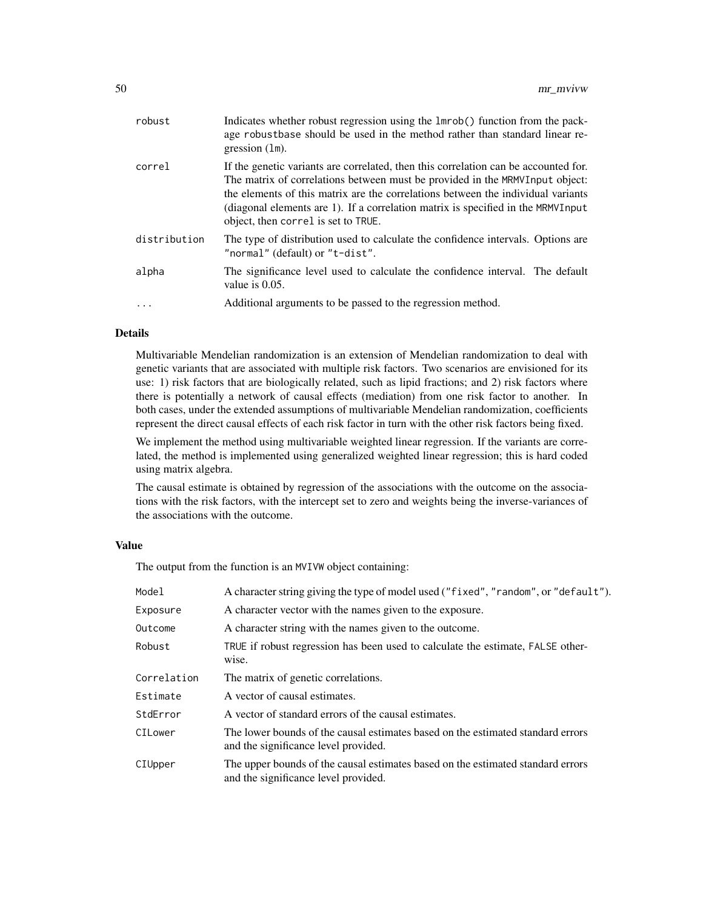| | |
|---|---|
| `robust` | Indicates whether robust regression using the `lmrob()` function from the package `robustbase` should be used in the method rather than standard linear regression (`lm`). |
| `correl` | If the genetic variants are correlated, then this correlation can be accounted for. The matrix of correlations between must be provided in the `MRMVInput` object: the elements of this matrix are the correlations between the individual variants (diagonal elements are 1). If a correlation matrix is specified in the `MRMVInput` object, then `correl` is set to `TRUE`. |
| `distribution` | The type of distribution used to calculate the confidence intervals. Options are `"normal"` (default) or `"t-dist"`. |
| `alpha` | The significance level used to calculate the confidence interval. The default value is 0.05. |
| `...` | Additional arguments to be passed to the regression method. |

## Details

Multivariable Mendelian randomization is an extension of Mendelian randomization to deal with genetic variants that are associated with multiple risk factors. Two scenarios are envisioned for its use: 1) risk factors that are biologically related, such as lipid fractions; and 2) risk factors where there is potentially a network of causal effects (mediation) from one risk factor to another. In both cases, under the extended assumptions of multivariable Mendelian randomization, coefficients represent the direct causal effects of each risk factor in turn with the other risk factors being fixed.

We implement the method using multivariable weighted linear regression. If the variants are correlated, the method is implemented using generalized weighted linear regression; this is hard coded using matrix algebra.

The causal estimate is obtained by regression of the associations with the outcome on the associations with the risk factors, with the intercept set to zero and weights being the inverse-variances of the associations with the outcome.

## Value

The output from the function is an `MVIVW` object containing:

| | |
|---|---|
| `Model` | A character string giving the type of model used (`"fixed"`, `"random"`, or `"default"`). |
| `Exposure` | A character vector with the names given to the exposure. |
| `Outcome` | A character string with the names given to the outcome. |
| `Robust` | `TRUE` if robust regression has been used to calculate the estimate, `FALSE` otherwise. |
| `Correlation` | The matrix of genetic correlations. |
| `Estimate` | A vector of causal estimates. |
| `StdError` | A vector of standard errors of the causal estimates. |
| `CILower` | The lower bounds of the causal estimates based on the estimated standard errors and the significance level provided. |
| `CIUpper` | The upper bounds of the causal estimates based on the estimated standard errors and the significance level provided. |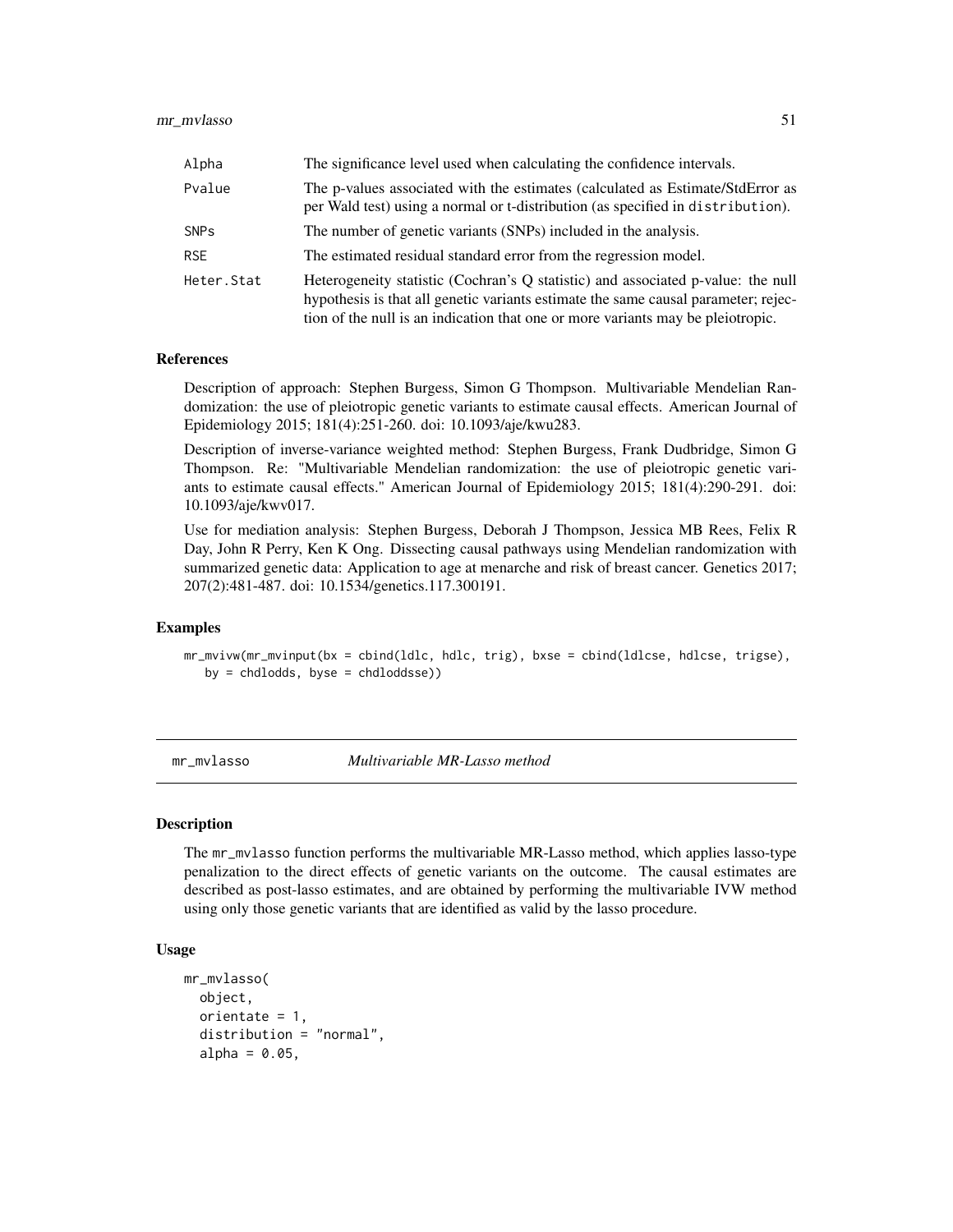| | |
|---|---|
| Alpha | The significance level used when calculating the confidence intervals. |
| Pvalue | The p-values associated with the estimates (calculated as Estimate/StdError as per Wald test) using a normal or t-distribution (as specified in distribution). |
| SNPs | The number of genetic variants (SNPs) included in the analysis. |
| RSE | The estimated residual standard error from the regression model. |
| Heter.Stat | Heterogeneity statistic (Cochran's Q statistic) and associated p-value: the null hypothesis is that all genetic variants estimate the same causal parameter; rejection of the null is an indication that one or more variants may be pleiotropic. |

### References

Description of approach: Stephen Burgess, Simon G Thompson. Multivariable Mendelian Randomization: the use of pleiotropic genetic variants to estimate causal effects. American Journal of Epidemiology 2015; 181(4):251-260. doi: 10.1093/aje/kwu283.

Description of inverse-variance weighted method: Stephen Burgess, Frank Dudbridge, Simon G Thompson. Re: "Multivariable Mendelian randomization: the use of pleiotropic genetic variants to estimate causal effects." American Journal of Epidemiology 2015; 181(4):290-291. doi: 10.1093/aje/kwv017.

Use for mediation analysis: Stephen Burgess, Deborah J Thompson, Jessica MB Rees, Felix R Day, John R Perry, Ken K Ong. Dissecting causal pathways using Mendelian randomization with summarized genetic data: Application to age at menarche and risk of breast cancer. Genetics 2017; 207(2):481-487. doi: 10.1534/genetics.117.300191.

### Examples

```
mr_mvivw(mr_mvinput(bx = cbind(ldlc, hdlc, trig), bxse = cbind(ldlcse, hdlcse, trigse),
   by = chdlodds, byse = chdloddsse))
```

## mr_mvlasso *Multivariable MR-Lasso method*

### Description

The mr_mvlasso function performs the multivariable MR-Lasso method, which applies lasso-type penalization to the direct effects of genetic variants on the outcome. The causal estimates are described as post-lasso estimates, and are obtained by performing the multivariable IVW method using only those genetic variants that are identified as valid by the lasso procedure.

### Usage

```
mr_mvlasso(
  object,
  orientate = 1,
  distribution = "normal",
  alpha = 0.05,
```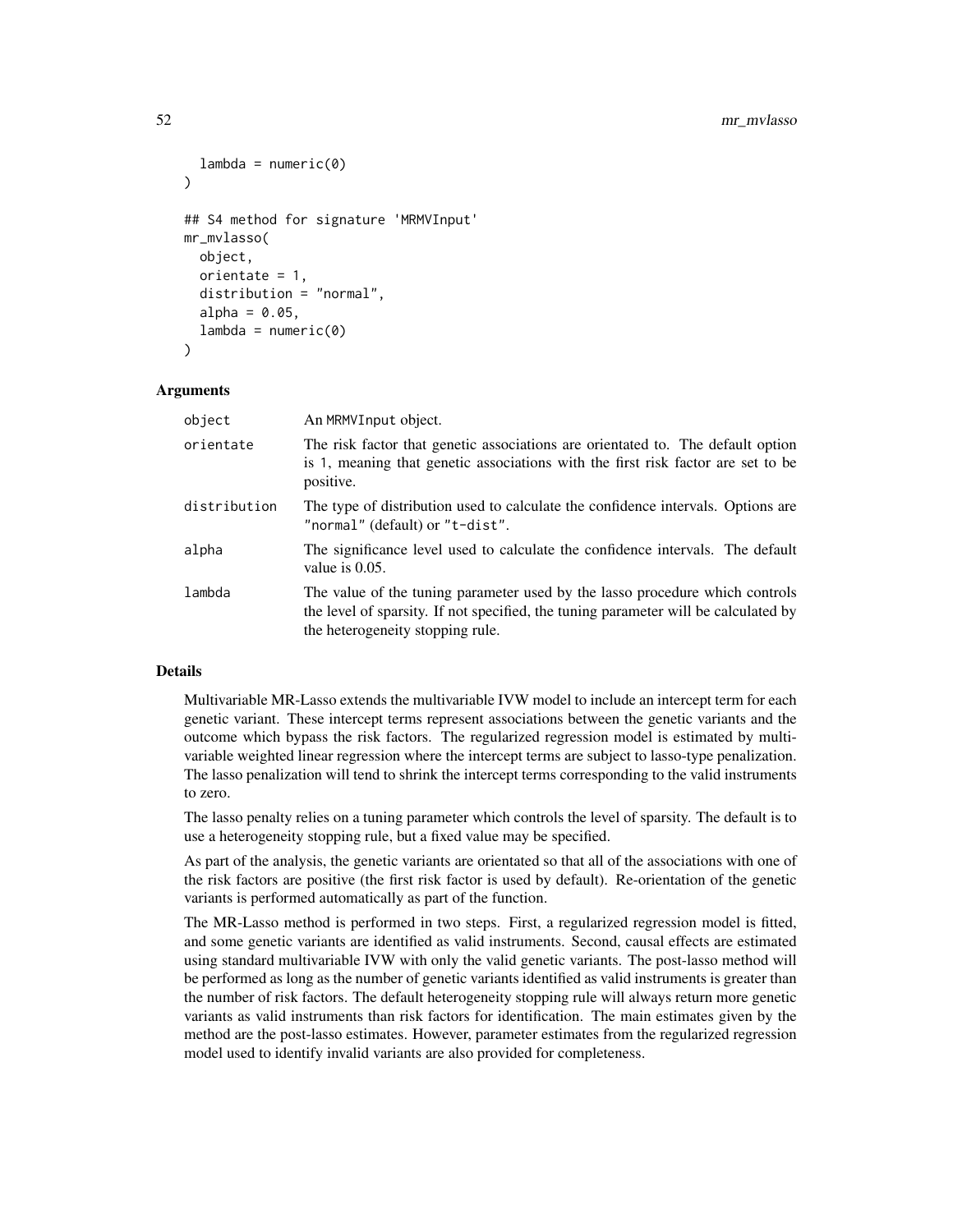```
  lambda = numeric(0)
)

## S4 method for signature 'MRMVInput'
mr_mvlasso(
  object,
  orientate = 1,
  distribution = "normal",
  alpha = 0.05,
  lambda = numeric(0)
)
```

### Arguments

| | |
|---|---|
| `object` | An `MRMVInput` object. |
| `orientate` | The risk factor that genetic associations are orientated to. The default option is 1, meaning that genetic associations with the first risk factor are set to be positive. |
| `distribution` | The type of distribution used to calculate the confidence intervals. Options are `"normal"` (default) or `"t-dist"`. |
| `alpha` | The significance level used to calculate the confidence intervals. The default value is 0.05. |
| `lambda` | The value of the tuning parameter used by the lasso procedure which controls the level of sparsity. If not specified, the tuning parameter will be calculated by the heterogeneity stopping rule. |

### Details

Multivariable MR-Lasso extends the multivariable IVW model to include an intercept term for each genetic variant. These intercept terms represent associations between the genetic variants and the outcome which bypass the risk factors. The regularized regression model is estimated by multivariable weighted linear regression where the intercept terms are subject to lasso-type penalization. The lasso penalization will tend to shrink the intercept terms corresponding to the valid instruments to zero.

The lasso penalty relies on a tuning parameter which controls the level of sparsity. The default is to use a heterogeneity stopping rule, but a fixed value may be specified.

As part of the analysis, the genetic variants are orientated so that all of the associations with one of the risk factors are positive (the first risk factor is used by default). Re-orientation of the genetic variants is performed automatically as part of the function.

The MR-Lasso method is performed in two steps. First, a regularized regression model is fitted, and some genetic variants are identified as valid instruments. Second, causal effects are estimated using standard multivariable IVW with only the valid genetic variants. The post-lasso method will be performed as long as the number of genetic variants identified as valid instruments is greater than the number of risk factors. The default heterogeneity stopping rule will always return more genetic variants as valid instruments than risk factors for identification. The main estimates given by the method are the post-lasso estimates. However, parameter estimates from the regularized regression model used to identify invalid variants are also provided for completeness.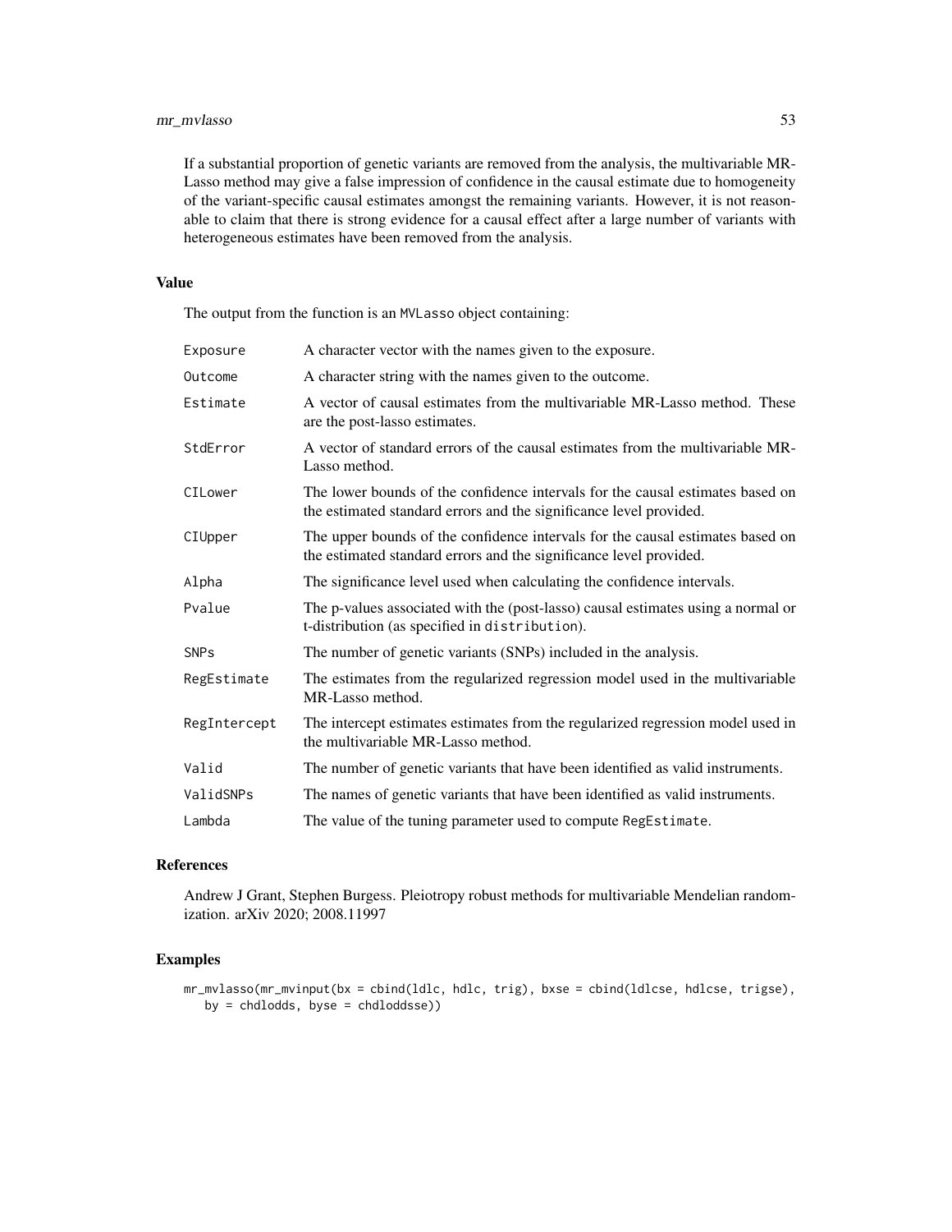If a substantial proportion of genetic variants are removed from the analysis, the multivariable MR-Lasso method may give a false impression of confidence in the causal estimate due to homogeneity of the variant-specific causal estimates amongst the remaining variants. However, it is not reasonable to claim that there is strong evidence for a causal effect after a large number of variants with heterogeneous estimates have been removed from the analysis.

## Value

The output from the function is an `MVLasso` object containing:

| | |
|---|---|
| `Exposure` | A character vector with the names given to the exposure. |
| `Outcome` | A character string with the names given to the outcome. |
| `Estimate` | A vector of causal estimates from the multivariable MR-Lasso method. These are the post-lasso estimates. |
| `StdError` | A vector of standard errors of the causal estimates from the multivariable MR-Lasso method. |
| `CILower` | The lower bounds of the confidence intervals for the causal estimates based on the estimated standard errors and the significance level provided. |
| `CIUpper` | The upper bounds of the confidence intervals for the causal estimates based on the estimated standard errors and the significance level provided. |
| `Alpha` | The significance level used when calculating the confidence intervals. |
| `Pvalue` | The p-values associated with the (post-lasso) causal estimates using a normal or t-distribution (as specified in `distribution`). |
| `SNPs` | The number of genetic variants (SNPs) included in the analysis. |
| `RegEstimate` | The estimates from the regularized regression model used in the multivariable MR-Lasso method. |
| `RegIntercept` | The intercept estimates estimates from the regularized regression model used in the multivariable MR-Lasso method. |
| `Valid` | The number of genetic variants that have been identified as valid instruments. |
| `ValidSNPs` | The names of genetic variants that have been identified as valid instruments. |
| `Lambda` | The value of the tuning parameter used to compute `RegEstimate`. |

## References

Andrew J Grant, Stephen Burgess. Pleiotropy robust methods for multivariable Mendelian randomization. arXiv 2020; 2008.11997

## Examples

```
mr_mvlasso(mr_mvinput(bx = cbind(ldlc, hdlc, trig), bxse = cbind(ldlcse, hdlcse, trigse),
   by = chdlodds, byse = chdloddsse))
```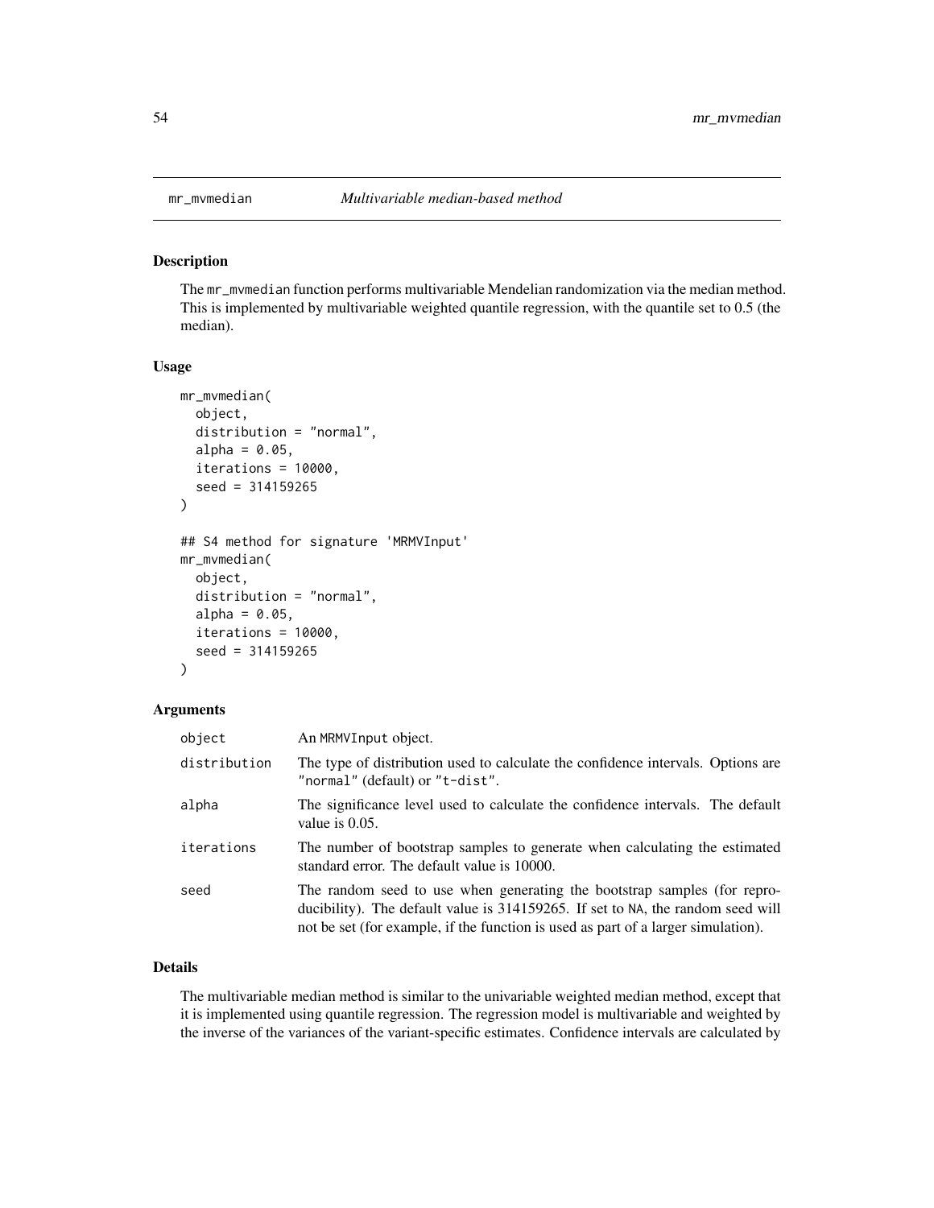mr_mvmedian *Multivariable median-based method*

## Description

The `mr_mvmedian` function performs multivariable Mendelian randomization via the median method. This is implemented by multivariable weighted quantile regression, with the quantile set to 0.5 (the median).

## Usage

```
mr_mvmedian(
  object,
  distribution = "normal",
  alpha = 0.05,
  iterations = 10000,
  seed = 314159265
)

## S4 method for signature 'MRMVInput'
mr_mvmedian(
  object,
  distribution = "normal",
  alpha = 0.05,
  iterations = 10000,
  seed = 314159265
)
```

## Arguments

| | |
|---|---|
| `object` | An `MRMVInput` object. |
| `distribution` | The type of distribution used to calculate the confidence intervals. Options are `"normal"` (default) or `"t-dist"`. |
| `alpha` | The significance level used to calculate the confidence intervals. The default value is 0.05. |
| `iterations` | The number of bootstrap samples to generate when calculating the estimated standard error. The default value is 10000. |
| `seed` | The random seed to use when generating the bootstrap samples (for reproducibility). The default value is 314159265. If set to `NA`, the random seed will not be set (for example, if the function is used as part of a larger simulation). |

## Details

The multivariable median method is similar to the univariable weighted median method, except that it is implemented using quantile regression. The regression model is multivariable and weighted by the inverse of the variances of the variant-specific estimates. Confidence intervals are calculated by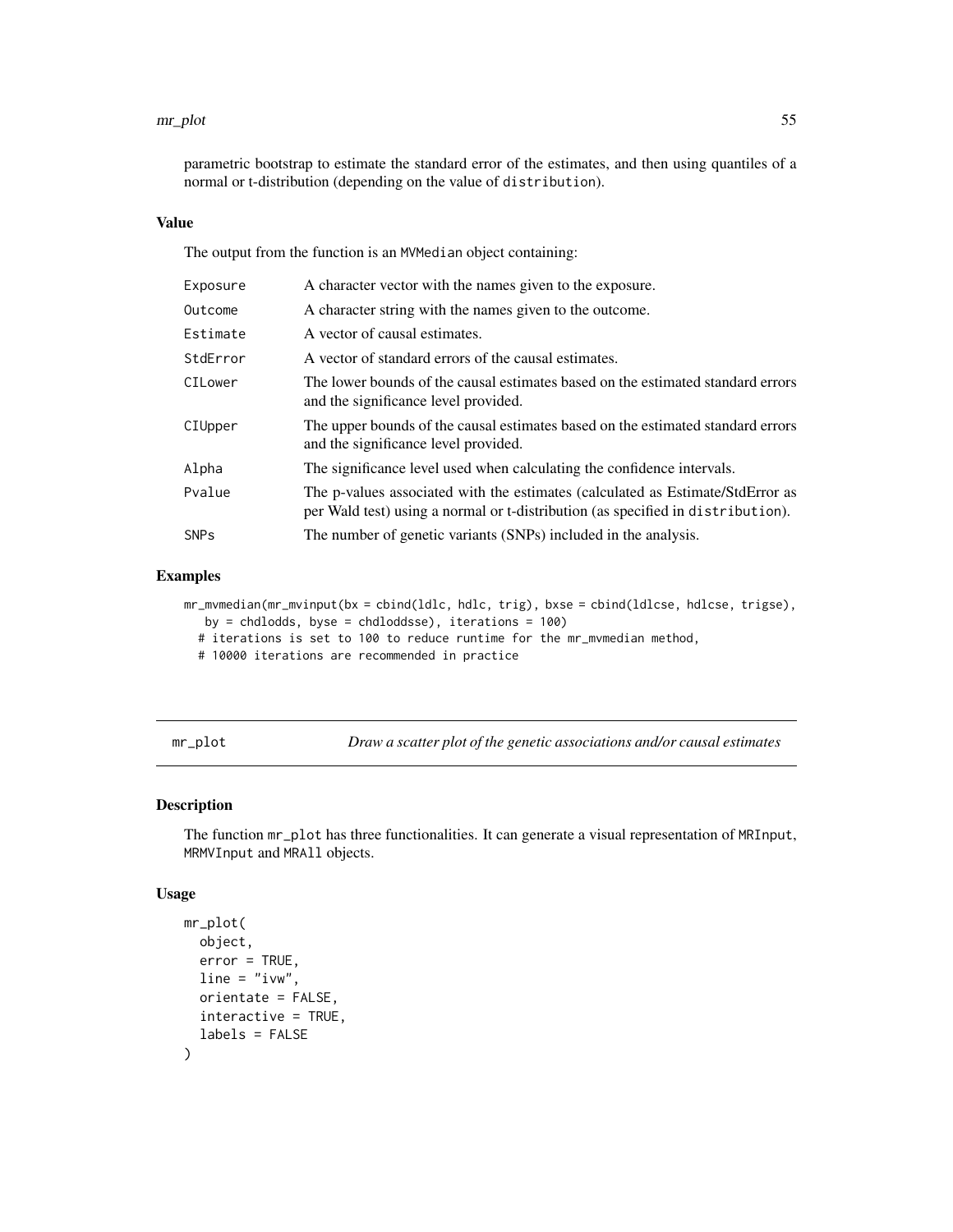parametric bootstrap to estimate the standard error of the estimates, and then using quantiles of a normal or t-distribution (depending on the value of distribution).

### Value

The output from the function is an MVMedian object containing:

| | |
|---|---|
| Exposure | A character vector with the names given to the exposure. |
| Outcome | A character string with the names given to the outcome. |
| Estimate | A vector of causal estimates. |
| StdError | A vector of standard errors of the causal estimates. |
| CILower | The lower bounds of the causal estimates based on the estimated standard errors and the significance level provided. |
| CIUpper | The upper bounds of the causal estimates based on the estimated standard errors and the significance level provided. |
| Alpha | The significance level used when calculating the confidence intervals. |
| Pvalue | The p-values associated with the estimates (calculated as Estimate/StdError as per Wald test) using a normal or t-distribution (as specified in distribution). |
| SNPs | The number of genetic variants (SNPs) included in the analysis. |

### Examples

```
mr_mvmedian(mr_mvinput(bx = cbind(ldlc, hdlc, trig), bxse = cbind(ldlcse, hdlcse, trigse),
   by = chdlodds, byse = chdloddsse), iterations = 100)
  # iterations is set to 100 to reduce runtime for the mr_mvmedian method,
  # 10000 iterations are recommended in practice
```

---

## mr_plot — *Draw a scatter plot of the genetic associations and/or causal estimates*

### Description

The function mr_plot has three functionalities. It can generate a visual representation of MRInput, MRMVInput and MRAll objects.

### Usage

```
mr_plot(
  object,
  error = TRUE,
  line = "ivw",
  orientate = FALSE,
  interactive = TRUE,
  labels = FALSE
)
```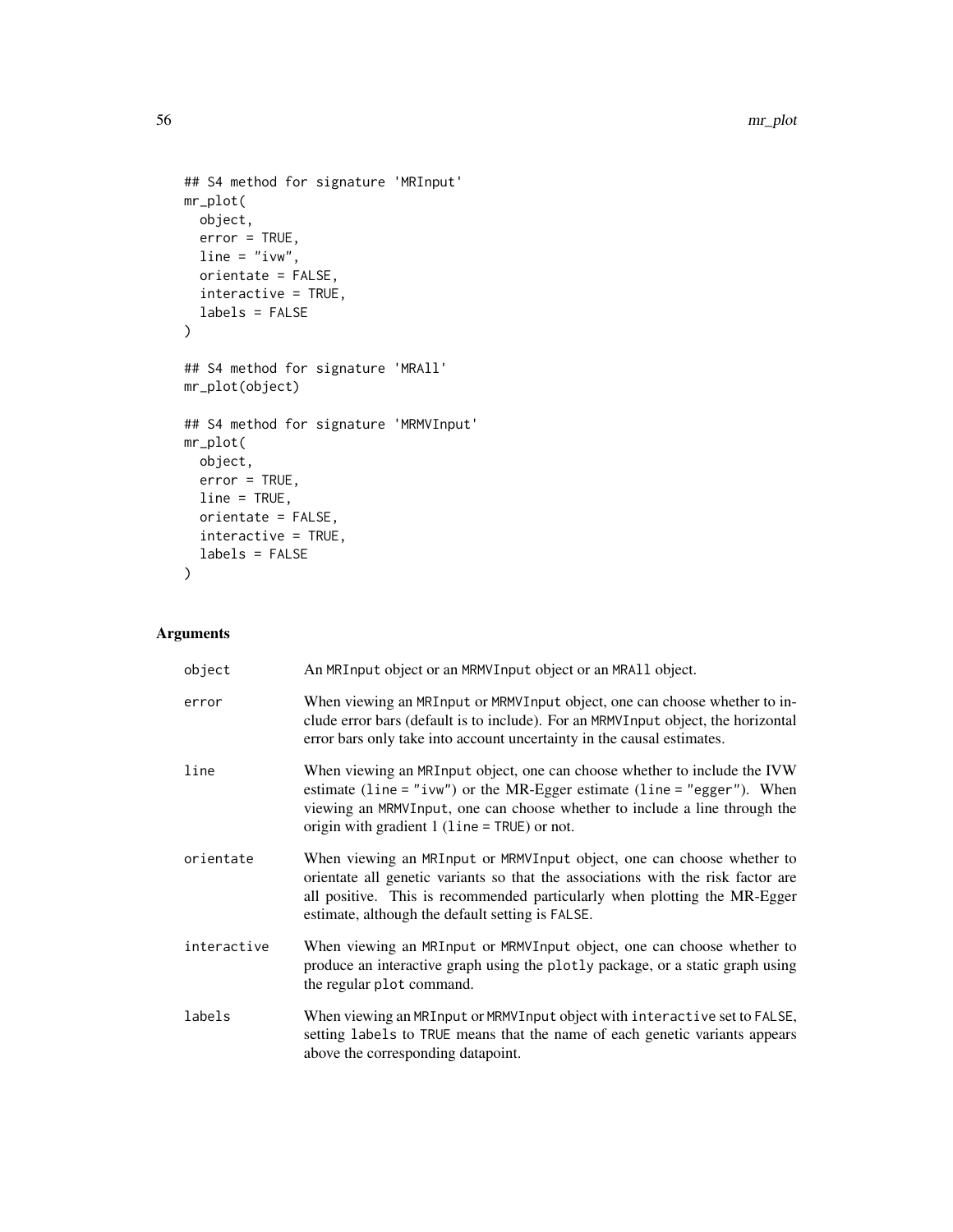```
## S4 method for signature 'MRInput'
mr_plot(
  object,
  error = TRUE,
  line = "ivw",
  orientate = FALSE,
  interactive = TRUE,
  labels = FALSE
)

## S4 method for signature 'MRAll'
mr_plot(object)

## S4 method for signature 'MRMVInput'
mr_plot(
  object,
  error = TRUE,
  line = TRUE,
  orientate = FALSE,
  interactive = TRUE,
  labels = FALSE
)
```

## Arguments

| | |
|---|---|
| `object` | An `MRInput` object or an `MRMVInput` object or an `MRAll` object. |
| `error` | When viewing an `MRInput` or `MRMVInput` object, one can choose whether to include error bars (default is to include). For an `MRMVInput` object, the horizontal error bars only take into account uncertainty in the causal estimates. |
| `line` | When viewing an `MRInput` object, one can choose whether to include the IVW estimate (`line = "ivw"`) or the MR-Egger estimate (`line = "egger"`). When viewing an `MRMVInput`, one can choose whether to include a line through the origin with gradient 1 (`line = TRUE`) or not. |
| `orientate` | When viewing an `MRInput` or `MRMVInput` object, one can choose whether to orientate all genetic variants so that the associations with the risk factor are all positive. This is recommended particularly when plotting the MR-Egger estimate, although the default setting is `FALSE`. |
| `interactive` | When viewing an `MRInput` or `MRMVInput` object, one can choose whether to produce an interactive graph using the `plotly` package, or a static graph using the regular `plot` command. |
| `labels` | When viewing an `MRInput` or `MRMVInput` object with `interactive` set to `FALSE`, setting `labels` to `TRUE` means that the name of each genetic variants appears above the corresponding datapoint. |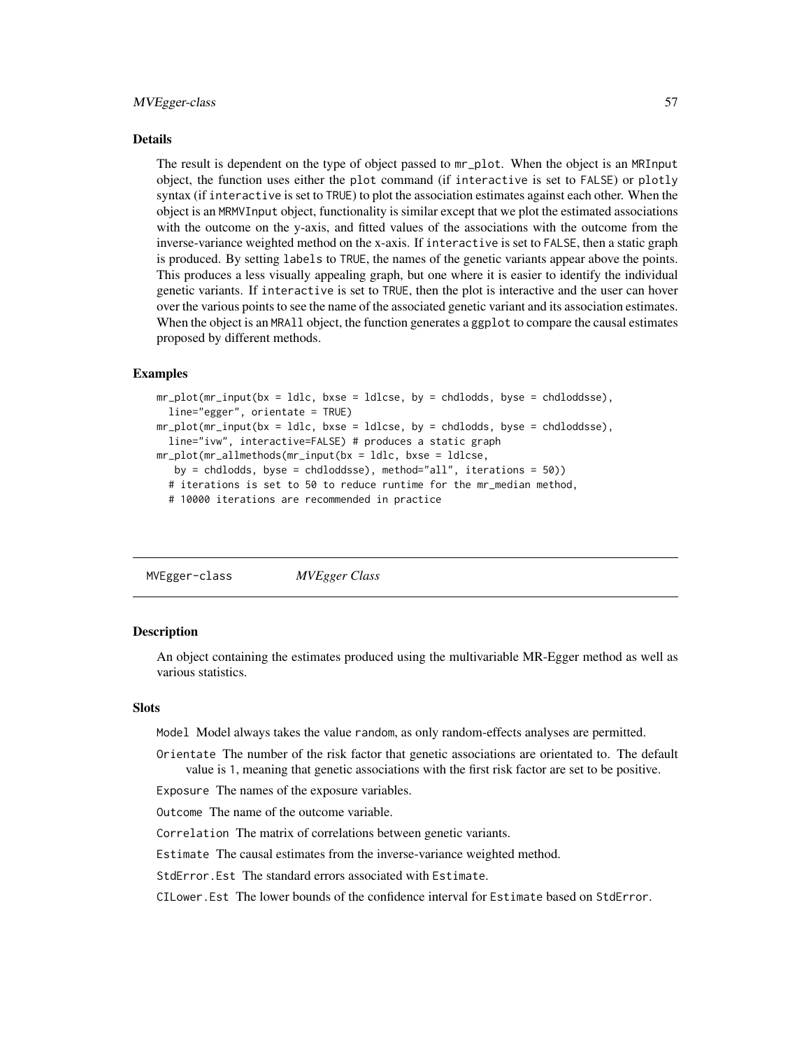### Details

The result is dependent on the type of object passed to mr_plot. When the object is an MRInput object, the function uses either the plot command (if interactive is set to FALSE) or plotly syntax (if interactive is set to TRUE) to plot the association estimates against each other. When the object is an MRMVInput object, functionality is similar except that we plot the estimated associations with the outcome on the y-axis, and fitted values of the associations with the outcome from the inverse-variance weighted method on the x-axis. If interactive is set to FALSE, then a static graph is produced. By setting labels to TRUE, the names of the genetic variants appear above the points. This produces a less visually appealing graph, but one where it is easier to identify the individual genetic variants. If interactive is set to TRUE, then the plot is interactive and the user can hover over the various points to see the name of the associated genetic variant and its association estimates. When the object is an MRAll object, the function generates a ggplot to compare the causal estimates proposed by different methods.

### Examples

```
mr_plot(mr_input(bx = ldlc, bxse = ldlcse, by = chdlodds, byse = chdloddsse),
  line="egger", orientate = TRUE)
mr_plot(mr_input(bx = ldlc, bxse = ldlcse, by = chdlodds, byse = chdloddsse),
  line="ivw", interactive=FALSE) # produces a static graph
mr_plot(mr_allmethods(mr_input(bx = ldlc, bxse = ldlcse,
   by = chdlodds, byse = chdloddsse), method="all", iterations = 50))
  # iterations is set to 50 to reduce runtime for the mr_median method,
  # 10000 iterations are recommended in practice
```

---

## MVEgger-class    *MVEgger Class*

### Description

An object containing the estimates produced using the multivariable MR-Egger method as well as various statistics.

### Slots

Model Model always takes the value random, as only random-effects analyses are permitted.

Orientate The number of the risk factor that genetic associations are orientated to. The default value is 1, meaning that genetic associations with the first risk factor are set to be positive.

Exposure The names of the exposure variables.

Outcome The name of the outcome variable.

Correlation The matrix of correlations between genetic variants.

Estimate The causal estimates from the inverse-variance weighted method.

StdError.Est The standard errors associated with Estimate.

CILower.Est The lower bounds of the confidence interval for Estimate based on StdError.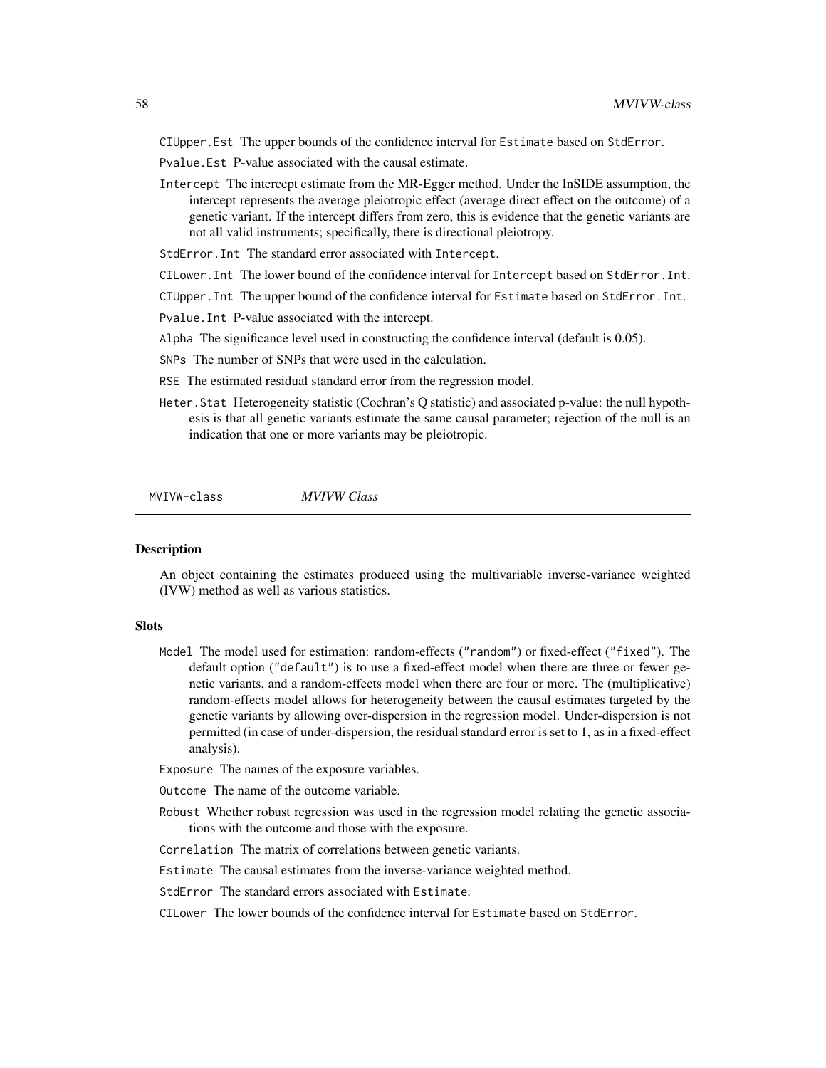CIUpper.Est The upper bounds of the confidence interval for Estimate based on StdError.

Pvalue.Est P-value associated with the causal estimate.

Intercept The intercept estimate from the MR-Egger method. Under the InSIDE assumption, the intercept represents the average pleiotropic effect (average direct effect on the outcome) of a genetic variant. If the intercept differs from zero, this is evidence that the genetic variants are not all valid instruments; specifically, there is directional pleiotropy.

StdError.Int The standard error associated with Intercept.

CILower.Int The lower bound of the confidence interval for Intercept based on StdError.Int.

CIUpper.Int The upper bound of the confidence interval for Estimate based on StdError.Int.

Pvalue.Int P-value associated with the intercept.

Alpha The significance level used in constructing the confidence interval (default is 0.05).

SNPs The number of SNPs that were used in the calculation.

RSE The estimated residual standard error from the regression model.

Heter.Stat Heterogeneity statistic (Cochran's Q statistic) and associated p-value: the null hypothesis is that all genetic variants estimate the same causal parameter; rejection of the null is an indication that one or more variants may be pleiotropic.

---

MVIVW-class *MVIVW Class*

## Description

An object containing the estimates produced using the multivariable inverse-variance weighted (IVW) method as well as various statistics.

## Slots

Model The model used for estimation: random-effects ("random") or fixed-effect ("fixed"). The default option ("default") is to use a fixed-effect model when there are three or fewer genetic variants, and a random-effects model when there are four or more. The (multiplicative) random-effects model allows for heterogeneity between the causal estimates targeted by the genetic variants by allowing over-dispersion in the regression model. Under-dispersion is not permitted (in case of under-dispersion, the residual standard error is set to 1, as in a fixed-effect analysis).

Exposure The names of the exposure variables.

Outcome The name of the outcome variable.

Robust Whether robust regression was used in the regression model relating the genetic associations with the outcome and those with the exposure.

Correlation The matrix of correlations between genetic variants.

Estimate The causal estimates from the inverse-variance weighted method.

StdError The standard errors associated with Estimate.

CILower The lower bounds of the confidence interval for Estimate based on StdError.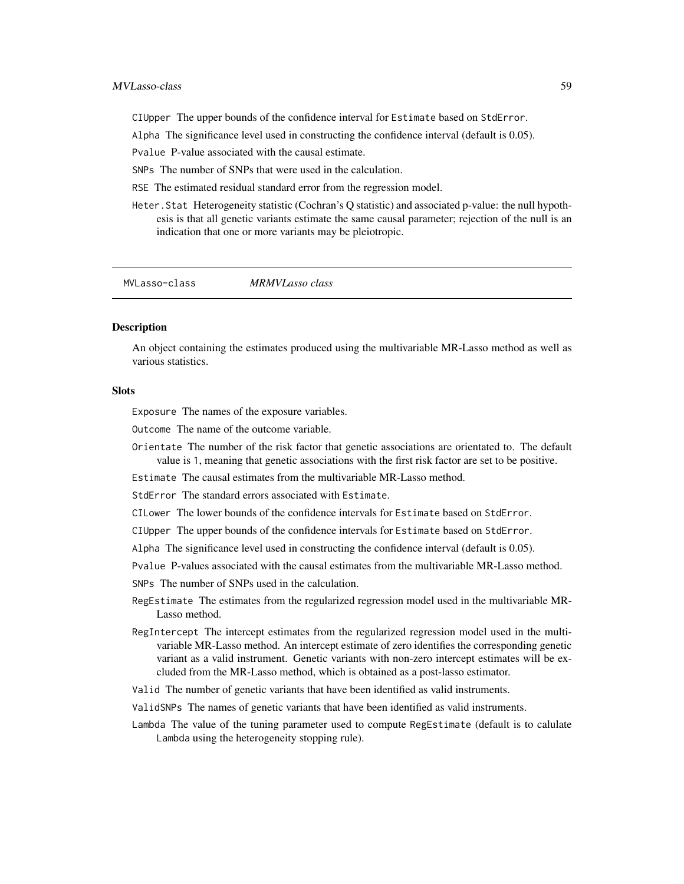CIUpper The upper bounds of the confidence interval for Estimate based on StdError.

Alpha The significance level used in constructing the confidence interval (default is 0.05).

Pvalue P-value associated with the causal estimate.

SNPs The number of SNPs that were used in the calculation.

RSE The estimated residual standard error from the regression model.

Heter.Stat Heterogeneity statistic (Cochran's Q statistic) and associated p-value: the null hypothesis is that all genetic variants estimate the same causal parameter; rejection of the null is an indication that one or more variants may be pleiotropic.

---

MVLasso-class *MRMVLasso class*

---

### Description

An object containing the estimates produced using the multivariable MR-Lasso method as well as various statistics.

### Slots

Exposure The names of the exposure variables.

Outcome The name of the outcome variable.

Orientate The number of the risk factor that genetic associations are orientated to. The default value is 1, meaning that genetic associations with the first risk factor are set to be positive.

Estimate The causal estimates from the multivariable MR-Lasso method.

StdError The standard errors associated with Estimate.

CILower The lower bounds of the confidence intervals for Estimate based on StdError.

CIUpper The upper bounds of the confidence intervals for Estimate based on StdError.

Alpha The significance level used in constructing the confidence interval (default is 0.05).

Pvalue P-values associated with the causal estimates from the multivariable MR-Lasso method.

SNPs The number of SNPs used in the calculation.

RegEstimate The estimates from the regularized regression model used in the multivariable MR-Lasso method.

RegIntercept The intercept estimates from the regularized regression model used in the multivariable MR-Lasso method. An intercept estimate of zero identifies the corresponding genetic variant as a valid instrument. Genetic variants with non-zero intercept estimates will be excluded from the MR-Lasso method, which is obtained as a post-lasso estimator.

Valid The number of genetic variants that have been identified as valid instruments.

ValidSNPs The names of genetic variants that have been identified as valid instruments.

Lambda The value of the tuning parameter used to compute RegEstimate (default is to calulate Lambda using the heterogeneity stopping rule).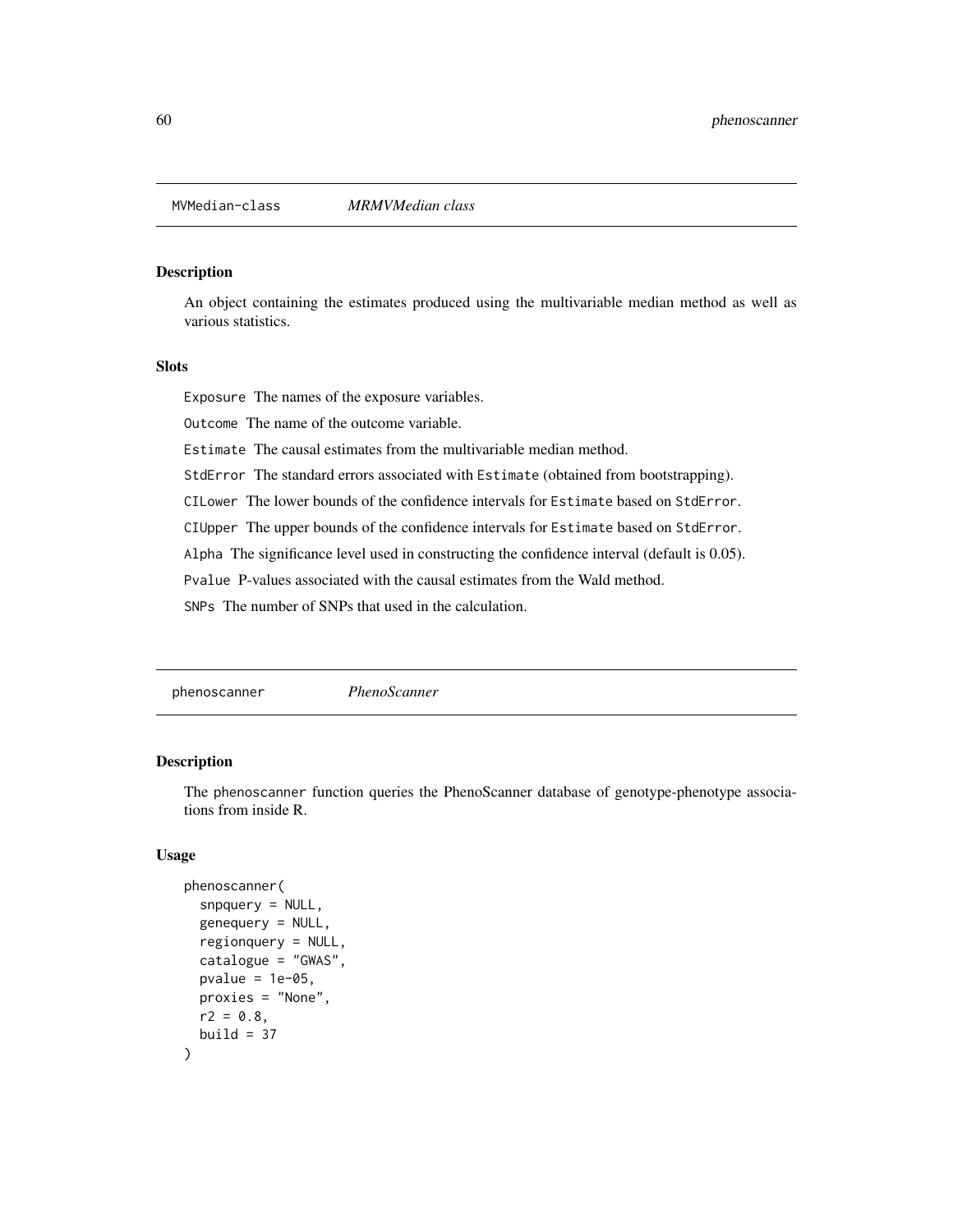## MVMedian-class *MRMVMedian class*

### Description

An object containing the estimates produced using the multivariable median method as well as various statistics.

### Slots

`Exposure` The names of the exposure variables.

`Outcome` The name of the outcome variable.

`Estimate` The causal estimates from the multivariable median method.

`StdError` The standard errors associated with `Estimate` (obtained from bootstrapping).

`CILower` The lower bounds of the confidence intervals for `Estimate` based on `StdError`.

`CIUpper` The upper bounds of the confidence intervals for `Estimate` based on `StdError`.

`Alpha` The significance level used in constructing the confidence interval (default is 0.05).

`Pvalue` P-values associated with the causal estimates from the Wald method.

`SNPs` The number of SNPs that used in the calculation.

## phenoscanner *PhenoScanner*

### Description

The `phenoscanner` function queries the PhenoScanner database of genotype-phenotype associations from inside R.

### Usage

```
phenoscanner(
  snpquery = NULL,
  genequery = NULL,
  regionquery = NULL,
  catalogue = "GWAS",
  pvalue = 1e-05,
  proxies = "None",
  r2 = 0.8,
  build = 37
)
```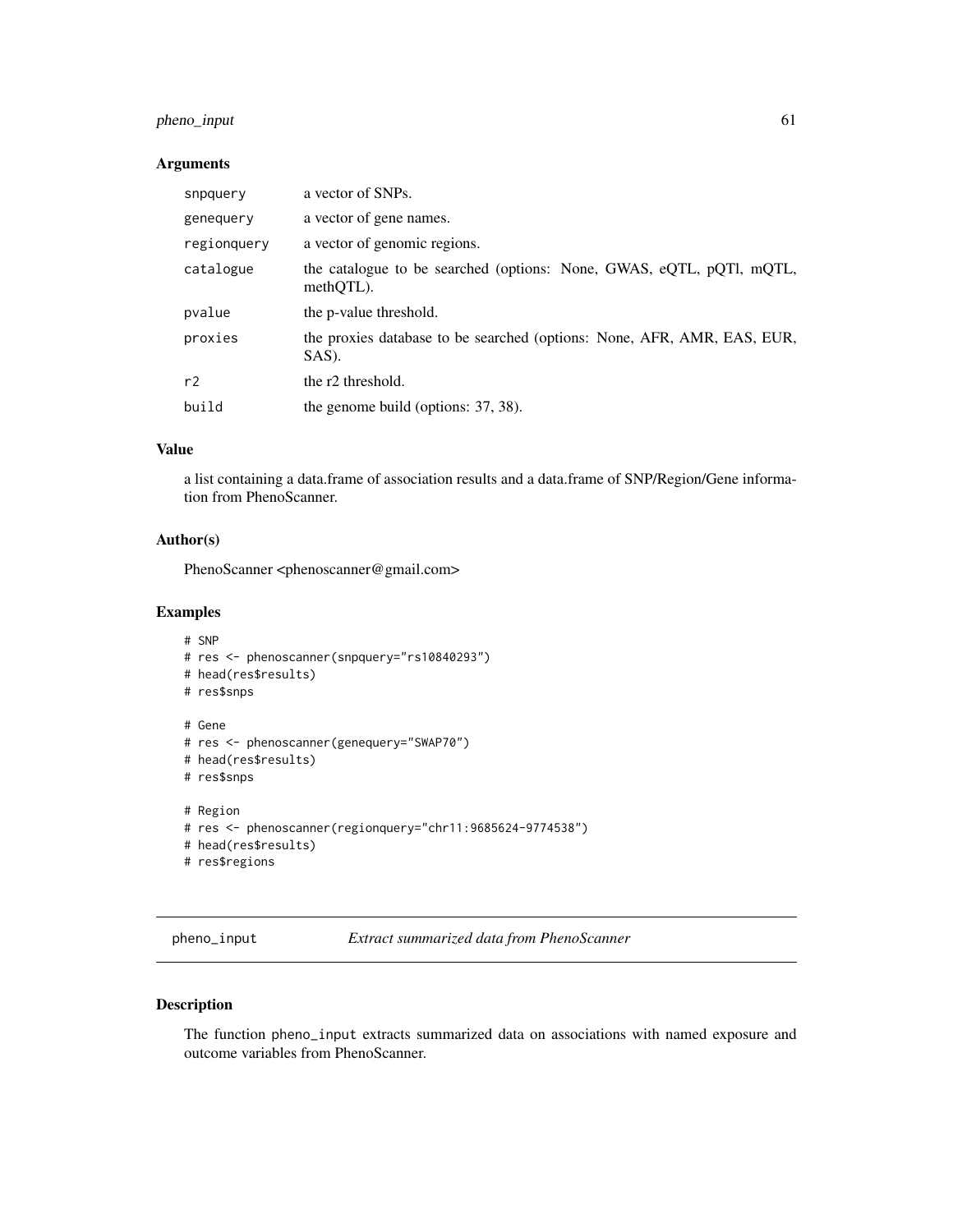### Arguments

| | |
|---|---|
| snpquery | a vector of SNPs. |
| genequery | a vector of gene names. |
| regionquery | a vector of genomic regions. |
| catalogue | the catalogue to be searched (options: None, GWAS, eQTL, pQTl, mQTL, methQTL). |
| pvalue | the p-value threshold. |
| proxies | the proxies database to be searched (options: None, AFR, AMR, EAS, EUR, SAS). |
| r2 | the r2 threshold. |
| build | the genome build (options: 37, 38). |

### Value

a list containing a data.frame of association results and a data.frame of SNP/Region/Gene information from PhenoScanner.

### Author(s)

PhenoScanner <phenoscanner@gmail.com>

### Examples

```
# SNP
# res <- phenoscanner(snpquery="rs10840293")
# head(res$results)
# res$snps

# Gene
# res <- phenoscanner(genequery="SWAP70")
# head(res$results)
# res$snps

# Region
# res <- phenoscanner(regionquery="chr11:9685624-9774538")
# head(res$results)
# res$regions
```

---

## pheno_input *Extract summarized data from PhenoScanner*

### Description

The function pheno_input extracts summarized data on associations with named exposure and outcome variables from PhenoScanner.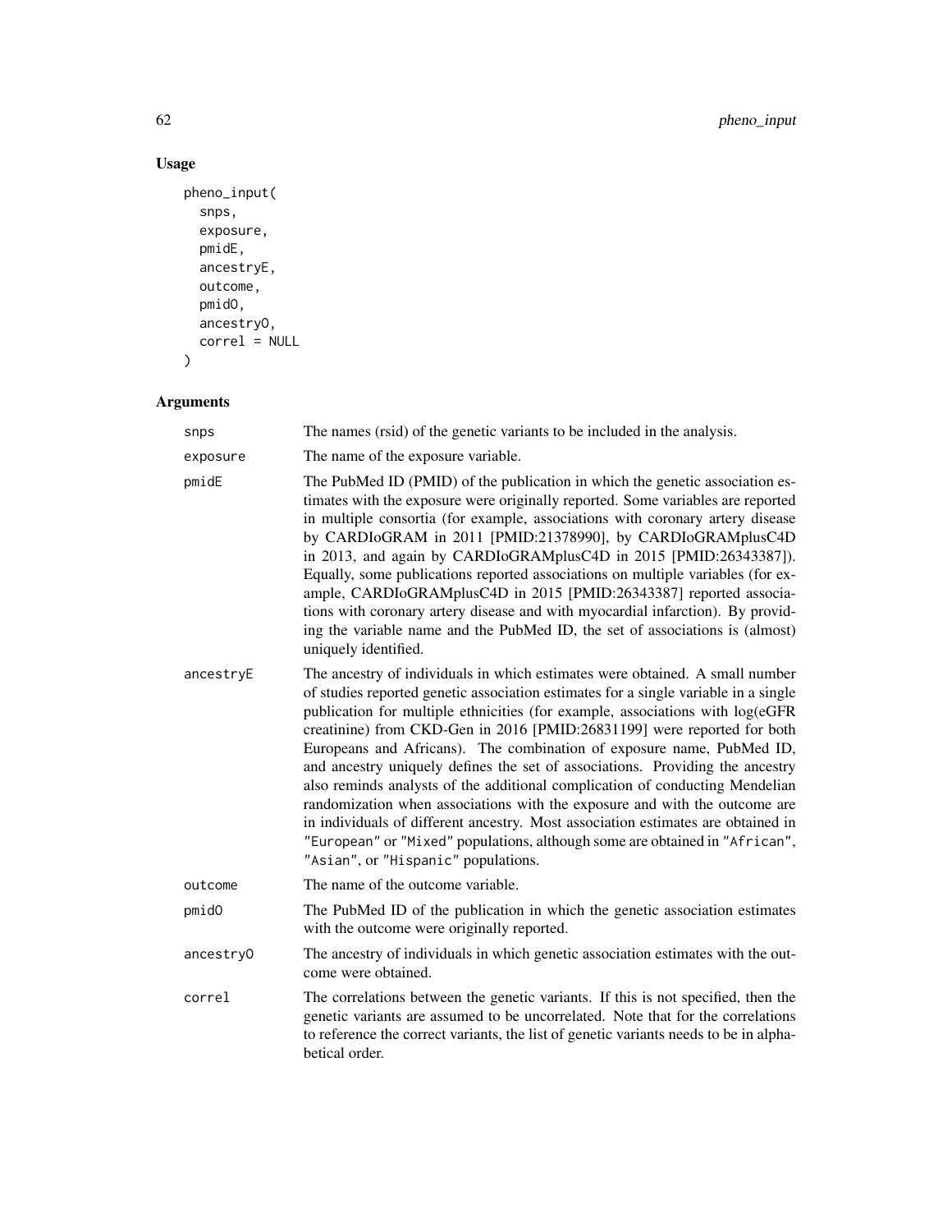## Usage

```
pheno_input(
  snps,
  exposure,
  pmidE,
  ancestryE,
  outcome,
  pmidO,
  ancestryO,
  correl = NULL
)
```

## Arguments

| | |
|---|---|
| snps | The names (rsid) of the genetic variants to be included in the analysis. |
| exposure | The name of the exposure variable. |
| pmidE | The PubMed ID (PMID) of the publication in which the genetic association estimates with the exposure were originally reported. Some variables are reported in multiple consortia (for example, associations with coronary artery disease by CARDIoGRAM in 2011 [PMID:21378990], by CARDIoGRAMplusC4D in 2013, and again by CARDIoGRAMplusC4D in 2015 [PMID:26343387]). Equally, some publications reported associations on multiple variables (for example, CARDIoGRAMplusC4D in 2015 [PMID:26343387] reported associations with coronary artery disease and with myocardial infarction). By providing the variable name and the PubMed ID, the set of associations is (almost) uniquely identified. |
| ancestryE | The ancestry of individuals in which estimates were obtained. A small number of studies reported genetic association estimates for a single variable in a single publication for multiple ethnicities (for example, associations with log(eGFR creatinine) from CKD-Gen in 2016 [PMID:26831199] were reported for both Europeans and Africans). The combination of exposure name, PubMed ID, and ancestry uniquely defines the set of associations. Providing the ancestry also reminds analysts of the additional complication of conducting Mendelian randomization when associations with the exposure and with the outcome are in individuals of different ancestry. Most association estimates are obtained in "European" or "Mixed" populations, although some are obtained in "African", "Asian", or "Hispanic" populations. |
| outcome | The name of the outcome variable. |
| pmidO | The PubMed ID of the publication in which the genetic association estimates with the outcome were originally reported. |
| ancestryO | The ancestry of individuals in which genetic association estimates with the outcome were obtained. |
| correl | The correlations between the genetic variants. If this is not specified, then the genetic variants are assumed to be uncorrelated. Note that for the correlations to reference the correct variants, the list of genetic variants needs to be in alphabetical order. |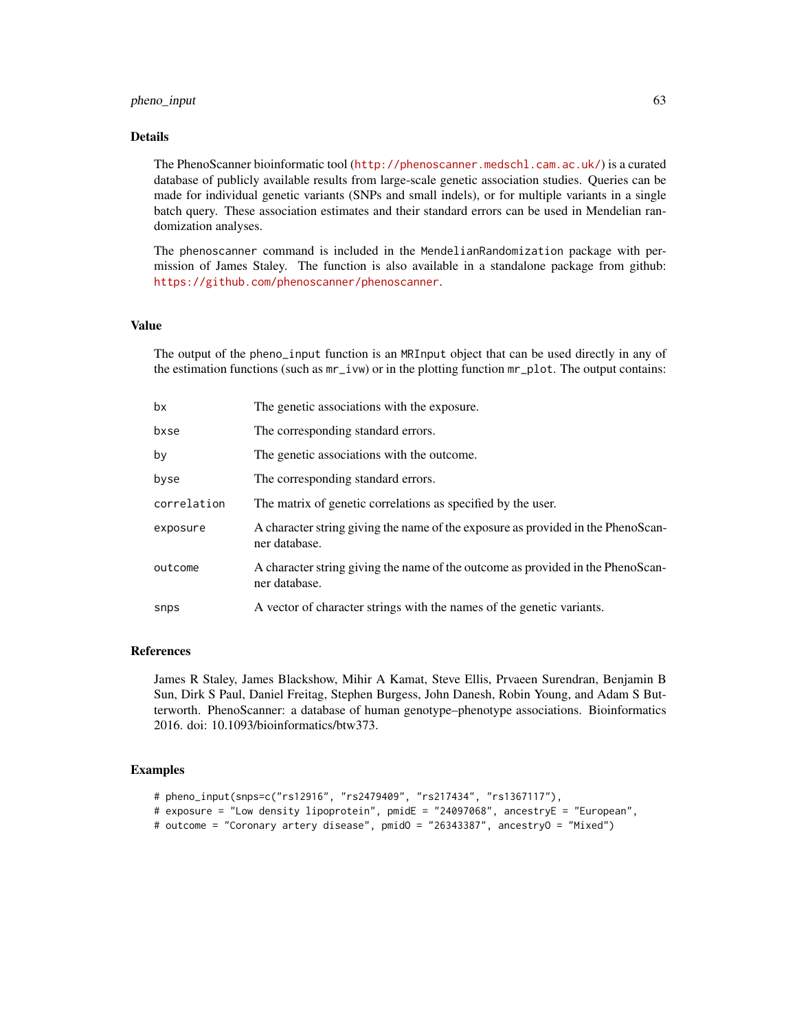## Details

The PhenoScanner bioinformatic tool (http://phenoscanner.medschl.cam.ac.uk/) is a curated database of publicly available results from large-scale genetic association studies. Queries can be made for individual genetic variants (SNPs and small indels), or for multiple variants in a single batch query. These association estimates and their standard errors can be used in Mendelian randomization analyses.

The phenoscanner command is included in the MendelianRandomization package with permission of James Staley. The function is also available in a standalone package from github: https://github.com/phenoscanner/phenoscanner.

## Value

The output of the pheno_input function is an MRInput object that can be used directly in any of the estimation functions (such as mr_ivw) or in the plotting function mr_plot. The output contains:

| | |
|---|---|
| bx | The genetic associations with the exposure. |
| bxse | The corresponding standard errors. |
| by | The genetic associations with the outcome. |
| byse | The corresponding standard errors. |
| correlation | The matrix of genetic correlations as specified by the user. |
| exposure | A character string giving the name of the exposure as provided in the PhenoScanner database. |
| outcome | A character string giving the name of the outcome as provided in the PhenoScanner database. |
| snps | A vector of character strings with the names of the genetic variants. |

## References

James R Staley, James Blackshow, Mihir A Kamat, Steve Ellis, Prvaeen Surendran, Benjamin B Sun, Dirk S Paul, Daniel Freitag, Stephen Burgess, John Danesh, Robin Young, and Adam S Butterworth. PhenoScanner: a database of human genotype–phenotype associations. Bioinformatics 2016. doi: 10.1093/bioinformatics/btw373.

## Examples

```
# pheno_input(snps=c("rs12916", "rs2479409", "rs217434", "rs1367117"),
# exposure = "Low density lipoprotein", pmidE = "24097068", ancestryE = "European",
# outcome = "Coronary artery disease", pmidO = "26343387", ancestryO = "Mixed")
```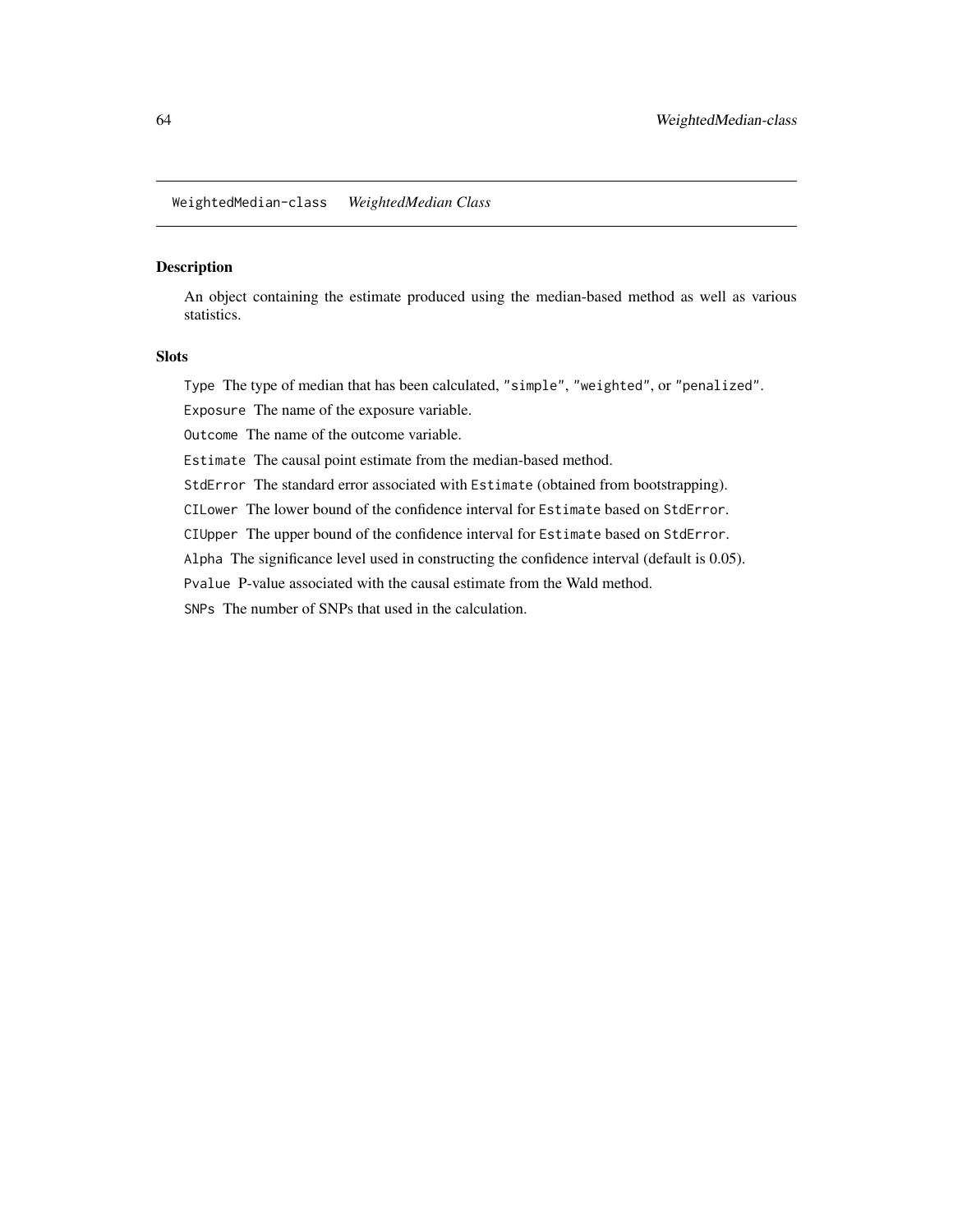## WeightedMedian-class *WeightedMedian Class*

### Description

An object containing the estimate produced using the median-based method as well as various statistics.

### Slots

`Type` The type of median that has been calculated, `"simple"`, `"weighted"`, or `"penalized"`.

`Exposure` The name of the exposure variable.

`Outcome` The name of the outcome variable.

`Estimate` The causal point estimate from the median-based method.

`StdError` The standard error associated with `Estimate` (obtained from bootstrapping).

`CILower` The lower bound of the confidence interval for `Estimate` based on `StdError`.

`CIUpper` The upper bound of the confidence interval for `Estimate` based on `StdError`.

`Alpha` The significance level used in constructing the confidence interval (default is 0.05).

`Pvalue` P-value associated with the causal estimate from the Wald method.

`SNPs` The number of SNPs that used in the calculation.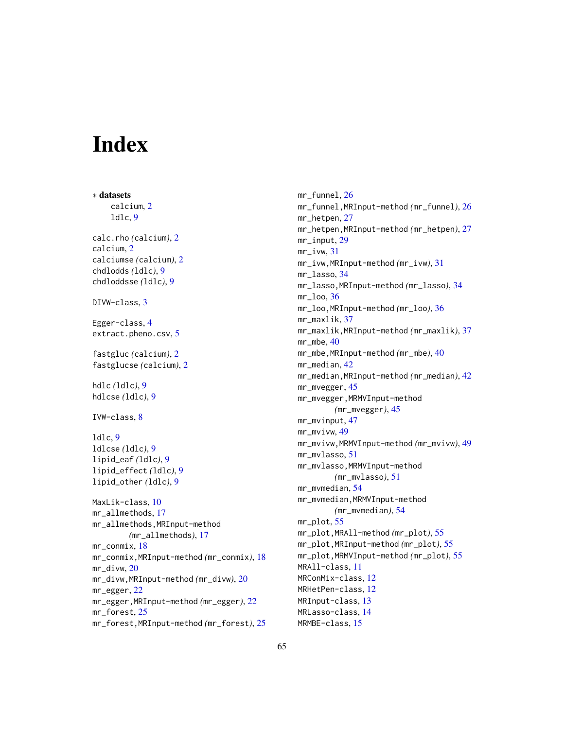# Index

∗ **datasets**
calcium, 2
ldlc, 9

calc.rho *(calcium)*, 2
calcium, 2
calciumse *(calcium)*, 2
chdlodds *(ldlc)*, 9
chdloddse *(ldlc)*, 9

DIVW-class, 3

Egger-class, 4
extract.pheno.csv, 5

fastgluc *(calcium)*, 2
fastglucse *(calcium)*, 2

hdlc *(ldlc)*, 9
hdlcse *(ldlc)*, 9

IVW-class, 8

ldlc, 9
ldlcse *(ldlc)*, 9
lipid_eaf *(ldlc)*, 9
lipid_effect *(ldlc)*, 9
lipid_other *(ldlc)*, 9

MaxLik-class, 10
mr_allmethods, 17
mr_allmethods,MRInput-method *(mr_allmethods)*, 17
mr_conmix, 18
mr_conmix,MRInput-method *(mr_conmix)*, 18
mr_divw, 20
mr_divw,MRInput-method *(mr_divw)*, 20
mr_egger, 22
mr_egger,MRInput-method *(mr_egger)*, 22
mr_forest, 25
mr_forest,MRInput-method *(mr_forest)*, 25
mr_funnel, 26
mr_funnel,MRInput-method *(mr_funnel)*, 26
mr_hetpen, 27
mr_hetpen,MRInput-method *(mr_hetpen)*, 27
mr_input, 29
mr_ivw, 31
mr_ivw,MRInput-method *(mr_ivw)*, 31
mr_lasso, 34
mr_lasso,MRInput-method *(mr_lasso)*, 34
mr_loo, 36
mr_loo,MRInput-method *(mr_loo)*, 36
mr_maxlik, 37
mr_maxlik,MRInput-method *(mr_maxlik)*, 37
mr_mbe, 40
mr_mbe,MRInput-method *(mr_mbe)*, 40
mr_median, 42
mr_median,MRInput-method *(mr_median)*, 42
mr_mvegger, 45
mr_mvegger,MRMVInput-method *(mr_mvegger)*, 45
mr_mvinput, 47
mr_mvivw, 49
mr_mvivw,MRMVInput-method *(mr_mvivw)*, 49
mr_mvlasso, 51
mr_mvlasso,MRMVInput-method *(mr_mvlasso)*, 51
mr_mvmedian, 54
mr_mvmedian,MRMVInput-method *(mr_mvmedian)*, 54
mr_plot, 55
mr_plot,MRAll-method *(mr_plot)*, 55
mr_plot,MRInput-method *(mr_plot)*, 55
mr_plot,MRMVInput-method *(mr_plot)*, 55
MRAll-class, 11
MRConMix-class, 12
MRHetPen-class, 12
MRInput-class, 13
MRLasso-class, 14
MRMBE-class, 15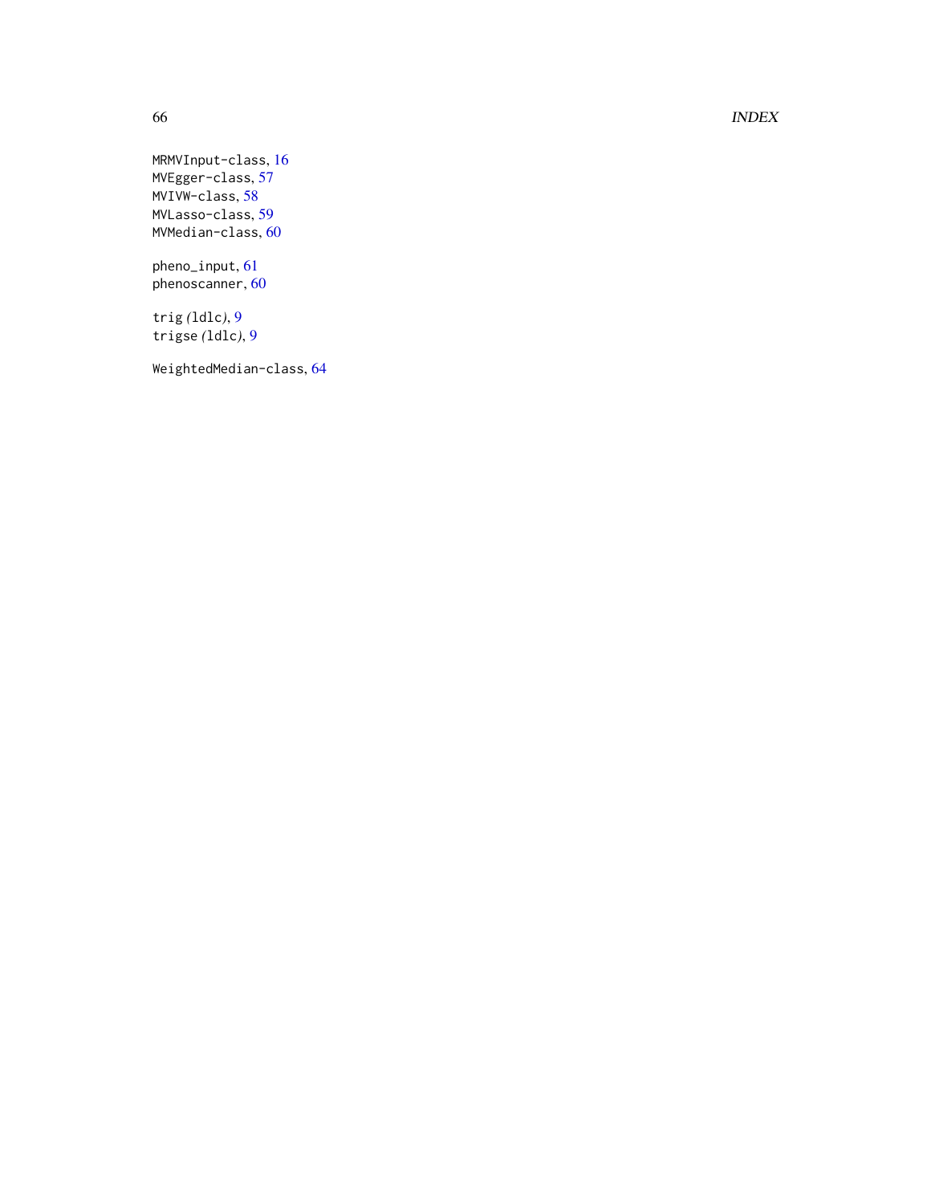MRMVInput-class, 16
MVEgger-class, 57
MVIVW-class, 58
MVLasso-class, 59
MVMedian-class, 60

pheno_input, 61
phenoscanner, 60

trig *(*ldlc*)*, 9
trigse *(*ldlc*)*, 9

WeightedMedian-class, 64